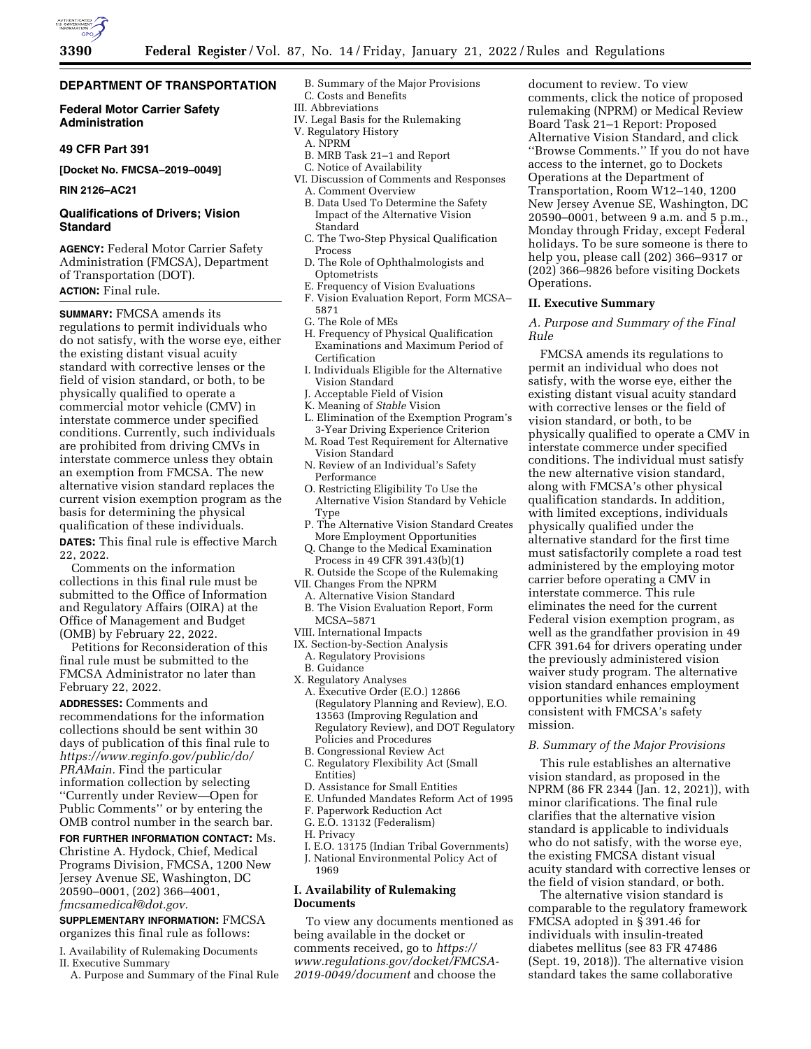## DEPARTMENT OF TRANSPORTATION

### Federal Motor Carrier Safety Administration

### 49 CFR Part 391

**[Docket No. FMCSA–2019–0049]**

**RIN 2126–AC21**

### Qualifications of Drivers; Vision Standard

**AGENCY:** Federal Motor Carrier Safety Administration (FMCSA), Department of Transportation (DOT).

**ACTION:** Final rule.

**SUMMARY:** FMCSA amends its regulations to permit individuals who do not satisfy, with the worse eye, either the existing distant visual acuity standard with corrective lenses or the field of vision standard, or both, to be physically qualified to operate a commercial motor vehicle (CMV) in interstate commerce under specified conditions. Currently, such individuals are prohibited from driving CMVs in interstate commerce unless they obtain an exemption from FMCSA. The new alternative vision standard replaces the current vision exemption program as the basis for determining the physical qualification of these individuals.

**DATES:** This final rule is effective March 22, 2022.

Comments on the information collections in this final rule must be submitted to the Office of Information and Regulatory Affairs (OIRA) at the Office of Management and Budget (OMB) by February 22, 2022.

Petitions for Reconsideration of this final rule must be submitted to the FMCSA Administrator no later than February 22, 2022.

**ADDRESSES:** Comments and recommendations for the information collections should be sent within 30 days of publication of this final rule to *https://www.reginfo.gov/public/do/PRAMain.* Find the particular information collection by selecting ''Currently under Review—Open for Public Comments'' or by entering the OMB control number in the search bar.

**FOR FURTHER INFORMATION CONTACT:** Ms. Christine A. Hydock, Chief, Medical Programs Division, FMCSA, 1200 New Jersey Avenue SE, Washington, DC 20590–0001, (202) 366–4001, *fmcsamedical@dot.gov.*

**SUPPLEMENTARY INFORMATION:** FMCSA organizes this final rule as follows:

I. Availability of Rulemaking Documents
II. Executive Summary
 A. Purpose and Summary of the Final Rule
 B. Summary of the Major Provisions
 C. Costs and Benefits
III. Abbreviations
IV. Legal Basis for the Rulemaking
V. Regulatory History
 A. NPRM
 B. MRB Task 21–1 and Report
 C. Notice of Availability
VI. Discussion of Comments and Responses
 A. Comment Overview
 B. Data Used To Determine the Safety Impact of the Alternative Vision Standard
 C. The Two-Step Physical Qualification Process
 D. The Role of Ophthalmologists and Optometrists
 E. Frequency of Vision Evaluations
 F. Vision Evaluation Report, Form MCSA–5871
 G. The Role of MEs
 H. Frequency of Physical Qualification Examinations and Maximum Period of Certification
 I. Individuals Eligible for the Alternative Vision Standard
 J. Acceptable Field of Vision
 K. Meaning of *Stable* Vision
 L. Elimination of the Exemption Program's 3-Year Driving Experience Criterion
 M. Road Test Requirement for Alternative Vision Standard
 N. Review of an Individual's Safety Performance
 O. Restricting Eligibility To Use the Alternative Vision Standard by Vehicle Type
 P. The Alternative Vision Standard Creates More Employment Opportunities
 Q. Change to the Medical Examination Process in 49 CFR 391.43(b)(1)
 R. Outside the Scope of the Rulemaking
VII. Changes From the NPRM
 A. Alternative Vision Standard
 B. The Vision Evaluation Report, Form MCSA–5871
VIII. International Impacts
IX. Section-by-Section Analysis
 A. Regulatory Provisions
 B. Guidance
X. Regulatory Analyses
 A. Executive Order (E.O.) 12866 (Regulatory Planning and Review), E.O. 13563 (Improving Regulation and Regulatory Review), and DOT Regulatory Policies and Procedures
 B. Congressional Review Act
 C. Regulatory Flexibility Act (Small Entities)
 D. Assistance for Small Entities
 E. Unfunded Mandates Reform Act of 1995
 F. Paperwork Reduction Act
 G. E.O. 13132 (Federalism)
 H. Privacy
 I. E.O. 13175 (Indian Tribal Governments)
 J. National Environmental Policy Act of 1969

## I. Availability of Rulemaking Documents

To view any documents mentioned as being available in the docket or comments received, go to *https://www.regulations.gov/docket/FMCSA-2019-0049/document* and choose the document to review. To view comments, click the notice of proposed rulemaking (NPRM) or Medical Review Board Task 21–1 Report: Proposed Alternative Vision Standard, and click ''Browse Comments.'' If you do not have access to the internet, go to Dockets Operations at the Department of Transportation, Room W12–140, 1200 New Jersey Avenue SE, Washington, DC 20590–0001, between 9 a.m. and 5 p.m., Monday through Friday, except Federal holidays. To be sure someone is there to help you, please call (202) 366–9317 or (202) 366–9826 before visiting Dockets Operations.

## II. Executive Summary

### *A. Purpose and Summary of the Final Rule*

FMCSA amends its regulations to permit an individual who does not satisfy, with the worse eye, either the existing distant visual acuity standard with corrective lenses or the field of vision standard, or both, to be physically qualified to operate a CMV in interstate commerce under specified conditions. The individual must satisfy the new alternative vision standard, along with FMCSA's other physical qualification standards. In addition, with limited exceptions, individuals physically qualified under the alternative standard for the first time must satisfactorily complete a road test administered by the employing motor carrier before operating a CMV in interstate commerce. This rule eliminates the need for the current Federal vision exemption program, as well as the grandfather provision in 49 CFR 391.64 for drivers operating under the previously administered vision waiver study program. The alternative vision standard enhances employment opportunities while remaining consistent with FMCSA's safety mission.

### *B. Summary of the Major Provisions*

This rule establishes an alternative vision standard, as proposed in the NPRM (86 FR 2344 (Jan. 12, 2021)), with minor clarifications. The final rule clarifies that the alternative vision standard is applicable to individuals who do not satisfy, with the worse eye, the existing FMCSA distant visual acuity standard with corrective lenses or the field of vision standard, or both.

The alternative vision standard is comparable to the regulatory framework FMCSA adopted in § 391.46 for individuals with insulin-treated diabetes mellitus (see 83 FR 47486 (Sept. 19, 2018)). The alternative vision standard takes the same collaborative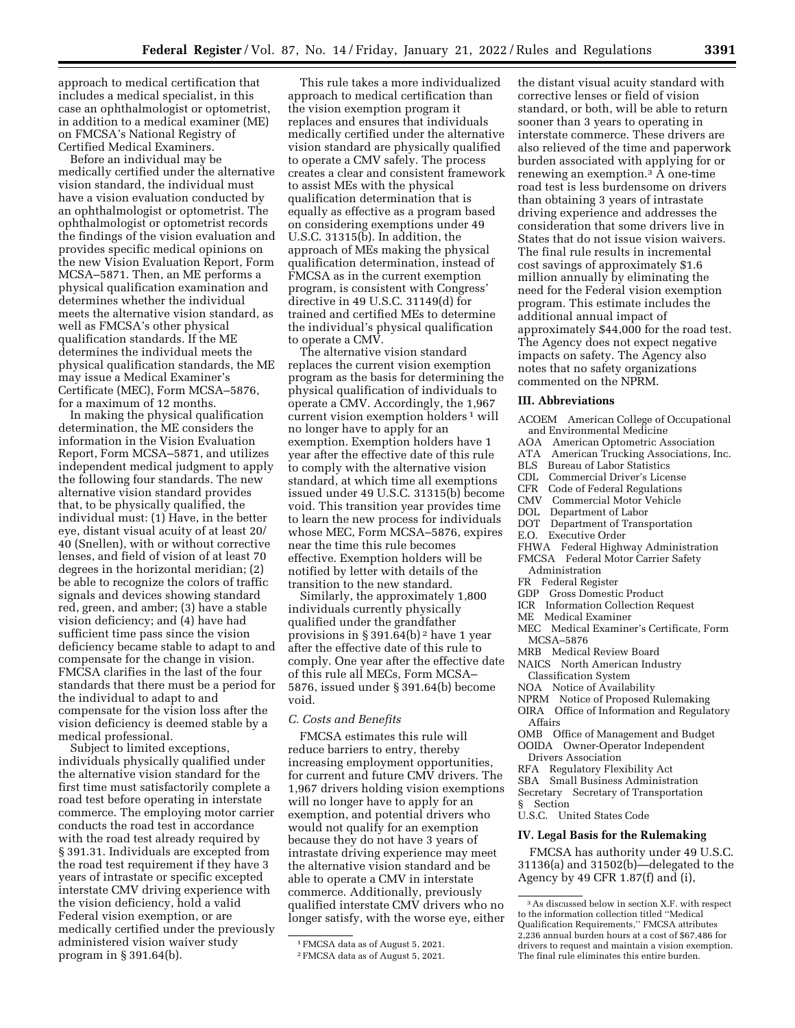approach to medical certification that includes a medical specialist, in this case an ophthalmologist or optometrist, in addition to a medical examiner (ME) on FMCSA's National Registry of Certified Medical Examiners.

Before an individual may be medically certified under the alternative vision standard, the individual must have a vision evaluation conducted by an ophthalmologist or optometrist. The ophthalmologist or optometrist records the findings of the vision evaluation and provides specific medical opinions on the new Vision Evaluation Report, Form MCSA–5871. Then, an ME performs a physical qualification examination and determines whether the individual meets the alternative vision standard, as well as FMCSA's other physical qualification standards. If the ME determines the individual meets the physical qualification standards, the ME may issue a Medical Examiner's Certificate (MEC), Form MCSA–5876, for a maximum of 12 months.

In making the physical qualification determination, the ME considers the information in the Vision Evaluation Report, Form MCSA–5871, and utilizes independent medical judgment to apply the following four standards. The new alternative vision standard provides that, to be physically qualified, the individual must: (1) Have, in the better eye, distant visual acuity of at least 20/40 (Snellen), with or without corrective lenses, and field of vision of at least 70 degrees in the horizontal meridian; (2) be able to recognize the colors of traffic signals and devices showing standard red, green, and amber; (3) have a stable vision deficiency; and (4) have had sufficient time pass since the vision deficiency became stable to adapt to and compensate for the change in vision. FMCSA clarifies in the last of the four standards that there must be a period for the individual to adapt to and compensate for the vision loss after the vision deficiency is deemed stable by a medical professional.

Subject to limited exceptions, individuals physically qualified under the alternative vision standard for the first time must satisfactorily complete a road test before operating in interstate commerce. The employing motor carrier conducts the road test in accordance with the road test already required by § 391.31. Individuals are excepted from the road test requirement if they have 3 years of intrastate or specific excepted interstate CMV driving experience with the vision deficiency, hold a valid Federal vision exemption, or are medically certified under the previously administered vision waiver study program in § 391.64(b).

This rule takes a more individualized approach to medical certification than the vision exemption program it replaces and ensures that individuals medically certified under the alternative vision standard are physically qualified to operate a CMV safely. The process creates a clear and consistent framework to assist MEs with the physical qualification determination that is equally as effective as a program based on considering exemptions under 49 U.S.C. 31315(b). In addition, the approach of MEs making the physical qualification determination, instead of FMCSA as in the current exemption program, is consistent with Congress' directive in 49 U.S.C. 31149(d) for trained and certified MEs to determine the individual's physical qualification to operate a CMV.

The alternative vision standard replaces the current vision exemption program as the basis for determining the physical qualification of individuals to operate a CMV. Accordingly, the 1,967 current vision exemption holders [1] will no longer have to apply for an exemption. Exemption holders have 1 year after the effective date of this rule to comply with the alternative vision standard, at which time all exemptions issued under 49 U.S.C. 31315(b) become void. This transition year provides time to learn the new process for individuals whose MEC, Form MCSA–5876, expires near the time this rule becomes effective. Exemption holders will be notified by letter with details of the transition to the new standard.

Similarly, the approximately 1,800 individuals currently physically qualified under the grandfather provisions in § 391.64(b) [2] have 1 year after the effective date of this rule to comply. One year after the effective date of this rule all MECs, Form MCSA–5876, issued under § 391.64(b) become void.

### C. Costs and Benefits

FMCSA estimates this rule will reduce barriers to entry, thereby increasing employment opportunities, for current and future CMV drivers. The 1,967 drivers holding vision exemptions will no longer have to apply for an exemption, and potential drivers who would not qualify for an exemption because they do not have 3 years of intrastate driving experience may meet the alternative vision standard and be able to operate a CMV in interstate commerce. Additionally, previously qualified interstate CMV drivers who no longer satisfy, with the worse eye, either the distant visual acuity standard with corrective lenses or field of vision standard, or both, will be able to return sooner than 3 years to operating in interstate commerce. These drivers are also relieved of the time and paperwork burden associated with applying for or renewing an exemption.[3] A one-time road test is less burdensome on drivers than obtaining 3 years of intrastate driving experience and addresses the consideration that some drivers live in States that do not issue vision waivers. The final rule results in incremental cost savings of approximately $1.6 million annually by eliminating the need for the Federal vision exemption program. This estimate includes the additional annual impact of approximately $44,000 for the road test. The Agency does not expect negative impacts on safety. The Agency also notes that no safety organizations commented on the NPRM.

## III. Abbreviations

ACOEM American College of Occupational and Environmental Medicine
AOA American Optometric Association
ATA American Trucking Associations, Inc.
BLS Bureau of Labor Statistics
CDL Commercial Driver's License
CFR Code of Federal Regulations
CMV Commercial Motor Vehicle
DOL Department of Labor
DOT Department of Transportation
E.O. Executive Order
FHWA Federal Highway Administration
FMCSA Federal Motor Carrier Safety Administration
FR Federal Register
GDP Gross Domestic Product
ICR Information Collection Request
ME Medical Examiner
MEC Medical Examiner's Certificate, Form MCSA–5876
MRB Medical Review Board
NAICS North American Industry Classification System
NOA Notice of Availability
NPRM Notice of Proposed Rulemaking
OIRA Office of Information and Regulatory Affairs
OMB Office of Management and Budget
OOIDA Owner-Operator Independent Drivers Association
RFA Regulatory Flexibility Act
SBA Small Business Administration
Secretary Secretary of Transportation
§ Section
U.S.C. United States Code

## IV. Legal Basis for the Rulemaking

FMCSA has authority under 49 U.S.C. 31136(a) and 31502(b)—delegated to the Agency by 49 CFR 1.87(f) and (i),

---

[1] FMCSA data as of August 5, 2021.

[2] FMCSA data as of August 5, 2021.

[3] As discussed below in section X.F. with respect to the information collection titled "Medical Qualification Requirements," FMCSA attributes 2,236 annual burden hours at a cost of $67,486 for drivers to request and maintain a vision exemption. The final rule eliminates this entire burden.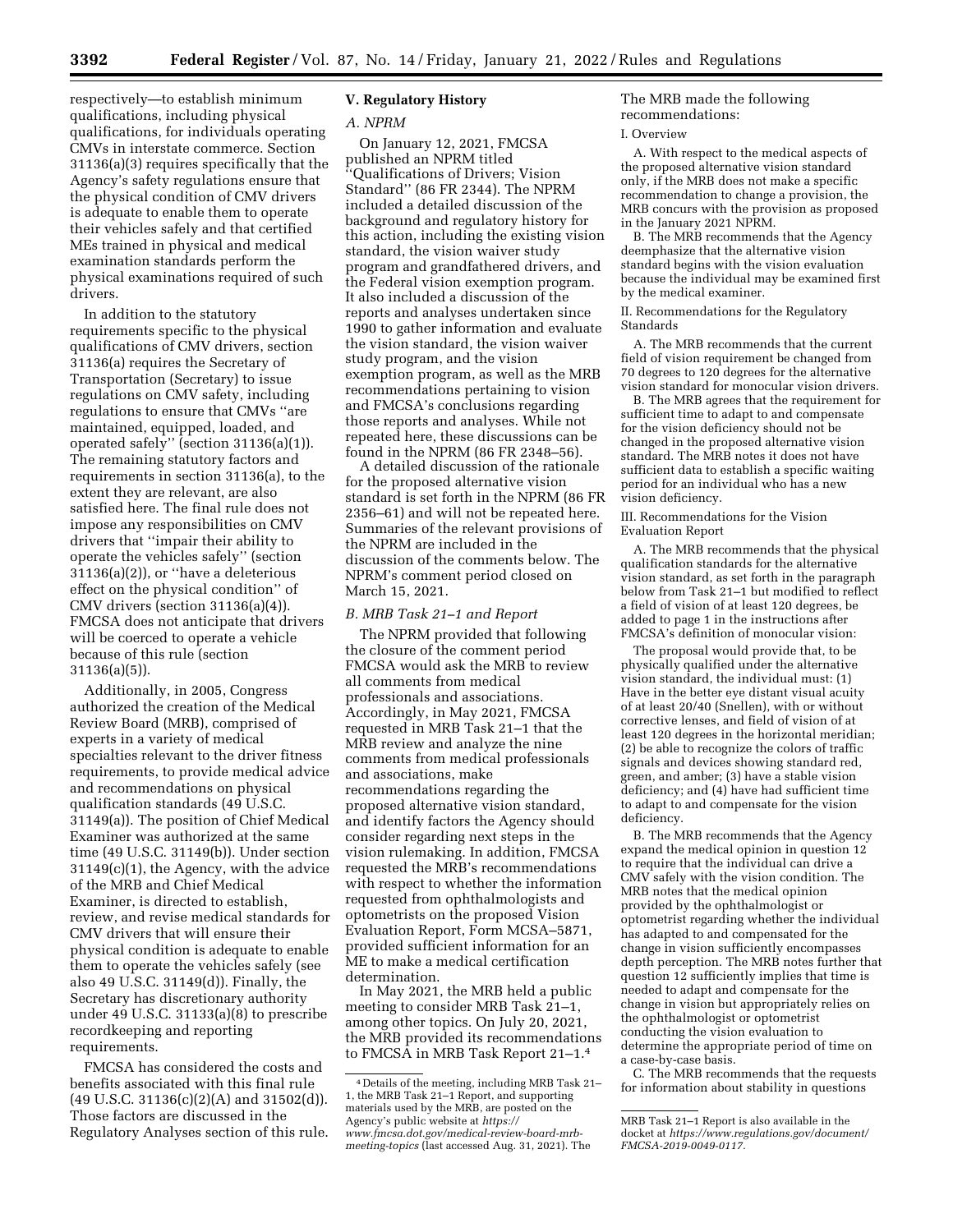respectively—to establish minimum qualifications, including physical qualifications, for individuals operating CMVs in interstate commerce. Section 31136(a)(3) requires specifically that the Agency's safety regulations ensure that the physical condition of CMV drivers is adequate to enable them to operate their vehicles safely and that certified MEs trained in physical and medical examination standards perform the physical examinations required of such drivers.

In addition to the statutory requirements specific to the physical qualifications of CMV drivers, section 31136(a) requires the Secretary of Transportation (Secretary) to issue regulations on CMV safety, including regulations to ensure that CMVs ''are maintained, equipped, loaded, and operated safely'' (section 31136(a)(1)). The remaining statutory factors and requirements in section 31136(a), to the extent they are relevant, are also satisfied here. The final rule does not impose any responsibilities on CMV drivers that ''impair their ability to operate the vehicles safely'' (section 31136(a)(2)), or ''have a deleterious effect on the physical condition'' of CMV drivers (section 31136(a)(4)). FMCSA does not anticipate that drivers will be coerced to operate a vehicle because of this rule (section 31136(a)(5)).

Additionally, in 2005, Congress authorized the creation of the Medical Review Board (MRB), comprised of experts in a variety of medical specialties relevant to the driver fitness requirements, to provide medical advice and recommendations on physical qualification standards (49 U.S.C. 31149(a)). The position of Chief Medical Examiner was authorized at the same time (49 U.S.C. 31149(b)). Under section 31149(c)(1), the Agency, with the advice of the MRB and Chief Medical Examiner, is directed to establish, review, and revise medical standards for CMV drivers that will ensure their physical condition is adequate to enable them to operate the vehicles safely (see also 49 U.S.C. 31149(d)). Finally, the Secretary has discretionary authority under 49 U.S.C. 31133(a)(8) to prescribe recordkeeping and reporting requirements.

FMCSA has considered the costs and benefits associated with this final rule (49 U.S.C. 31136(c)(2)(A) and 31502(d)). Those factors are discussed in the Regulatory Analyses section of this rule.

## V. Regulatory History

### A. NPRM

On January 12, 2021, FMCSA published an NPRM titled ''Qualifications of Drivers; Vision Standard'' (86 FR 2344). The NPRM included a detailed discussion of the background and regulatory history for this action, including the existing vision standard, the vision waiver study program and grandfathered drivers, and the Federal vision exemption program. It also included a discussion of the reports and analyses undertaken since 1990 to gather information and evaluate the vision standard, the vision waiver study program, and the vision exemption program, as well as the MRB recommendations pertaining to vision and FMCSA's conclusions regarding those reports and analyses. While not repeated here, these discussions can be found in the NPRM (86 FR 2348–56).

A detailed discussion of the rationale for the proposed alternative vision standard is set forth in the NPRM (86 FR 2356–61) and will not be repeated here. Summaries of the relevant provisions of the NPRM are included in the discussion of the comments below. The NPRM's comment period closed on March 15, 2021.

### B. MRB Task 21–1 and Report

The NPRM provided that following the closure of the comment period FMCSA would ask the MRB to review all comments from medical professionals and associations. Accordingly, in May 2021, FMCSA requested in MRB Task 21–1 that the MRB review and analyze the nine comments from medical professionals and associations, make recommendations regarding the proposed alternative vision standard, and identify factors the Agency should consider regarding next steps in the vision rulemaking. In addition, FMCSA requested the MRB's recommendations with respect to whether the information requested from ophthalmologists and optometrists on the proposed Vision Evaluation Report, Form MCSA–5871, provided sufficient information for an ME to make a medical certification determination.

In May 2021, the MRB held a public meeting to consider MRB Task 21–1, among other topics. On July 20, 2021, the MRB provided its recommendations to FMCSA in MRB Task Report 21–1.[4]

The MRB made the following recommendations:

I. Overview

A. With respect to the medical aspects of the proposed alternative vision standard only, if the MRB does not make a specific recommendation to change a provision, the MRB concurs with the provision as proposed in the January 2021 NPRM.

B. The MRB recommends that the Agency deemphasize that the alternative vision standard begins with the vision evaluation because the individual may be examined first by the medical examiner.

II. Recommendations for the Regulatory Standards

A. The MRB recommends that the current field of vision requirement be changed from 70 degrees to 120 degrees for the alternative vision standard for monocular vision drivers.

B. The MRB agrees that the requirement for sufficient time to adapt to and compensate for the vision deficiency should not be changed in the proposed alternative vision standard. The MRB notes it does not have sufficient data to establish a specific waiting period for an individual who has a new vision deficiency.

III. Recommendations for the Vision Evaluation Report

A. The MRB recommends that the physical qualification standards for the alternative vision standard, as set forth in the paragraph below from Task 21–1 but modified to reflect a field of vision of at least 120 degrees, be added to page 1 in the instructions after FMCSA's definition of monocular vision:

The proposal would provide that, to be physically qualified under the alternative vision standard, the individual must: (1) Have in the better eye distant visual acuity of at least 20/40 (Snellen), with or without corrective lenses, and field of vision of at least 120 degrees in the horizontal meridian; (2) be able to recognize the colors of traffic signals and devices showing standard red, green, and amber; (3) have a stable vision deficiency; and (4) have had sufficient time to adapt to and compensate for the vision deficiency.

B. The MRB recommends that the Agency expand the medical opinion in question 12 to require that the individual can drive a CMV safely with the vision condition. The MRB notes that the medical opinion provided by the ophthalmologist or optometrist regarding whether the individual has adapted to and compensated for the change in vision sufficiently encompasses depth perception. The MRB notes further that question 12 sufficiently implies that time is needed to adapt and compensate for the change in vision but appropriately relies on the ophthalmologist or optometrist conducting the vision evaluation to determine the appropriate period of time on a case-by-case basis.

C. The MRB recommends that the requests for information about stability in questions

[4] Details of the meeting, including MRB Task 21–1, the MRB Task 21–1 Report, and supporting materials used by the MRB, are posted on the Agency's public website at *https://www.fmcsa.dot.gov/medical-review-board-mrb-meeting-topics* (last accessed Aug. 31, 2021). The MRB Task 21–1 Report is also available in the docket at *https://www.regulations.gov/document/FMCSA-2019-0049-0117*.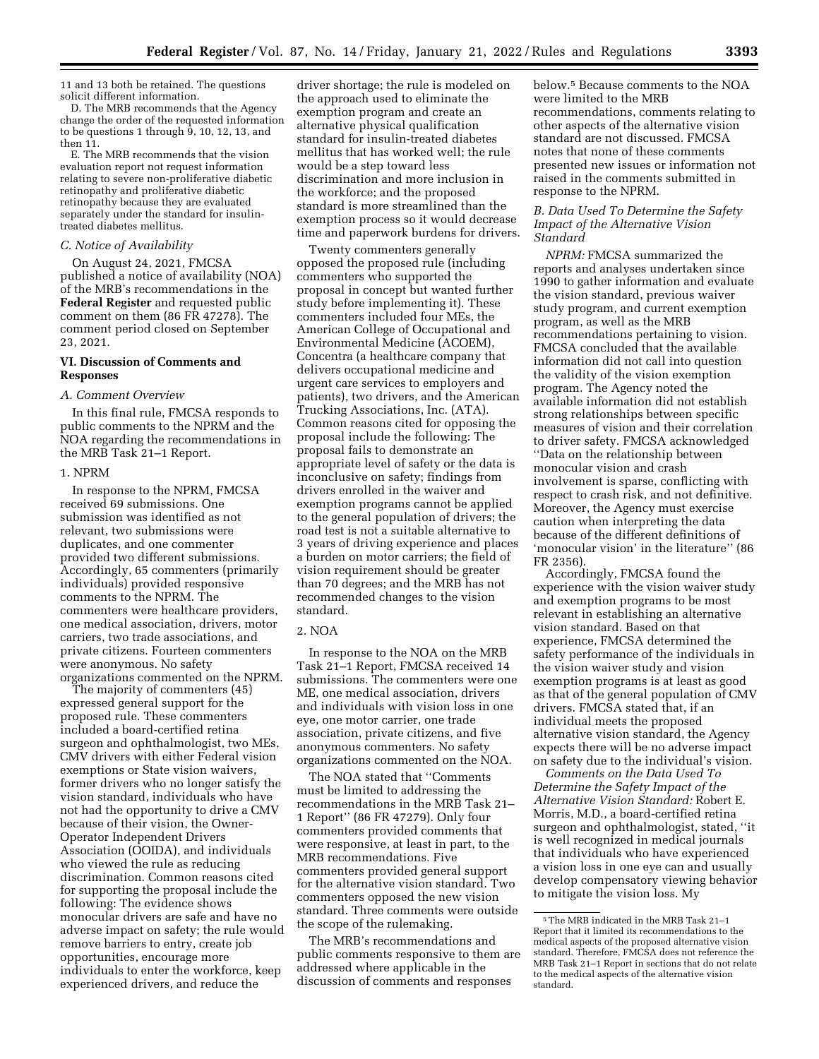11 and 13 both be retained. The questions solicit different information.

D. The MRB recommends that the Agency change the order of the requested information to be questions 1 through 9, 10, 12, 13, and then 11.

E. The MRB recommends that the vision evaluation report not request information relating to severe non-proliferative diabetic retinopathy and proliferative diabetic retinopathy because they are evaluated separately under the standard for insulin-treated diabetes mellitus.

### C. Notice of Availability

On August 24, 2021, FMCSA published a notice of availability (NOA) of the MRB's recommendations in the **Federal Register** and requested public comment on them (86 FR 47278). The comment period closed on September 23, 2021.

## VI. Discussion of Comments and Responses

### A. Comment Overview

In this final rule, FMCSA responds to public comments to the NPRM and the NOA regarding the recommendations in the MRB Task 21–1 Report.

#### 1. NPRM

In response to the NPRM, FMCSA received 69 submissions. One submission was identified as not relevant, two submissions were duplicates, and one commenter provided two different submissions. Accordingly, 65 commenters (primarily individuals) provided responsive comments to the NPRM. The commenters were healthcare providers, one medical association, drivers, motor carriers, two trade associations, and private citizens. Fourteen commenters were anonymous. No safety organizations commented on the NPRM.

The majority of commenters (45) expressed general support for the proposed rule. These commenters included a board-certified retina surgeon and ophthalmologist, two MEs, CMV drivers with either Federal vision exemptions or State vision waivers, former drivers who no longer satisfy the vision standard, individuals who have not had the opportunity to drive a CMV because of their vision, the Owner-Operator Independent Drivers Association (OOIDA), and individuals who viewed the rule as reducing discrimination. Common reasons cited for supporting the proposal include the following: The evidence shows monocular drivers are safe and have no adverse impact on safety; the rule would remove barriers to entry, create job opportunities, encourage more individuals to enter the workforce, keep experienced drivers, and reduce the driver shortage; the rule is modeled on the approach used to eliminate the exemption program and create an alternative physical qualification standard for insulin-treated diabetes mellitus that has worked well; the rule would be a step toward less discrimination and more inclusion in the workforce; and the proposed standard is more streamlined than the exemption process so it would decrease time and paperwork burdens for drivers.

Twenty commenters generally opposed the proposed rule (including commenters who supported the proposal in concept but wanted further study before implementing it). These commenters included four MEs, the American College of Occupational and Environmental Medicine (ACOEM), Concentra (a healthcare company that delivers occupational medicine and urgent care services to employers and patients), two drivers, and the American Trucking Associations, Inc. (ATA). Common reasons cited for opposing the proposal include the following: The proposal fails to demonstrate an appropriate level of safety or the data is inconclusive on safety; findings from drivers enrolled in the waiver and exemption programs cannot be applied to the general population of drivers; the road test is not a suitable alternative to 3 years of driving experience and places a burden on motor carriers; the field of vision requirement should be greater than 70 degrees; and the MRB has not recommended changes to the vision standard.

#### 2. NOA

In response to the NOA on the MRB Task 21–1 Report, FMCSA received 14 submissions. The commenters were one ME, one medical association, drivers and individuals with vision loss in one eye, one motor carrier, one trade association, private citizens, and five anonymous commenters. No safety organizations commented on the NOA.

The NOA stated that ''Comments must be limited to addressing the recommendations in the MRB Task 21–1 Report'' (86 FR 47279). Only four commenters provided comments that were responsive, at least in part, to the MRB recommendations. Five commenters provided general support for the alternative vision standard. Two commenters opposed the new vision standard. Three comments were outside the scope of the rulemaking.

The MRB's recommendations and public comments responsive to them are addressed where applicable in the discussion of comments and responses below.[5] Because comments to the NOA were limited to the MRB recommendations, comments relating to other aspects of the alternative vision standard are not discussed. FMCSA notes that none of these comments presented new issues or information not raised in the comments submitted in response to the NPRM.

### B. Data Used To Determine the Safety Impact of the Alternative Vision Standard

*NPRM:* FMCSA summarized the reports and analyses undertaken since 1990 to gather information and evaluate the vision standard, previous waiver study program, and current exemption program, as well as the MRB recommendations pertaining to vision. FMCSA concluded that the available information did not call into question the validity of the vision exemption program. The Agency noted the available information did not establish strong relationships between specific measures of vision and their correlation to driver safety. FMCSA acknowledged ''Data on the relationship between monocular vision and crash involvement is sparse, conflicting with respect to crash risk, and not definitive. Moreover, the Agency must exercise caution when interpreting the data because of the different definitions of 'monocular vision' in the literature'' (86 FR 2356).

Accordingly, FMCSA found the experience with the vision waiver study and exemption programs to be most relevant in establishing an alternative vision standard. Based on that experience, FMCSA determined the safety performance of the individuals in the vision waiver study and vision exemption programs is at least as good as that of the general population of CMV drivers. FMCSA stated that, if an individual meets the proposed alternative vision standard, the Agency expects there will be no adverse impact on safety due to the individual's vision.

*Comments on the Data Used To Determine the Safety Impact of the Alternative Vision Standard:* Robert E. Morris, M.D., a board-certified retina surgeon and ophthalmologist, stated, ''it is well recognized in medical journals that individuals who have experienced a vision loss in one eye can and usually develop compensatory viewing behavior to mitigate the vision loss. My

[5] The MRB indicated in the MRB Task 21–1 Report that it limited its recommendations to the medical aspects of the proposed alternative vision standard. Therefore, FMCSA does not reference the MRB Task 21–1 Report in sections that do not relate to the medical aspects of the alternative vision standard.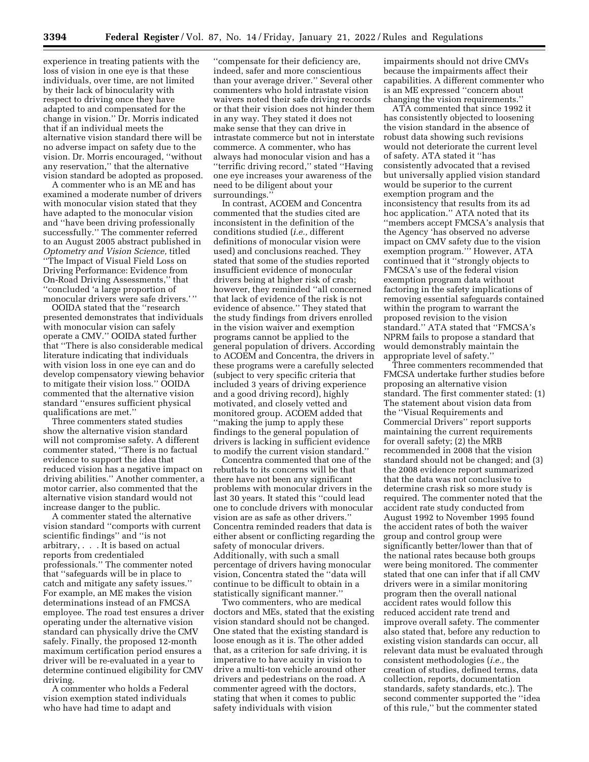experience in treating patients with the loss of vision in one eye is that these individuals, over time, are not limited by their lack of binocularity with respect to driving once they have adapted to and compensated for the change in vision.'' Dr. Morris indicated that if an individual meets the alternative vision standard there will be no adverse impact on safety due to the vision. Dr. Morris encouraged, ''without any reservation,'' that the alternative vision standard be adopted as proposed.

A commenter who is an ME and has examined a moderate number of drivers with monocular vision stated that they have adapted to the monocular vision and ''have been driving professionally successfully.'' The commenter referred to an August 2005 abstract published in *Optometry and Vision Science,* titled ''The Impact of Visual Field Loss on Driving Performance: Evidence from On-Road Driving Assessments,'' that ''concluded 'a large proportion of monocular drivers were safe drivers.' ''

OOIDA stated that the ''research presented demonstrates that individuals with monocular vision can safely operate a CMV.'' OOIDA stated further that ''There is also considerable medical literature indicating that individuals with vision loss in one eye can and do develop compensatory viewing behavior to mitigate their vision loss.'' OOIDA commented that the alternative vision standard ''ensures sufficient physical qualifications are met.''

Three commenters stated studies show the alternative vision standard will not compromise safety. A different commenter stated, ''There is no factual evidence to support the idea that reduced vision has a negative impact on driving abilities.'' Another commenter, a motor carrier, also commented that the alternative vision standard would not increase danger to the public.

A commenter stated the alternative vision standard ''comports with current scientific findings'' and ''is not arbitrary, . . . It is based on actual reports from credentialed professionals.'' The commenter noted that ''safeguards will be in place to catch and mitigate any safety issues.'' For example, an ME makes the vision determinations instead of an FMCSA employee. The road test ensures a driver operating under the alternative vision standard can physically drive the CMV safely. Finally, the proposed 12-month maximum certification period ensures a driver will be re-evaluated in a year to determine continued eligibility for CMV driving.

A commenter who holds a Federal vision exemption stated individuals who have had time to adapt and ''compensate for their deficiency are, indeed, safer and more conscientious than your average driver.'' Several other commenters who hold intrastate vision waivers noted their safe driving records or that their vision does not hinder them in any way. They stated it does not make sense that they can drive in intrastate commerce but not in interstate commerce. A commenter, who has always had monocular vision and has a ''terrific driving record,'' stated ''Having one eye increases your awareness of the need to be diligent about your surroundings.''

In contrast, ACOEM and Concentra commented that the studies cited are inconsistent in the definition of the conditions studied (*i.e.,* different definitions of monocular vision were used) and conclusions reached. They stated that some of the studies reported insufficient evidence of monocular drivers being at higher risk of crash; however, they reminded ''all concerned that lack of evidence of the risk is not evidence of absence.'' They stated that the study findings from drivers enrolled in the vision waiver and exemption programs cannot be applied to the general population of drivers. According to ACOEM and Concentra, the drivers in these programs were a carefully selected (subject to very specific criteria that included 3 years of driving experience and a good driving record), highly motivated, and closely vetted and monitored group. ACOEM added that ''making the jump to apply these findings to the general population of drivers is lacking in sufficient evidence to modify the current vision standard.''

Concentra commented that one of the rebuttals to its concerns will be that there have not been any significant problems with monocular drivers in the last 30 years. It stated this ''could lead one to conclude drivers with monocular vision are as safe as other drivers.'' Concentra reminded readers that data is either absent or conflicting regarding the safety of monocular drivers. Additionally, with such a small percentage of drivers having monocular vision, Concentra stated the ''data will continue to be difficult to obtain in a statistically significant manner.''

Two commenters, who are medical doctors and MEs, stated that the existing vision standard should not be changed. One stated that the existing standard is loose enough as it is. The other added that, as a criterion for safe driving, it is imperative to have acuity in vision to drive a multi-ton vehicle around other drivers and pedestrians on the road. A commenter agreed with the doctors, stating that when it comes to public safety individuals with vision impairments should not drive CMVs because the impairments affect their capabilities. A different commenter who is an ME expressed ''concern about changing the vision requirements.''

ATA commented that since 1992 it has consistently objected to loosening the vision standard in the absence of robust data showing such revisions would not deteriorate the current level of safety. ATA stated it ''has consistently advocated that a revised but universally applied vision standard would be superior to the current exemption program and the inconsistency that results from its ad hoc application.'' ATA noted that its ''members accept FMCSA's analysis that the Agency 'has observed no adverse impact on CMV safety due to the vision exemption program.' '' However, ATA continued that it ''strongly objects to FMCSA's use of the federal vision exemption program data without factoring in the safety implications of removing essential safeguards contained within the program to warrant the proposed revision to the vision standard.'' ATA stated that ''FMCSA's NPRM fails to propose a standard that would demonstrably maintain the appropriate level of safety.''

Three commenters recommended that FMCSA undertake further studies before proposing an alternative vision standard. The first commenter stated: (1) The statement about vision data from the ''Visual Requirements and Commercial Drivers'' report supports maintaining the current requirements for overall safety; (2) the MRB recommended in 2008 that the vision standard should not be changed; and (3) the 2008 evidence report summarized that the data was not conclusive to determine crash risk so more study is required. The commenter noted that the accident rate study conducted from August 1992 to November 1995 found the accident rates of both the waiver group and control group were significantly better/lower than that of the national rates because both groups were being monitored. The commenter stated that one can infer that if all CMV drivers were in a similar monitoring program then the overall national accident rates would follow this reduced accident rate trend and improve overall safety. The commenter also stated that, before any reduction to existing vision standards can occur, all relevant data must be evaluated through consistent methodologies (*i.e.,* the creation of studies, defined terms, data collection, reports, documentation standards, safety standards, etc.). The second commenter supported the ''idea of this rule,'' but the commenter stated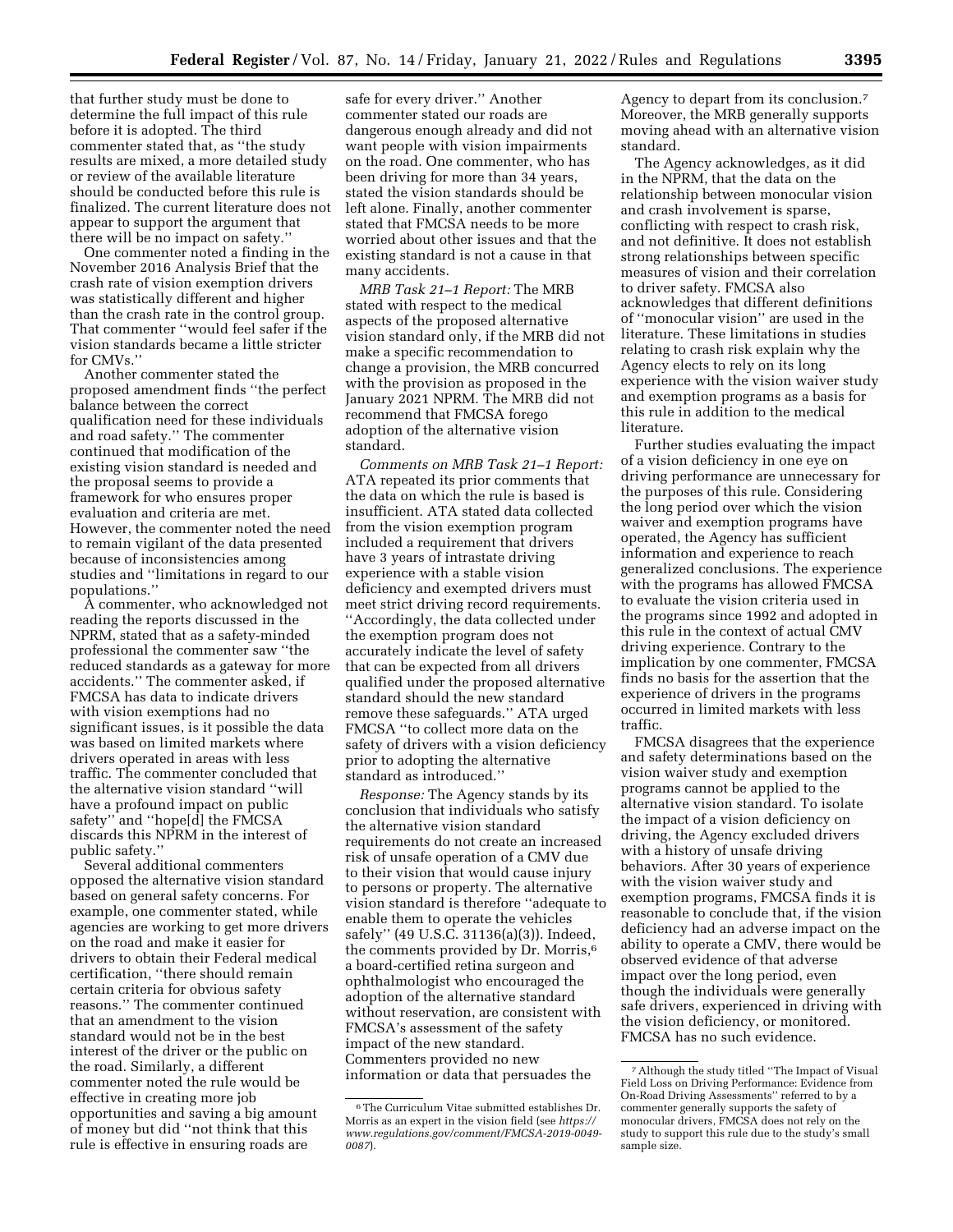that further study must be done to determine the full impact of this rule before it is adopted. The third commenter stated that, as "the study results are mixed, a more detailed study or review of the available literature should be conducted before this rule is finalized. The current literature does not appear to support the argument that there will be no impact on safety."

One commenter noted a finding in the November 2016 Analysis Brief that the crash rate of vision exemption drivers was statistically different and higher than the crash rate in the control group. That commenter "would feel safer if the vision standards became a little stricter for CMVs."

Another commenter stated the proposed amendment finds "the perfect balance between the correct qualification need for these individuals and road safety." The commenter continued that modification of the existing vision standard is needed and the proposal seems to provide a framework for who ensures proper evaluation and criteria are met. However, the commenter noted the need to remain vigilant of the data presented because of inconsistencies among studies and "limitations in regard to our populations."

A commenter, who acknowledged not reading the reports discussed in the NPRM, stated that as a safety-minded professional the commenter saw "the reduced standards as a gateway for more accidents." The commenter asked, if FMCSA has data to indicate drivers with vision exemptions had no significant issues, is it possible the data was based on limited markets where drivers operated in areas with less traffic. The commenter concluded that the alternative vision standard "will have a profound impact on public safety" and "hope[d] the FMCSA discards this NPRM in the interest of public safety."

Several additional commenters opposed the alternative vision standard based on general safety concerns. For example, one commenter stated, while agencies are working to get more drivers on the road and make it easier for drivers to obtain their Federal medical certification, "there should remain certain criteria for obvious safety reasons." The commenter continued that an amendment to the vision standard would not be in the best interest of the driver or the public on the road. Similarly, a different commenter noted the rule would be effective in creating more job opportunities and saving a big amount of money but did "not think that this rule is effective in ensuring roads are safe for every driver." Another commenter stated our roads are dangerous enough already and did not want people with vision impairments on the road. One commenter, who has been driving for more than 34 years, stated the vision standards should be left alone. Finally, another commenter stated that FMCSA needs to be more worried about other issues and that the existing standard is not a cause in that many accidents.

*MRB Task 21–1 Report:* The MRB stated with respect to the medical aspects of the proposed alternative vision standard only, if the MRB did not make a specific recommendation to change a provision, the MRB concurred with the provision as proposed in the January 2021 NPRM. The MRB did not recommend that FMCSA forego adoption of the alternative vision standard.

*Comments on MRB Task 21–1 Report:* ATA repeated its prior comments that the data on which the rule is based is insufficient. ATA stated data collected from the vision exemption program included a requirement that drivers have 3 years of intrastate driving experience with a stable vision deficiency and exempted drivers must meet strict driving record requirements. "Accordingly, the data collected under the exemption program does not accurately indicate the level of safety that can be expected from all drivers qualified under the proposed alternative standard should the new standard remove these safeguards." ATA urged FMCSA "to collect more data on the safety of drivers with a vision deficiency prior to adopting the alternative standard as introduced."

*Response:* The Agency stands by its conclusion that individuals who satisfy the alternative vision standard requirements do not create an increased risk of unsafe operation of a CMV due to their vision that would cause injury to persons or property. The alternative vision standard is therefore "adequate to enable them to operate the vehicles safely" (49 U.S.C. 31136(a)(3)). Indeed, the comments provided by Dr. Morris,[6] a board-certified retina surgeon and ophthalmologist who encouraged the adoption of the alternative standard without reservation, are consistent with FMCSA's assessment of the safety impact of the new standard. Commenters provided no new information or data that persuades the Agency to depart from its conclusion.[7] Moreover, the MRB generally supports moving ahead with an alternative vision standard.

The Agency acknowledges, as it did in the NPRM, that the data on the relationship between monocular vision and crash involvement is sparse, conflicting with respect to crash risk, and not definitive. It does not establish strong relationships between specific measures of vision and their correlation to driver safety. FMCSA also acknowledges that different definitions of "monocular vision" are used in the literature. These limitations in studies relating to crash risk explain why the Agency elects to rely on its long experience with the vision waiver study and exemption programs as a basis for this rule in addition to the medical literature.

Further studies evaluating the impact of a vision deficiency in one eye on driving performance are unnecessary for the purposes of this rule. Considering the long period over which the vision waiver and exemption programs have operated, the Agency has sufficient information and experience to reach generalized conclusions. The experience with the programs has allowed FMCSA to evaluate the vision criteria used in the programs since 1992 and adopted in this rule in the context of actual CMV driving experience. Contrary to the implication by one commenter, FMCSA finds no basis for the assertion that the experience of drivers in the programs occurred in limited markets with less traffic.

FMCSA disagrees that the experience and safety determinations based on the vision waiver study and exemption programs cannot be applied to the alternative vision standard. To isolate the impact of a vision deficiency on driving, the Agency excluded drivers with a history of unsafe driving behaviors. After 30 years of experience with the vision waiver study and exemption programs, FMCSA finds it is reasonable to conclude that, if the vision deficiency had an adverse impact on the ability to operate a CMV, there would be observed evidence of that adverse impact over the long period, even though the individuals were generally safe drivers, experienced in driving with the vision deficiency, or monitored. FMCSA has no such evidence.

---

[6] The Curriculum Vitae submitted establishes Dr. Morris as an expert in the vision field (see *https://www.regulations.gov/comment/FMCSA-2019-0049-0087*).

[7] Although the study titled "The Impact of Visual Field Loss on Driving Performance: Evidence from On-Road Driving Assessments" referred to by a commenter generally supports the safety of monocular drivers, FMCSA does not rely on the study to support this rule due to the study's small sample size.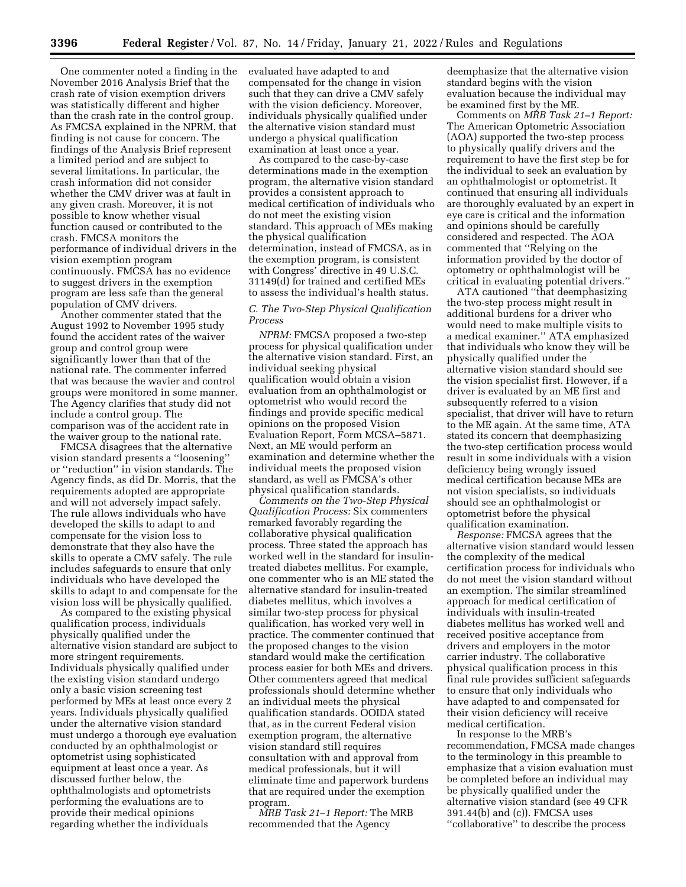One commenter noted a finding in the November 2016 Analysis Brief that the crash rate of vision exemption drivers was statistically different and higher than the crash rate in the control group. As FMCSA explained in the NPRM, that finding is not cause for concern. The findings of the Analysis Brief represent a limited period and are subject to several limitations. In particular, the crash information did not consider whether the CMV driver was at fault in any given crash. Moreover, it is not possible to know whether visual function caused or contributed to the crash. FMCSA monitors the performance of individual drivers in the vision exemption program continuously. FMCSA has no evidence to suggest drivers in the exemption program are less safe than the general population of CMV drivers.

Another commenter stated that the August 1992 to November 1995 study found the accident rates of the waiver group and control group were significantly lower than that of the national rate. The commenter inferred that was because the wavier and control groups were monitored in some manner. The Agency clarifies that study did not include a control group. The comparison was of the accident rate in the waiver group to the national rate.

FMCSA disagrees that the alternative vision standard presents a ''loosening'' or ''reduction'' in vision standards. The Agency finds, as did Dr. Morris, that the requirements adopted are appropriate and will not adversely impact safely. The rule allows individuals who have developed the skills to adapt to and compensate for the vision loss to demonstrate that they also have the skills to operate a CMV safely. The rule includes safeguards to ensure that only individuals who have developed the skills to adapt to and compensate for the vision loss will be physically qualified.

As compared to the existing physical qualification process, individuals physically qualified under the alternative vision standard are subject to more stringent requirements. Individuals physically qualified under the existing vision standard undergo only a basic vision screening test performed by MEs at least once every 2 years. Individuals physically qualified under the alternative vision standard must undergo a thorough eye evaluation conducted by an ophthalmologist or optometrist using sophisticated equipment at least once a year. As discussed further below, the ophthalmologists and optometrists performing the evaluations are to provide their medical opinions regarding whether the individuals evaluated have adapted to and compensated for the change in vision such that they can drive a CMV safely with the vision deficiency. Moreover, individuals physically qualified under the alternative vision standard must undergo a physical qualification examination at least once a year.

As compared to the case-by-case determinations made in the exemption program, the alternative vision standard provides a consistent approach to medical certification of individuals who do not meet the existing vision standard. This approach of MEs making the physical qualification determination, instead of FMCSA, as in the exemption program, is consistent with Congress' directive in 49 U.S.C. 31149(d) for trained and certified MEs to assess the individual's health status.

### C. The Two-Step Physical Qualification Process

*NPRM:* FMCSA proposed a two-step process for physical qualification under the alternative vision standard. First, an individual seeking physical qualification would obtain a vision evaluation from an ophthalmologist or optometrist who would record the findings and provide specific medical opinions on the proposed Vision Evaluation Report, Form MCSA–5871. Next, an ME would perform an examination and determine whether the individual meets the proposed vision standard, as well as FMCSA's other physical qualification standards.

*Comments on the Two-Step Physical Qualification Process:* Six commenters remarked favorably regarding the collaborative physical qualification process. Three stated the approach has worked well in the standard for insulin-treated diabetes mellitus. For example, one commenter who is an ME stated the alternative standard for insulin-treated diabetes mellitus, which involves a similar two-step process for physical qualification, has worked very well in practice. The commenter continued that the proposed changes to the vision standard would make the certification process easier for both MEs and drivers. Other commenters agreed that medical professionals should determine whether an individual meets the physical qualification standards. OOIDA stated that, as in the current Federal vision exemption program, the alternative vision standard still requires consultation with and approval from medical professionals, but it will eliminate time and paperwork burdens that are required under the exemption program.

*MRB Task 21–1 Report:* The MRB recommended that the Agency deemphasize that the alternative vision standard begins with the vision evaluation because the individual may be examined first by the ME.

*Comments on MRB Task 21–1 Report:* The American Optometric Association (AOA) supported the two-step process to physically qualify drivers and the requirement to have the first step be for the individual to seek an evaluation by an ophthalmologist or optometrist. It continued that ensuring all individuals are thoroughly evaluated by an expert in eye care is critical and the information and opinions should be carefully considered and respected. The AOA commented that ''Relying on the information provided by the doctor of optometry or ophthalmologist will be critical in evaluating potential drivers.''

ATA cautioned ''that deemphasizing the two-step process might result in additional burdens for a driver who would need to make multiple visits to a medical examiner.'' ATA emphasized that individuals who know they will be physically qualified under the alternative vision standard should see the vision specialist first. However, if a driver is evaluated by an ME first and subsequently referred to a vision specialist, that driver will have to return to the ME again. At the same time, ATA stated its concern that deemphasizing the two-step certification process would result in some individuals with a vision deficiency being wrongly issued medical certification because MEs are not vision specialists, so individuals should see an ophthalmologist or optometrist before the physical qualification examination.

*Response:* FMCSA agrees that the alternative vision standard would lessen the complexity of the medical certification process for individuals who do not meet the vision standard without an exemption. The similar streamlined approach for medical certification of individuals with insulin-treated diabetes mellitus has worked well and received positive acceptance from drivers and employers in the motor carrier industry. The collaborative physical qualification process in this final rule provides sufficient safeguards to ensure that only individuals who have adapted to and compensated for their vision deficiency will receive medical certification.

In response to the MRB's recommendation, FMCSA made changes to the terminology in this preamble to emphasize that a vision evaluation must be completed before an individual may be physically qualified under the alternative vision standard (see 49 CFR 391.44(b) and (c)). FMCSA uses ''collaborative'' to describe the process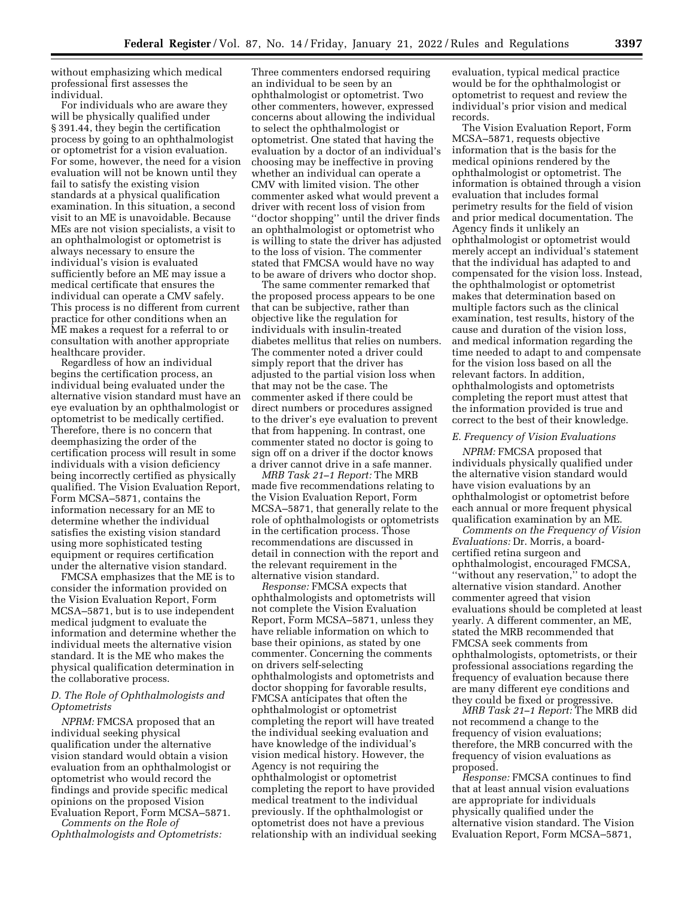without emphasizing which medical professional first assesses the individual.

For individuals who are aware they will be physically qualified under § 391.44, they begin the certification process by going to an ophthalmologist or optometrist for a vision evaluation. For some, however, the need for a vision evaluation will not be known until they fail to satisfy the existing vision standards at a physical qualification examination. In this situation, a second visit to an ME is unavoidable. Because MEs are not vision specialists, a visit to an ophthalmologist or optometrist is always necessary to ensure the individual's vision is evaluated sufficiently before an ME may issue a medical certificate that ensures the individual can operate a CMV safely. This process is no different from current practice for other conditions when an ME makes a request for a referral to or consultation with another appropriate healthcare provider.

Regardless of how an individual begins the certification process, an individual being evaluated under the alternative vision standard must have an eye evaluation by an ophthalmologist or optometrist to be medically certified. Therefore, there is no concern that deemphasizing the order of the certification process will result in some individuals with a vision deficiency being incorrectly certified as physically qualified. The Vision Evaluation Report, Form MCSA–5871, contains the information necessary for an ME to determine whether the individual satisfies the existing vision standard using more sophisticated testing equipment or requires certification under the alternative vision standard.

FMCSA emphasizes that the ME is to consider the information provided on the Vision Evaluation Report, Form MCSA–5871, but is to use independent medical judgment to evaluate the information and determine whether the individual meets the alternative vision standard. It is the ME who makes the physical qualification determination in the collaborative process.

### D. The Role of Ophthalmologists and Optometrists

*NPRM:* FMCSA proposed that an individual seeking physical qualification under the alternative vision standard would obtain a vision evaluation from an ophthalmologist or optometrist who would record the findings and provide specific medical opinions on the proposed Vision Evaluation Report, Form MCSA–5871.

*Comments on the Role of Ophthalmologists and Optometrists:* Three commenters endorsed requiring an individual to be seen by an ophthalmologist or optometrist. Two other commenters, however, expressed concerns about allowing the individual to select the ophthalmologist or optometrist. One stated that having the evaluation by a doctor of an individual's choosing may be ineffective in proving whether an individual can operate a CMV with limited vision. The other commenter asked what would prevent a driver with recent loss of vision from "doctor shopping" until the driver finds an ophthalmologist or optometrist who is willing to state the driver has adjusted to the loss of vision. The commenter stated that FMCSA would have no way to be aware of drivers who doctor shop.

The same commenter remarked that the proposed process appears to be one that can be subjective, rather than objective like the regulation for individuals with insulin-treated diabetes mellitus that relies on numbers. The commenter noted a driver could simply report that the driver has adjusted to the partial vision loss when that may not be the case. The commenter asked if there could be direct numbers or procedures assigned to the driver's eye evaluation to prevent that from happening. In contrast, one commenter stated no doctor is going to sign off on a driver if the doctor knows a driver cannot drive in a safe manner.

*MRB Task 21–1 Report:* The MRB made five recommendations relating to the Vision Evaluation Report, Form MCSA–5871, that generally relate to the role of ophthalmologists or optometrists in the certification process. Those recommendations are discussed in detail in connection with the report and the relevant requirement in the alternative vision standard.

*Response:* FMCSA expects that ophthalmologists and optometrists will not complete the Vision Evaluation Report, Form MCSA–5871, unless they have reliable information on which to base their opinions, as stated by one commenter. Concerning the comments on drivers self-selecting ophthalmologists and optometrists and doctor shopping for favorable results, FMCSA anticipates that often the ophthalmologist or optometrist completing the report will have treated the individual seeking evaluation and have knowledge of the individual's vision medical history. However, the Agency is not requiring the ophthalmologist or optometrist completing the report to have provided medical treatment to the individual previously. If the ophthalmologist or optometrist does not have a previous relationship with an individual seeking evaluation, typical medical practice would be for the ophthalmologist or optometrist to request and review the individual's prior vision and medical records.

The Vision Evaluation Report, Form MCSA–5871, requests objective information that is the basis for the medical opinions rendered by the ophthalmologist or optometrist. The information is obtained through a vision evaluation that includes formal perimetry results for the field of vision and prior medical documentation. The Agency finds it unlikely an ophthalmologist or optometrist would merely accept an individual's statement that the individual has adapted to and compensated for the vision loss. Instead, the ophthalmologist or optometrist makes that determination based on multiple factors such as the clinical examination, test results, history of the cause and duration of the vision loss, and medical information regarding the time needed to adapt to and compensate for the vision loss based on all the relevant factors. In addition, ophthalmologists and optometrists completing the report must attest that the information provided is true and correct to the best of their knowledge.

### E. Frequency of Vision Evaluations

*NPRM:* FMCSA proposed that individuals physically qualified under the alternative vision standard would have vision evaluations by an ophthalmologist or optometrist before each annual or more frequent physical qualification examination by an ME.

*Comments on the Frequency of Vision Evaluations:* Dr. Morris, a board-certified retina surgeon and ophthalmologist, encouraged FMCSA, "without any reservation," to adopt the alternative vision standard. Another commenter agreed that vision evaluations should be completed at least yearly. A different commenter, an ME, stated the MRB recommended that FMCSA seek comments from ophthalmologists, optometrists, or their professional associations regarding the frequency of evaluation because there are many different eye conditions and they could be fixed or progressive.

*MRB Task 21–1 Report:* The MRB did not recommend a change to the frequency of vision evaluations; therefore, the MRB concurred with the frequency of vision evaluations as proposed.

*Response:* FMCSA continues to find that at least annual vision evaluations are appropriate for individuals physically qualified under the alternative vision standard. The Vision Evaluation Report, Form MCSA–5871,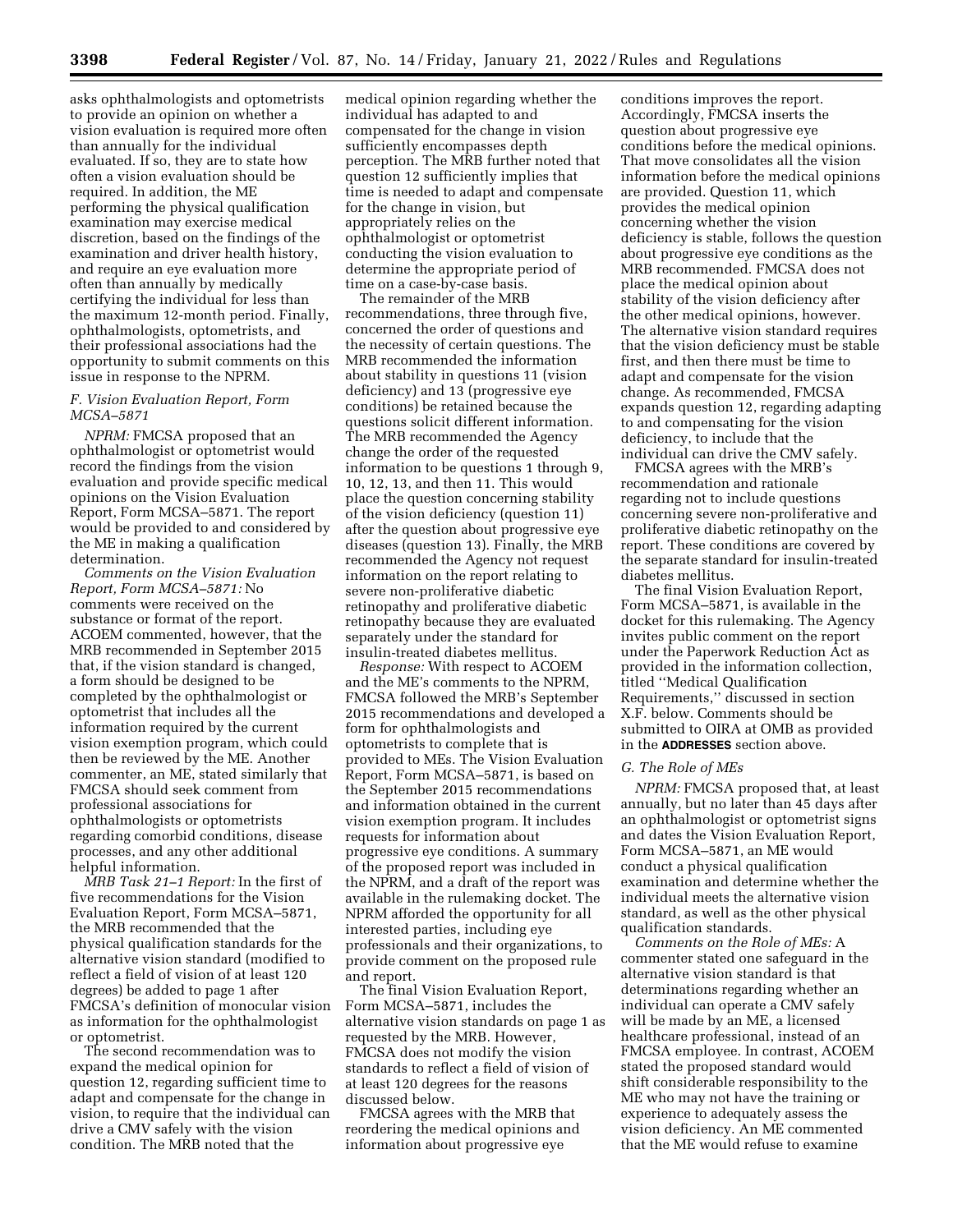asks ophthalmologists and optometrists to provide an opinion on whether a vision evaluation is required more often than annually for the individual evaluated. If so, they are to state how often a vision evaluation should be required. In addition, the ME performing the physical qualification examination may exercise medical discretion, based on the findings of the examination and driver health history, and require an eye evaluation more often than annually by medically certifying the individual for less than the maximum 12-month period. Finally, ophthalmologists, optometrists, and their professional associations had the opportunity to submit comments on this issue in response to the NPRM.

### F. Vision Evaluation Report, Form MCSA–5871

*NPRM:* FMCSA proposed that an ophthalmologist or optometrist would record the findings from the vision evaluation and provide specific medical opinions on the Vision Evaluation Report, Form MCSA–5871. The report would be provided to and considered by the ME in making a qualification determination.

*Comments on the Vision Evaluation Report, Form MCSA–5871:* No comments were received on the substance or format of the report. ACOEM commented, however, that the MRB recommended in September 2015 that, if the vision standard is changed, a form should be designed to be completed by the ophthalmologist or optometrist that includes all the information required by the current vision exemption program, which could then be reviewed by the ME. Another commenter, an ME, stated similarly that FMCSA should seek comment from professional associations for ophthalmologists or optometrists regarding comorbid conditions, disease processes, and any other additional helpful information.

*MRB Task 21–1 Report:* In the first of five recommendations for the Vision Evaluation Report, Form MCSA–5871, the MRB recommended that the physical qualification standards for the alternative vision standard (modified to reflect a field of vision of at least 120 degrees) be added to page 1 after FMCSA's definition of monocular vision as information for the ophthalmologist or optometrist.

The second recommendation was to expand the medical opinion for question 12, regarding sufficient time to adapt and compensate for the change in vision, to require that the individual can drive a CMV safely with the vision condition. The MRB noted that the medical opinion regarding whether the individual has adapted to and compensated for the change in vision sufficiently encompasses depth perception. The MRB further noted that question 12 sufficiently implies that time is needed to adapt and compensate for the change in vision, but appropriately relies on the ophthalmologist or optometrist conducting the vision evaluation to determine the appropriate period of time on a case-by-case basis.

The remainder of the MRB recommendations, three through five, concerned the order of questions and the necessity of certain questions. The MRB recommended the information about stability in questions 11 (vision deficiency) and 13 (progressive eye conditions) be retained because the questions solicit different information. The MRB recommended the Agency change the order of the requested information to be questions 1 through 9, 10, 12, 13, and then 11. This would place the question concerning stability of the vision deficiency (question 11) after the question about progressive eye diseases (question 13). Finally, the MRB recommended the Agency not request information on the report relating to severe non-proliferative diabetic retinopathy and proliferative diabetic retinopathy because they are evaluated separately under the standard for insulin-treated diabetes mellitus.

*Response:* With respect to ACOEM and the ME's comments to the NPRM, FMCSA followed the MRB's September 2015 recommendations and developed a form for ophthalmologists and optometrists to complete that is provided to MEs. The Vision Evaluation Report, Form MCSA–5871, is based on the September 2015 recommendations and information obtained in the current vision exemption program. It includes requests for information about progressive eye conditions. A summary of the proposed report was included in the NPRM, and a draft of the report was available in the rulemaking docket. The NPRM afforded the opportunity for all interested parties, including eye professionals and their organizations, to provide comment on the proposed rule and report.

The final Vision Evaluation Report, Form MCSA–5871, includes the alternative vision standards on page 1 as requested by the MRB. However, FMCSA does not modify the vision standards to reflect a field of vision of at least 120 degrees for the reasons discussed below.

FMCSA agrees with the MRB that reordering the medical opinions and information about progressive eye conditions improves the report. Accordingly, FMCSA inserts the question about progressive eye conditions before the medical opinions. That move consolidates all the vision information before the medical opinions are provided. Question 11, which provides the medical opinion concerning whether the vision deficiency is stable, follows the question about progressive eye conditions as the MRB recommended. FMCSA does not place the medical opinion about stability of the vision deficiency after the other medical opinions, however. The alternative vision standard requires that the vision deficiency must be stable first, and then there must be time to adapt and compensate for the vision change. As recommended, FMCSA expands question 12, regarding adapting to and compensating for the vision deficiency, to include that the individual can drive the CMV safely.

FMCSA agrees with the MRB's recommendation and rationale regarding not to include questions concerning severe non-proliferative and proliferative diabetic retinopathy on the report. These conditions are covered by the separate standard for insulin-treated diabetes mellitus.

The final Vision Evaluation Report, Form MCSA–5871, is available in the docket for this rulemaking. The Agency invites public comment on the report under the Paperwork Reduction Act as provided in the information collection, titled "Medical Qualification Requirements," discussed in section X.F. below. Comments should be submitted to OIRA at OMB as provided in the **ADDRESSES** section above.

### G. The Role of MEs

*NPRM:* FMCSA proposed that, at least annually, but no later than 45 days after an ophthalmologist or optometrist signs and dates the Vision Evaluation Report, Form MCSA–5871, an ME would conduct a physical qualification examination and determine whether the individual meets the alternative vision standard, as well as the other physical qualification standards.

*Comments on the Role of MEs:* A commenter stated one safeguard in the alternative vision standard is that determinations regarding whether an individual can operate a CMV safely will be made by an ME, a licensed healthcare professional, instead of an FMCSA employee. In contrast, ACOEM stated the proposed standard would shift considerable responsibility to the ME who may not have the training or experience to adequately assess the vision deficiency. An ME commented that the ME would refuse to examine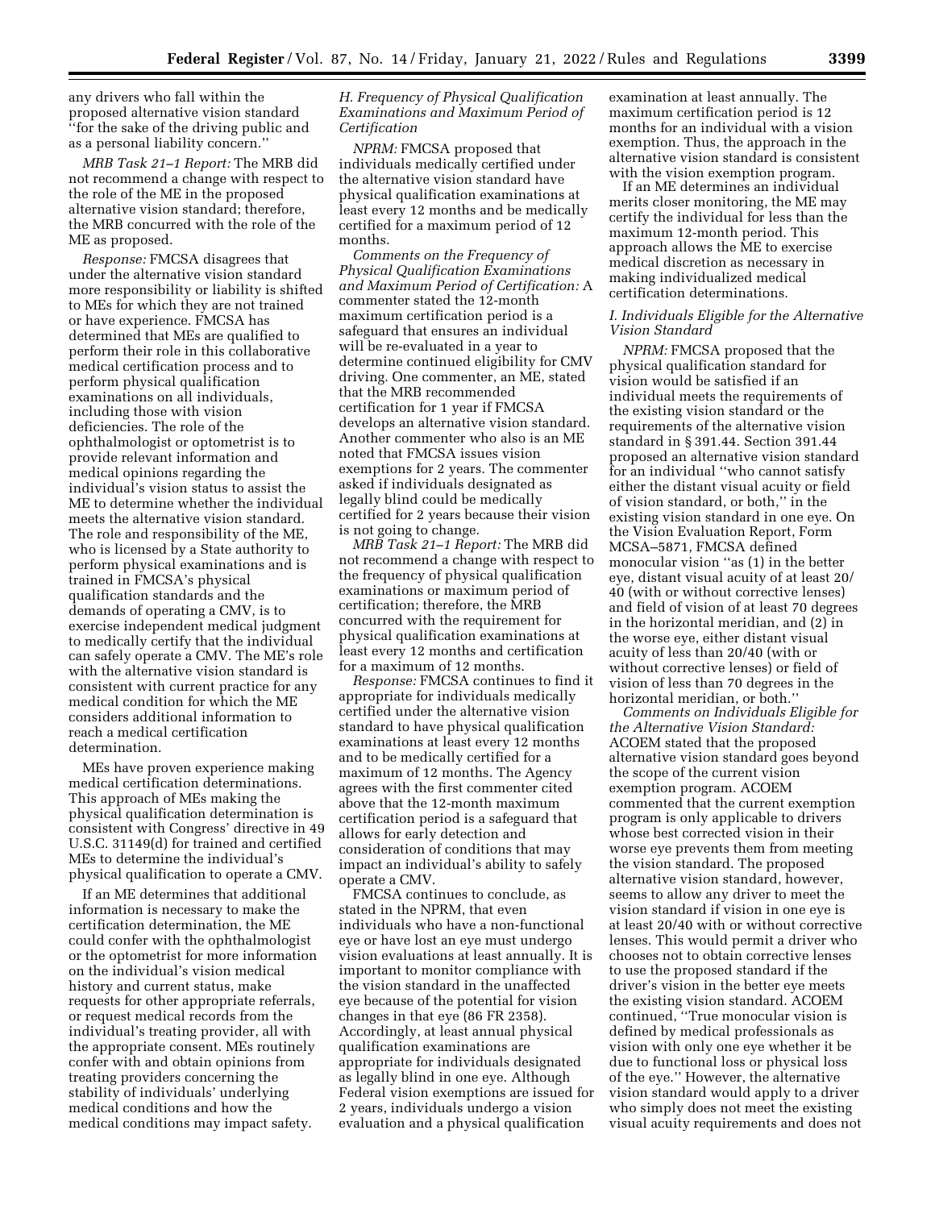any drivers who fall within the proposed alternative vision standard ''for the sake of the driving public and as a personal liability concern.''

*MRB Task 21–1 Report:* The MRB did not recommend a change with respect to the role of the ME in the proposed alternative vision standard; therefore, the MRB concurred with the role of the ME as proposed.

*Response:* FMCSA disagrees that under the alternative vision standard more responsibility or liability is shifted to MEs for which they are not trained or have experience. FMCSA has determined that MEs are qualified to perform their role in this collaborative medical certification process and to perform physical qualification examinations on all individuals, including those with vision deficiencies. The role of the ophthalmologist or optometrist is to provide relevant information and medical opinions regarding the individual's vision status to assist the ME to determine whether the individual meets the alternative vision standard. The role and responsibility of the ME, who is licensed by a State authority to perform physical examinations and is trained in FMCSA's physical qualification standards and the demands of operating a CMV, is to exercise independent medical judgment to medically certify that the individual can safely operate a CMV. The ME's role with the alternative vision standard is consistent with current practice for any medical condition for which the ME considers additional information to reach a medical certification determination.

MEs have proven experience making medical certification determinations. This approach of MEs making the physical qualification determination is consistent with Congress' directive in 49 U.S.C. 31149(d) for trained and certified MEs to determine the individual's physical qualification to operate a CMV.

If an ME determines that additional information is necessary to make the certification determination, the ME could confer with the ophthalmologist or the optometrist for more information on the individual's vision medical history and current status, make requests for other appropriate referrals, or request medical records from the individual's treating provider, all with the appropriate consent. MEs routinely confer with and obtain opinions from treating providers concerning the stability of individuals' underlying medical conditions and how the medical conditions may impact safety.

### H. Frequency of Physical Qualification Examinations and Maximum Period of Certification

*NPRM:* FMCSA proposed that individuals medically certified under the alternative vision standard have physical qualification examinations at least every 12 months and be medically certified for a maximum period of 12 months.

*Comments on the Frequency of Physical Qualification Examinations and Maximum Period of Certification:* A commenter stated the 12-month maximum certification period is a safeguard that ensures an individual will be re-evaluated in a year to determine continued eligibility for CMV driving. One commenter, an ME, stated that the MRB recommended certification for 1 year if FMCSA develops an alternative vision standard. Another commenter who also is an ME noted that FMCSA issues vision exemptions for 2 years. The commenter asked if individuals designated as legally blind could be medically certified for 2 years because their vision is not going to change.

*MRB Task 21–1 Report:* The MRB did not recommend a change with respect to the frequency of physical qualification examinations or maximum period of certification; therefore, the MRB concurred with the requirement for physical qualification examinations at least every 12 months and certification for a maximum of 12 months.

*Response:* FMCSA continues to find it appropriate for individuals medically certified under the alternative vision standard to have physical qualification examinations at least every 12 months and to be medically certified for a maximum of 12 months. The Agency agrees with the first commenter cited above that the 12-month maximum certification period is a safeguard that allows for early detection and consideration of conditions that may impact an individual's ability to safely operate a CMV.

FMCSA continues to conclude, as stated in the NPRM, that even individuals who have a non-functional eye or have lost an eye must undergo vision evaluations at least annually. It is important to monitor compliance with the vision standard in the unaffected eye because of the potential for vision changes in that eye (86 FR 2358). Accordingly, at least annual physical qualification examinations are appropriate for individuals designated as legally blind in one eye. Although Federal vision exemptions are issued for 2 years, individuals undergo a vision evaluation and a physical qualification examination at least annually. The maximum certification period is 12 months for an individual with a vision exemption. Thus, the approach in the alternative vision standard is consistent with the vision exemption program.

If an ME determines an individual merits closer monitoring, the ME may certify the individual for less than the maximum 12-month period. This approach allows the ME to exercise medical discretion as necessary in making individualized medical certification determinations.

### I. Individuals Eligible for the Alternative Vision Standard

*NPRM:* FMCSA proposed that the physical qualification standard for vision would be satisfied if an individual meets the requirements of the existing vision standard or the requirements of the alternative vision standard in § 391.44. Section 391.44 proposed an alternative vision standard for an individual ''who cannot satisfy either the distant visual acuity or field of vision standard, or both,'' in the existing vision standard in one eye. On the Vision Evaluation Report, Form MCSA–5871, FMCSA defined monocular vision ''as (1) in the better eye, distant visual acuity of at least 20/40 (with or without corrective lenses) and field of vision of at least 70 degrees in the horizontal meridian, and (2) in the worse eye, either distant visual acuity of less than 20/40 (with or without corrective lenses) or field of vision of less than 70 degrees in the horizontal meridian, or both.''

*Comments on Individuals Eligible for the Alternative Vision Standard:* ACOEM stated that the proposed alternative vision standard goes beyond the scope of the current vision exemption program. ACOEM commented that the current exemption program is only applicable to drivers whose best corrected vision in their worse eye prevents them from meeting the vision standard. The proposed alternative vision standard, however, seems to allow any driver to meet the vision standard if vision in one eye is at least 20/40 with or without corrective lenses. This would permit a driver who chooses not to obtain corrective lenses to use the proposed standard if the driver's vision in the better eye meets the existing vision standard. ACOEM continued, ''True monocular vision is defined by medical professionals as vision with only one eye whether it be due to functional loss or physical loss of the eye.'' However, the alternative vision standard would apply to a driver who simply does not meet the existing visual acuity requirements and does not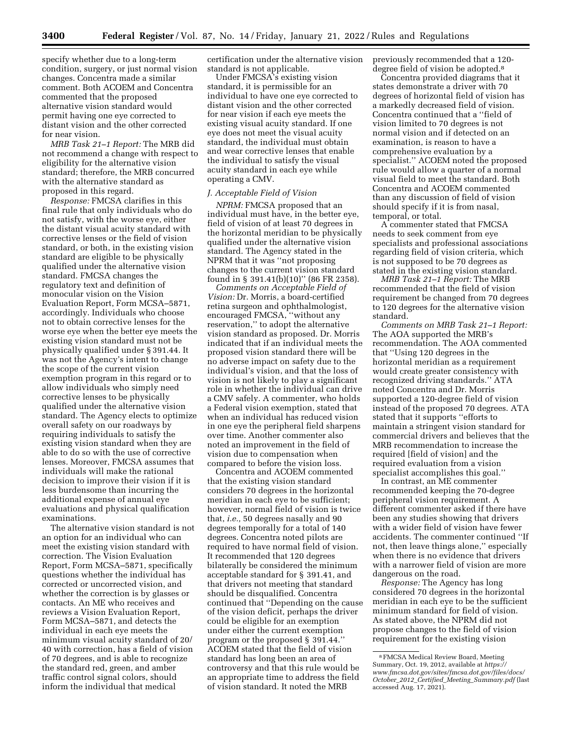specify whether due to a long-term condition, surgery, or just normal vision changes. Concentra made a similar comment. Both ACOEM and Concentra commented that the proposed alternative vision standard would permit having one eye corrected to distant vision and the other corrected for near vision.

*MRB Task 21–1 Report:* The MRB did not recommend a change with respect to eligibility for the alternative vision standard; therefore, the MRB concurred with the alternative standard as proposed in this regard.

*Response:* FMCSA clarifies in this final rule that only individuals who do not satisfy, with the worse eye, either the distant visual acuity standard with corrective lenses or the field of vision standard, or both, in the existing vision standard are eligible to be physically qualified under the alternative vision standard. FMCSA changes the regulatory text and definition of monocular vision on the Vision Evaluation Report, Form MCSA–5871, accordingly. Individuals who choose not to obtain corrective lenses for the worse eye when the better eye meets the existing vision standard must not be physically qualified under § 391.44. It was not the Agency's intent to change the scope of the current vision exemption program in this regard or to allow individuals who simply need corrective lenses to be physically qualified under the alternative vision standard. The Agency elects to optimize overall safety on our roadways by requiring individuals to satisfy the existing vision standard when they are able to do so with the use of corrective lenses. Moreover, FMCSA assumes that individuals will make the rational decision to improve their vision if it is less burdensome than incurring the additional expense of annual eye evaluations and physical qualification examinations.

The alternative vision standard is not an option for an individual who can meet the existing vision standard with correction. The Vision Evaluation Report, Form MCSA–5871, specifically questions whether the individual has corrected or uncorrected vision, and whether the correction is by glasses or contacts. An ME who receives and reviews a Vision Evaluation Report, Form MCSA–5871, and detects the individual in each eye meets the minimum visual acuity standard of 20/40 with correction, has a field of vision of 70 degrees, and is able to recognize the standard red, green, and amber traffic control signal colors, should inform the individual that medical certification under the alternative vision standard is not applicable.

Under FMCSA's existing vision standard, it is permissible for an individual to have one eye corrected to distant vision and the other corrected for near vision if each eye meets the existing visual acuity standard. If one eye does not meet the visual acuity standard, the individual must obtain and wear corrective lenses that enable the individual to satisfy the visual acuity standard in each eye while operating a CMV.

### *J. Acceptable Field of Vision*

*NPRM:* FMCSA proposed that an individual must have, in the better eye, field of vision of at least 70 degrees in the horizontal meridian to be physically qualified under the alternative vision standard. The Agency stated in the NPRM that it was "not proposing changes to the current vision standard found in § 391.41(b)(10)" (86 FR 2358).

*Comments on Acceptable Field of Vision:* Dr. Morris, a board-certified retina surgeon and ophthalmologist, encouraged FMCSA, "without any reservation," to adopt the alternative vision standard as proposed. Dr. Morris indicated that if an individual meets the proposed vision standard there will be no adverse impact on safety due to the individual's vision, and that the loss of vision is not likely to play a significant role in whether the individual can drive a CMV safely. A commenter, who holds a Federal vision exemption, stated that when an individual has reduced vision in one eye the peripheral field sharpens over time. Another commenter also noted an improvement in the field of vision due to compensation when compared to before the vision loss.

Concentra and ACOEM commented that the existing vision standard considers 70 degrees in the horizontal meridian in each eye to be sufficient; however, normal field of vision is twice that, *i.e.,* 50 degrees nasally and 90 degrees temporally for a total of 140 degrees. Concentra noted pilots are required to have normal field of vision. It recommended that 120 degrees bilaterally be considered the minimum acceptable standard for § 391.41, and that drivers not meeting that standard should be disqualified. Concentra continued that "Depending on the cause of the vision deficit, perhaps the driver could be eligible for an exemption under either the current exemption program or the proposed § 391.44." ACOEM stated that the field of vision standard has long been an area of controversy and that this rule would be an appropriate time to address the field of vision standard. It noted the MRB previously recommended that a 120-degree field of vision be adopted.[8]

Concentra provided diagrams that it states demonstrate a driver with 70 degrees of horizontal field of vision has a markedly decreased field of vision. Concentra continued that a "field of vision limited to 70 degrees is not normal vision and if detected on an examination, is reason to have a comprehensive evaluation by a specialist." ACOEM noted the proposed rule would allow a quarter of a normal visual field to meet the standard. Both Concentra and ACOEM commented than any discussion of field of vision should specify if it is from nasal, temporal, or total.

A commenter stated that FMCSA needs to seek comment from eye specialists and professional associations regarding field of vision criteria, which is not supposed to be 70 degrees as stated in the existing vision standard.

*MRB Task 21–1 Report:* The MRB recommended that the field of vision requirement be changed from 70 degrees to 120 degrees for the alternative vision standard.

*Comments on MRB Task 21–1 Report:* The AOA supported the MRB's recommendation. The AOA commented that "Using 120 degrees in the horizontal meridian as a requirement would create greater consistency with recognized driving standards." ATA noted Concentra and Dr. Morris supported a 120-degree field of vision instead of the proposed 70 degrees. ATA stated that it supports "efforts to maintain a stringent vision standard for commercial drivers and believes that the MRB recommendation to increase the required [field of vision] and the required evaluation from a vision specialist accomplishes this goal."

In contrast, an ME commenter recommended keeping the 70-degree peripheral vision requirement. A different commenter asked if there have been any studies showing that drivers with a wider field of vision have fewer accidents. The commenter continued "If not, then leave things alone," especially when there is no evidence that drivers with a narrower field of vision are more dangerous on the road.

*Response:* The Agency has long considered 70 degrees in the horizontal meridian in each eye to be the sufficient minimum standard for field of vision. As stated above, the NPRM did not propose changes to the field of vision requirement for the existing vision

---

[8] FMCSA Medical Review Board, Meeting Summary, Oct. 19, 2012, available at *https://www.fmcsa.dot.gov/sites/fmcsa.dot.gov/files/docs/October_2012_Certified_Meeting_Summary.pdf* (last accessed Aug. 17, 2021).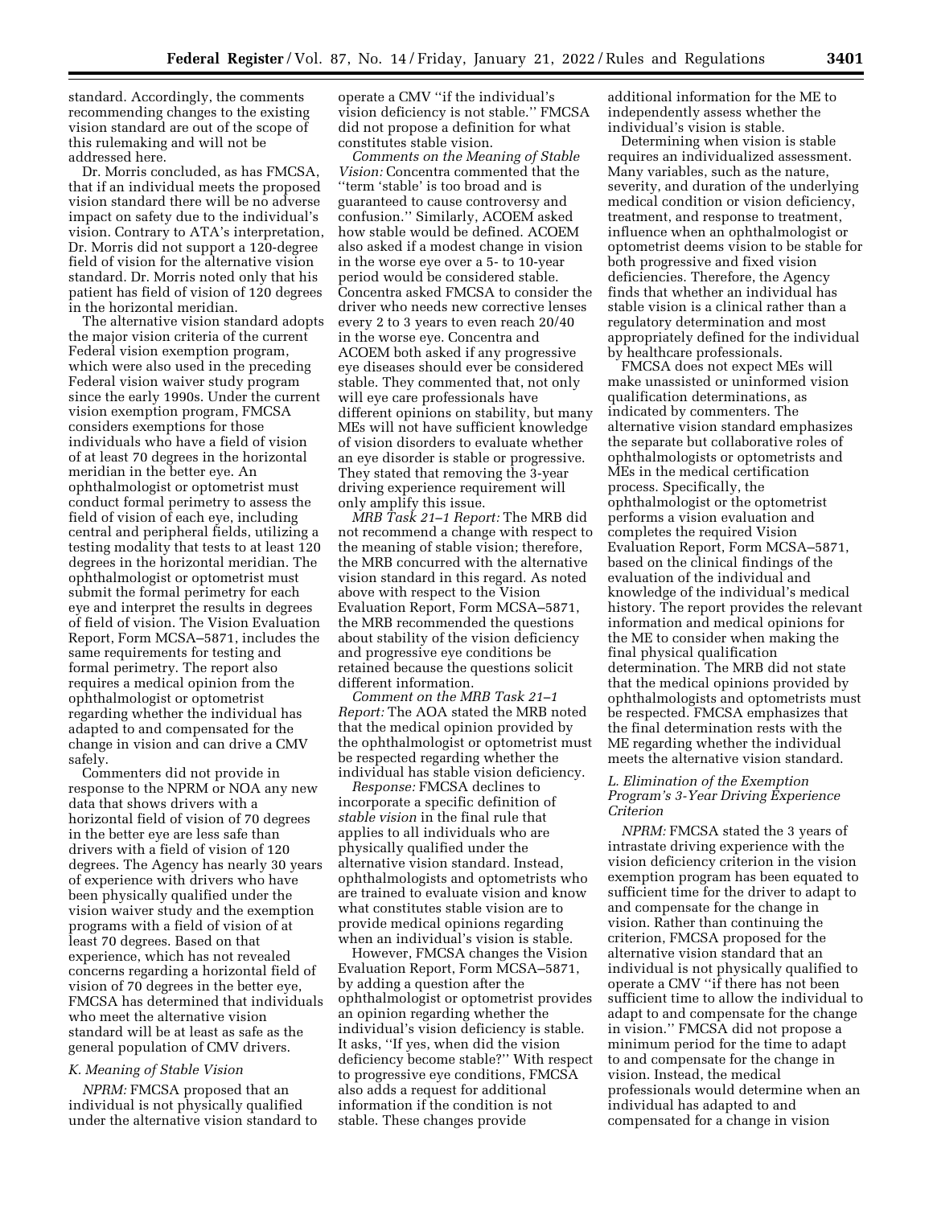standard. Accordingly, the comments recommending changes to the existing vision standard are out of the scope of this rulemaking and will not be addressed here.

Dr. Morris concluded, as has FMCSA, that if an individual meets the proposed vision standard there will be no adverse impact on safety due to the individual's vision. Contrary to ATA's interpretation, Dr. Morris did not support a 120-degree field of vision for the alternative vision standard. Dr. Morris noted only that his patient has field of vision of 120 degrees in the horizontal meridian.

The alternative vision standard adopts the major vision criteria of the current Federal vision exemption program, which were also used in the preceding Federal vision waiver study program since the early 1990s. Under the current vision exemption program, FMCSA considers exemptions for those individuals who have a field of vision of at least 70 degrees in the horizontal meridian in the better eye. An ophthalmologist or optometrist must conduct formal perimetry to assess the field of vision of each eye, including central and peripheral fields, utilizing a testing modality that tests to at least 120 degrees in the horizontal meridian. The ophthalmologist or optometrist must submit the formal perimetry for each eye and interpret the results in degrees of field of vision. The Vision Evaluation Report, Form MCSA–5871, includes the same requirements for testing and formal perimetry. The report also requires a medical opinion from the ophthalmologist or optometrist regarding whether the individual has adapted to and compensated for the change in vision and can drive a CMV safely.

Commenters did not provide in response to the NPRM or NOA any new data that shows drivers with a horizontal field of vision of 70 degrees in the better eye are less safe than drivers with a field of vision of 120 degrees. The Agency has nearly 30 years of experience with drivers who have been physically qualified under the vision waiver study and the exemption programs with a field of vision of at least 70 degrees. Based on that experience, which has not revealed concerns regarding a horizontal field of vision of 70 degrees in the better eye, FMCSA has determined that individuals who meet the alternative vision standard will be at least as safe as the general population of CMV drivers.

### K. Meaning of Stable Vision

*NPRM:* FMCSA proposed that an individual is not physically qualified under the alternative vision standard to operate a CMV "if the individual's vision deficiency is not stable." FMCSA did not propose a definition for what constitutes stable vision.

*Comments on the Meaning of Stable Vision:* Concentra commented that the "term 'stable' is too broad and is guaranteed to cause controversy and confusion." Similarly, ACOEM asked how stable would be defined. ACOEM also asked if a modest change in vision in the worse eye over a 5- to 10-year period would be considered stable. Concentra asked FMCSA to consider the driver who needs new corrective lenses every 2 to 3 years to even reach 20/40 in the worse eye. Concentra and ACOEM both asked if any progressive eye diseases should ever be considered stable. They commented that, not only will eye care professionals have different opinions on stability, but many MEs will not have sufficient knowledge of vision disorders to evaluate whether an eye disorder is stable or progressive. They stated that removing the 3-year driving experience requirement will only amplify this issue.

*MRB Task 21–1 Report:* The MRB did not recommend a change with respect to the meaning of stable vision; therefore, the MRB concurred with the alternative vision standard in this regard. As noted above with respect to the Vision Evaluation Report, Form MCSA–5871, the MRB recommended the questions about stability of the vision deficiency and progressive eye conditions be retained because the questions solicit different information.

*Comment on the MRB Task 21–1 Report:* The AOA stated the MRB noted that the medical opinion provided by the ophthalmologist or optometrist must be respected regarding whether the individual has stable vision deficiency.

*Response:* FMCSA declines to incorporate a specific definition of *stable vision* in the final rule that applies to all individuals who are physically qualified under the alternative vision standard. Instead, ophthalmologists and optometrists who are trained to evaluate vision and know what constitutes stable vision are to provide medical opinions regarding when an individual's vision is stable.

However, FMCSA changes the Vision Evaluation Report, Form MCSA–5871, by adding a question after the ophthalmologist or optometrist provides an opinion regarding whether the individual's vision deficiency is stable. It asks, "If yes, when did the vision deficiency become stable?" With respect to progressive eye conditions, FMCSA also adds a request for additional information if the condition is not stable. These changes provide additional information for the ME to independently assess whether the individual's vision is stable.

Determining when vision is stable requires an individualized assessment. Many variables, such as the nature, severity, and duration of the underlying medical condition or vision deficiency, treatment, and response to treatment, influence when an ophthalmologist or optometrist deems vision to be stable for both progressive and fixed vision deficiencies. Therefore, the Agency finds that whether an individual has stable vision is a clinical rather than a regulatory determination and most appropriately defined for the individual by healthcare professionals.

FMCSA does not expect MEs will make unassisted or uninformed vision qualification determinations, as indicated by commenters. The alternative vision standard emphasizes the separate but collaborative roles of ophthalmologists or optometrists and MEs in the medical certification process. Specifically, the ophthalmologist or the optometrist performs a vision evaluation and completes the required Vision Evaluation Report, Form MCSA–5871, based on the clinical findings of the evaluation of the individual and knowledge of the individual's medical history. The report provides the relevant information and medical opinions for the ME to consider when making the final physical qualification determination. The MRB did not state that the medical opinions provided by ophthalmologists and optometrists must be respected. FMCSA emphasizes that the final determination rests with the ME regarding whether the individual meets the alternative vision standard.

### L. Elimination of the Exemption Program's 3-Year Driving Experience Criterion

*NPRM:* FMCSA stated the 3 years of intrastate driving experience with the vision deficiency criterion in the vision exemption program has been equated to sufficient time for the driver to adapt to and compensate for the change in vision. Rather than continuing the criterion, FMCSA proposed for the alternative vision standard that an individual is not physically qualified to operate a CMV "if there has not been sufficient time to allow the individual to adapt to and compensate for the change in vision." FMCSA did not propose a minimum period for the time to adapt to and compensate for the change in vision. Instead, the medical professionals would determine when an individual has adapted to and compensated for a change in vision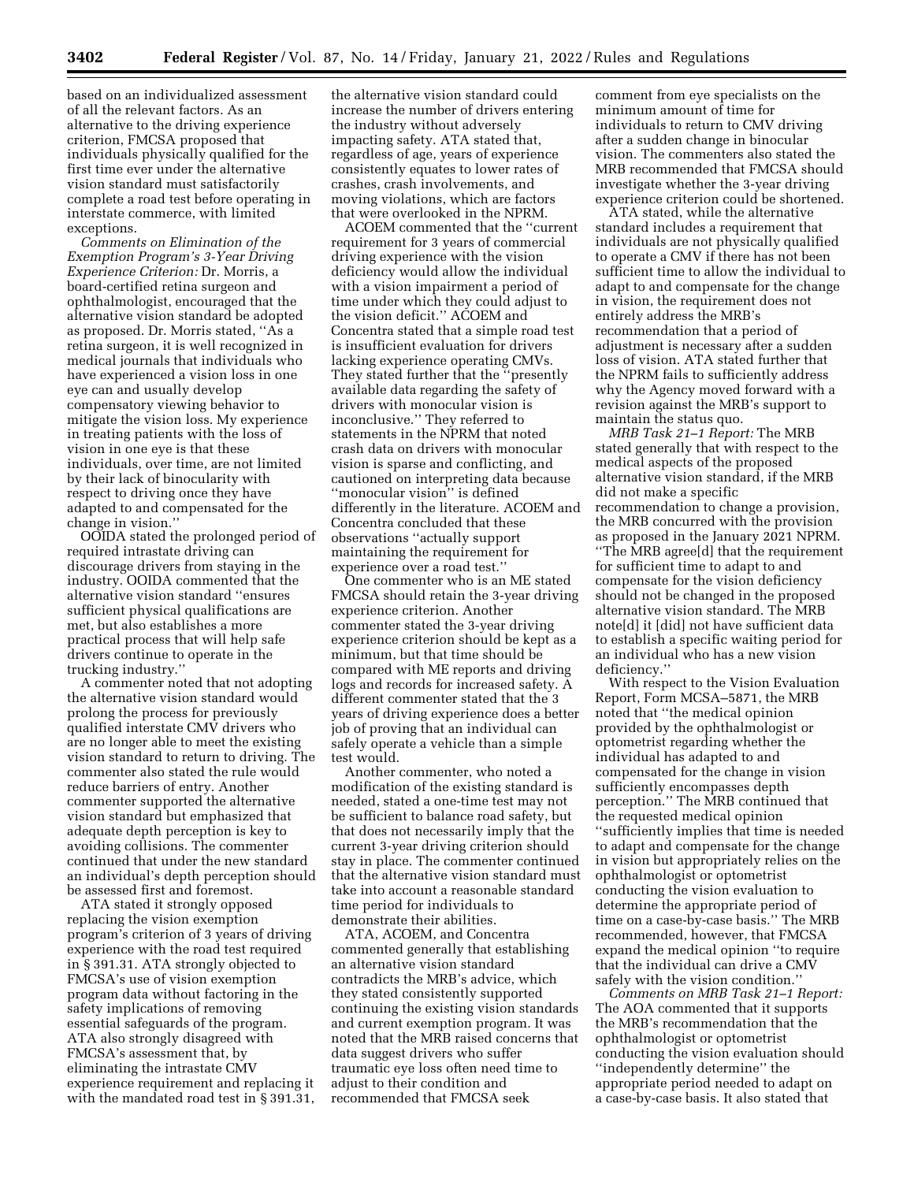based on an individualized assessment of all the relevant factors. As an alternative to the driving experience criterion, FMCSA proposed that individuals physically qualified for the first time ever under the alternative vision standard must satisfactorily complete a road test before operating in interstate commerce, with limited exceptions.

*Comments on Elimination of the Exemption Program's 3-Year Driving Experience Criterion:* Dr. Morris, a board-certified retina surgeon and ophthalmologist, encouraged that the alternative vision standard be adopted as proposed. Dr. Morris stated, "As a retina surgeon, it is well recognized in medical journals that individuals who have experienced a vision loss in one eye can and usually develop compensatory viewing behavior to mitigate the vision loss. My experience in treating patients with the loss of vision in one eye is that these individuals, over time, are not limited by their lack of binocularity with respect to driving once they have adapted to and compensated for the change in vision."

OOIDA stated the prolonged period of required intrastate driving can discourage drivers from staying in the industry. OOIDA commented that the alternative vision standard "ensures sufficient physical qualifications are met, but also establishes a more practical process that will help safe drivers continue to operate in the trucking industry."

A commenter noted that not adopting the alternative vision standard would prolong the process for previously qualified interstate CMV drivers who are no longer able to meet the existing vision standard to return to driving. The commenter also stated the rule would reduce barriers of entry. Another commenter supported the alternative vision standard but emphasized that adequate depth perception is key to avoiding collisions. The commenter continued that under the new standard an individual's depth perception should be assessed first and foremost.

ATA stated it strongly opposed replacing the vision exemption program's criterion of 3 years of driving experience with the road test required in § 391.31. ATA strongly objected to FMCSA's use of vision exemption program data without factoring in the safety implications of removing essential safeguards of the program. ATA also strongly disagreed with FMCSA's assessment that, by eliminating the intrastate CMV experience requirement and replacing it with the mandated road test in § 391.31, the alternative vision standard could increase the number of drivers entering the industry without adversely impacting safety. ATA stated that, regardless of age, years of experience consistently equates to lower rates of crashes, crash involvements, and moving violations, which are factors that were overlooked in the NPRM.

ACOEM commented that the "current requirement for 3 years of commercial driving experience with the vision deficiency would allow the individual with a vision impairment a period of time under which they could adjust to the vision deficit." ACOEM and Concentra stated that a simple road test is insufficient evaluation for drivers lacking experience operating CMVs. They stated further that the "presently available data regarding the safety of drivers with monocular vision is inconclusive." They referred to statements in the NPRM that noted crash data on drivers with monocular vision is sparse and conflicting, and cautioned on interpreting data because "monocular vision" is defined differently in the literature. ACOEM and Concentra concluded that these observations "actually support maintaining the requirement for experience over a road test."

One commenter who is an ME stated FMCSA should retain the 3-year driving experience criterion. Another commenter stated the 3-year driving experience criterion should be kept as a minimum, but that time should be compared with ME reports and driving logs and records for increased safety. A different commenter stated that the 3 years of driving experience does a better job of proving that an individual can safely operate a vehicle than a simple test would.

Another commenter, who noted a modification of the existing standard is needed, stated a one-time test may not be sufficient to balance road safety, but that does not necessarily imply that the current 3-year driving criterion should stay in place. The commenter continued that the alternative vision standard must take into account a reasonable standard time period for individuals to demonstrate their abilities.

ATA, ACOEM, and Concentra commented generally that establishing an alternative vision standard contradicts the MRB's advice, which they stated consistently supported continuing the existing vision standards and current exemption program. It was noted that the MRB raised concerns that data suggest drivers who suffer traumatic eye loss often need time to adjust to their condition and recommended that FMCSA seek comment from eye specialists on the minimum amount of time for individuals to return to CMV driving after a sudden change in binocular vision. The commenters also stated the MRB recommended that FMCSA should investigate whether the 3-year driving experience criterion could be shortened.

ATA stated, while the alternative standard includes a requirement that individuals are not physically qualified to operate a CMV if there has not been sufficient time to allow the individual to adapt to and compensate for the change in vision, the requirement does not entirely address the MRB's recommendation that a period of adjustment is necessary after a sudden loss of vision. ATA stated further that the NPRM fails to sufficiently address why the Agency moved forward with a revision against the MRB's support to maintain the status quo.

*MRB Task 21–1 Report:* The MRB stated generally that with respect to the medical aspects of the proposed alternative vision standard, if the MRB did not make a specific recommendation to change a provision, the MRB concurred with the provision as proposed in the January 2021 NPRM. "The MRB agree[d] that the requirement for sufficient time to adapt to and compensate for the vision deficiency should not be changed in the proposed alternative vision standard. The MRB note[d] it [did] not have sufficient data to establish a specific waiting period for an individual who has a new vision deficiency."

With respect to the Vision Evaluation Report, Form MCSA–5871, the MRB noted that "the medical opinion provided by the ophthalmologist or optometrist regarding whether the individual has adapted to and compensated for the change in vision sufficiently encompasses depth perception." The MRB continued that the requested medical opinion "sufficiently implies that time is needed to adapt and compensate for the change in vision but appropriately relies on the ophthalmologist or optometrist conducting the vision evaluation to determine the appropriate period of time on a case-by-case basis." The MRB recommended, however, that FMCSA expand the medical opinion "to require that the individual can drive a CMV safely with the vision condition."

*Comments on MRB Task 21–1 Report:* The AOA commented that it supports the MRB's recommendation that the ophthalmologist or optometrist conducting the vision evaluation should "independently determine" the appropriate period needed to adapt on a case-by-case basis. It also stated that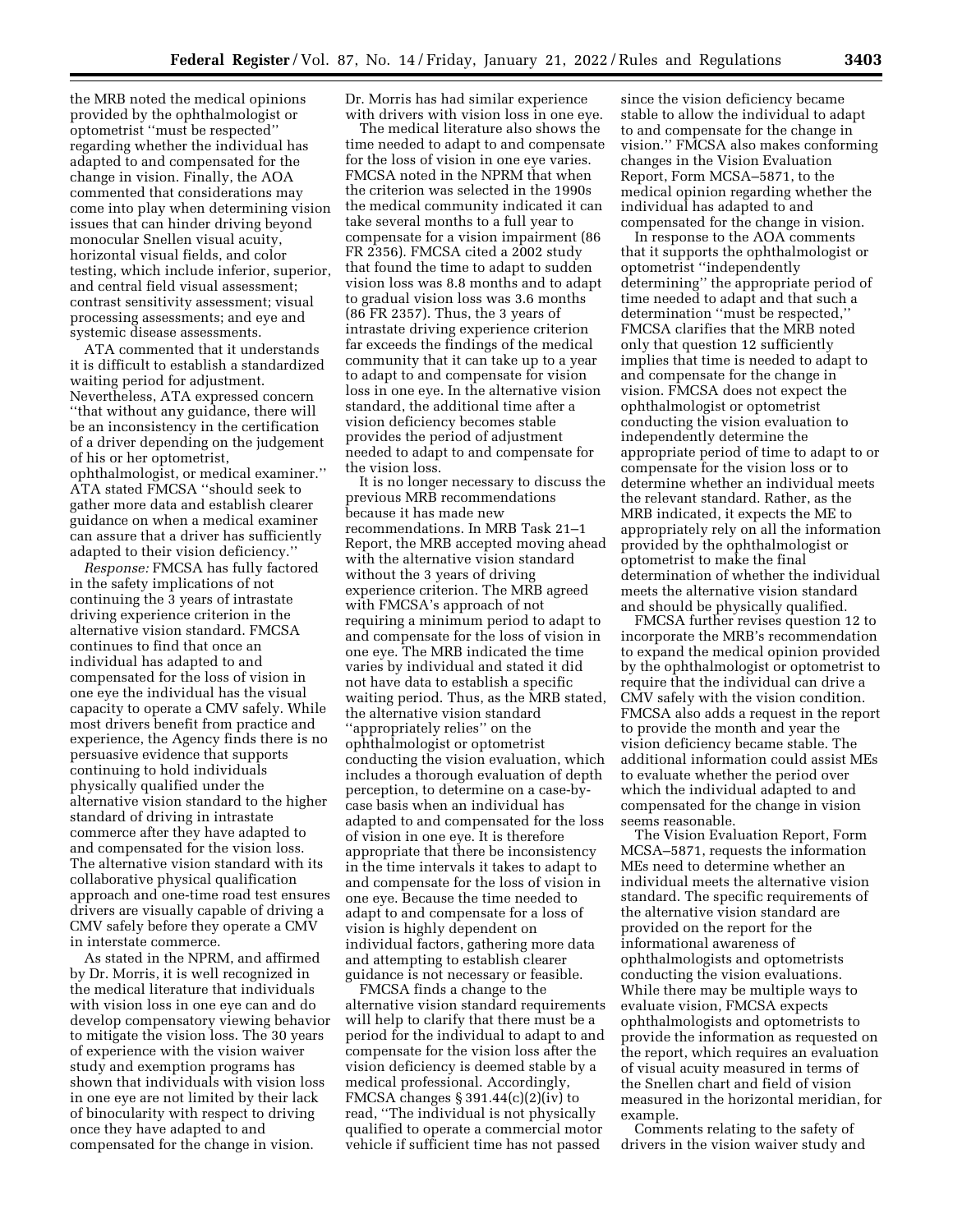the MRB noted the medical opinions provided by the ophthalmologist or optometrist ''must be respected'' regarding whether the individual has adapted to and compensated for the change in vision. Finally, the AOA commented that considerations may come into play when determining vision issues that can hinder driving beyond monocular Snellen visual acuity, horizontal visual fields, and color testing, which include inferior, superior, and central field visual assessment; contrast sensitivity assessment; visual processing assessments; and eye and systemic disease assessments.

ATA commented that it understands it is difficult to establish a standardized waiting period for adjustment. Nevertheless, ATA expressed concern ''that without any guidance, there will be an inconsistency in the certification of a driver depending on the judgement of his or her optometrist, ophthalmologist, or medical examiner.'' ATA stated FMCSA ''should seek to gather more data and establish clearer guidance on when a medical examiner can assure that a driver has sufficiently adapted to their vision deficiency.''

*Response:* FMCSA has fully factored in the safety implications of not continuing the 3 years of intrastate driving experience criterion in the alternative vision standard. FMCSA continues to find that once an individual has adapted to and compensated for the loss of vision in one eye the individual has the visual capacity to operate a CMV safely. While most drivers benefit from practice and experience, the Agency finds there is no persuasive evidence that supports continuing to hold individuals physically qualified under the alternative vision standard to the higher standard of driving in intrastate commerce after they have adapted to and compensated for the vision loss. The alternative vision standard with its collaborative physical qualification approach and one-time road test ensures drivers are visually capable of driving a CMV safely before they operate a CMV in interstate commerce.

As stated in the NPRM, and affirmed by Dr. Morris, it is well recognized in the medical literature that individuals with vision loss in one eye can and do develop compensatory viewing behavior to mitigate the vision loss. The 30 years of experience with the vision waiver study and exemption programs has shown that individuals with vision loss in one eye are not limited by their lack of binocularity with respect to driving once they have adapted to and compensated for the change in vision. Dr. Morris has had similar experience with drivers with vision loss in one eye.

The medical literature also shows the time needed to adapt to and compensate for the loss of vision in one eye varies. FMCSA noted in the NPRM that when the criterion was selected in the 1990s the medical community indicated it can take several months to a full year to compensate for a vision impairment (86 FR 2356). FMCSA cited a 2002 study that found the time to adapt to sudden vision loss was 8.8 months and to adapt to gradual vision loss was 3.6 months (86 FR 2357). Thus, the 3 years of intrastate driving experience criterion far exceeds the findings of the medical community that it can take up to a year to adapt to and compensate for vision loss in one eye. In the alternative vision standard, the additional time after a vision deficiency becomes stable provides the period of adjustment needed to adapt to and compensate for the vision loss.

It is no longer necessary to discuss the previous MRB recommendations because it has made new recommendations. In MRB Task 21–1 Report, the MRB accepted moving ahead with the alternative vision standard without the 3 years of driving experience criterion. The MRB agreed with FMCSA's approach of not requiring a minimum period to adapt to and compensate for the loss of vision in one eye. The MRB indicated the time varies by individual and stated it did not have data to establish a specific waiting period. Thus, as the MRB stated, the alternative vision standard ''appropriately relies'' on the ophthalmologist or optometrist conducting the vision evaluation, which includes a thorough evaluation of depth perception, to determine on a case-by-case basis when an individual has adapted to and compensated for the loss of vision in one eye. It is therefore appropriate that there be inconsistency in the time intervals it takes to adapt to and compensate for the loss of vision in one eye. Because the time needed to adapt to and compensate for a loss of vision is highly dependent on individual factors, gathering more data and attempting to establish clearer guidance is not necessary or feasible.

FMCSA finds a change to the alternative vision standard requirements will help to clarify that there must be a period for the individual to adapt to and compensate for the vision loss after the vision deficiency is deemed stable by a medical professional. Accordingly, FMCSA changes § 391.44(c)(2)(iv) to read, ''The individual is not physically qualified to operate a commercial motor vehicle if sufficient time has not passed since the vision deficiency became stable to allow the individual to adapt to and compensate for the change in vision.'' FMCSA also makes conforming changes in the Vision Evaluation Report, Form MCSA–5871, to the medical opinion regarding whether the individual has adapted to and compensated for the change in vision.

In response to the AOA comments that it supports the ophthalmologist or optometrist ''independently determining'' the appropriate period of time needed to adapt and that such a determination ''must be respected,'' FMCSA clarifies that the MRB noted only that question 12 sufficiently implies that time is needed to adapt to and compensate for the change in vision. FMCSA does not expect the ophthalmologist or optometrist conducting the vision evaluation to independently determine the appropriate period of time to adapt to or compensate for the vision loss or to determine whether an individual meets the relevant standard. Rather, as the MRB indicated, it expects the ME to appropriately rely on all the information provided by the ophthalmologist or optometrist to make the final determination of whether the individual meets the alternative vision standard and should be physically qualified.

FMCSA further revises question 12 to incorporate the MRB's recommendation to expand the medical opinion provided by the ophthalmologist or optometrist to require that the individual can drive a CMV safely with the vision condition. FMCSA also adds a request in the report to provide the month and year the vision deficiency became stable. The additional information could assist MEs to evaluate whether the period over which the individual adapted to and compensated for the change in vision seems reasonable.

The Vision Evaluation Report, Form MCSA–5871, requests the information MEs need to determine whether an individual meets the alternative vision standard. The specific requirements of the alternative vision standard are provided on the report for the informational awareness of ophthalmologists and optometrists conducting the vision evaluations. While there may be multiple ways to evaluate vision, FMCSA expects ophthalmologists and optometrists to provide the information as requested on the report, which requires an evaluation of visual acuity measured in terms of the Snellen chart and field of vision measured in the horizontal meridian, for example.

Comments relating to the safety of drivers in the vision waiver study and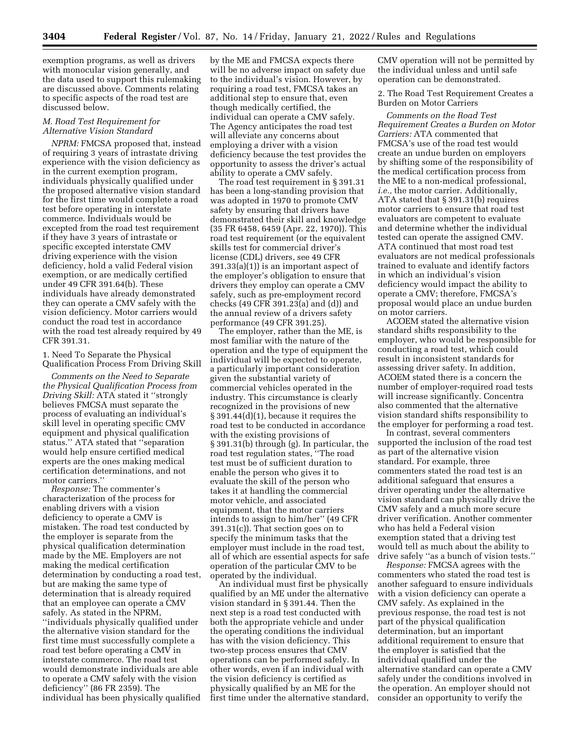exemption programs, as well as drivers with monocular vision generally, and the data used to support this rulemaking are discussed above. Comments relating to specific aspects of the road test are discussed below.

### M. Road Test Requirement for Alternative Vision Standard

*NPRM:* FMCSA proposed that, instead of requiring 3 years of intrastate driving experience with the vision deficiency as in the current exemption program, individuals physically qualified under the proposed alternative vision standard for the first time would complete a road test before operating in interstate commerce. Individuals would be excepted from the road test requirement if they have 3 years of intrastate or specific excepted interstate CMV driving experience with the vision deficiency, hold a valid Federal vision exemption, or are medically certified under 49 CFR 391.64(b). These individuals have already demonstrated they can operate a CMV safely with the vision deficiency. Motor carriers would conduct the road test in accordance with the road test already required by 49 CFR 391.31.

#### 1. Need To Separate the Physical Qualification Process From Driving Skill

*Comments on the Need to Separate the Physical Qualification Process from Driving Skill:* ATA stated it ''strongly believes FMCSA must separate the process of evaluating an individual's skill level in operating specific CMV equipment and physical qualification status.'' ATA stated that ''separation would help ensure certified medical experts are the ones making medical certification determinations, and not motor carriers.''

*Response:* The commenter's characterization of the process for enabling drivers with a vision deficiency to operate a CMV is mistaken. The road test conducted by the employer is separate from the physical qualification determination made by the ME. Employers are not making the medical certification determination by conducting a road test, but are making the same type of determination that is already required that an employee can operate a CMV safely. As stated in the NPRM, ''individuals physically qualified under the alternative vision standard for the first time must successfully complete a road test before operating a CMV in interstate commerce. The road test would demonstrate individuals are able to operate a CMV safely with the vision deficiency'' (86 FR 2359). The individual has been physically qualified by the ME and FMCSA expects there will be no adverse impact on safety due to the individual's vision. However, by requiring a road test, FMCSA takes an additional step to ensure that, even though medically certified, the individual can operate a CMV safely. The Agency anticipates the road test will alleviate any concerns about employing a driver with a vision deficiency because the test provides the opportunity to assess the driver's actual ability to operate a CMV safely.

The road test requirement in § 391.31 has been a long-standing provision that was adopted in 1970 to promote CMV safety by ensuring that drivers have demonstrated their skill and knowledge (35 FR 6458, 6459 (Apr. 22, 1970)). This road test requirement (or the equivalent skills test for commercial driver's license (CDL) drivers, see 49 CFR 391.33(a)(1)) is an important aspect of the employer's obligation to ensure that drivers they employ can operate a CMV safely, such as pre-employment record checks (49 CFR 391.23(a) and (d)) and the annual review of a drivers safety performance (49 CFR 391.25).

The employer, rather than the ME, is most familiar with the nature of the operation and the type of equipment the individual will be expected to operate, a particularly important consideration given the substantial variety of commercial vehicles operated in the industry. This circumstance is clearly recognized in the provisions of new § 391.44(d)(1), because it requires the road test to be conducted in accordance with the existing provisions of § 391.31(b) through (g). In particular, the road test regulation states, ''The road test must be of sufficient duration to enable the person who gives it to evaluate the skill of the person who takes it at handling the commercial motor vehicle, and associated equipment, that the motor carriers intends to assign to him/her'' (49 CFR 391.31(c)). That section goes on to specify the minimum tasks that the employer must include in the road test, all of which are essential aspects for safe operation of the particular CMV to be operated by the individual.

An individual must first be physically qualified by an ME under the alternative vision standard in § 391.44. Then the next step is a road test conducted with both the appropriate vehicle and under the operating conditions the individual has with the vision deficiency. This two-step process ensures that CMV operations can be performed safely. In other words, even if an individual with the vision deficiency is certified as physically qualified by an ME for the first time under the alternative standard, CMV operation will not be permitted by the individual unless and until safe operation can be demonstrated.

#### 2. The Road Test Requirement Creates a Burden on Motor Carriers

*Comments on the Road Test Requirement Creates a Burden on Motor Carriers:* ATA commented that FMCSA's use of the road test would create an undue burden on employers by shifting some of the responsibility of the medical certification process from the ME to a non-medical professional, *i.e.,* the motor carrier. Additionally, ATA stated that § 391.31(b) requires motor carriers to ensure that road test evaluators are competent to evaluate and determine whether the individual tested can operate the assigned CMV. ATA continued that most road test evaluators are not medical professionals trained to evaluate and identify factors in which an individual's vision deficiency would impact the ability to operate a CMV; therefore, FMCSA's proposal would place an undue burden on motor carriers.

ACOEM stated the alternative vision standard shifts responsibility to the employer, who would be responsible for conducting a road test, which could result in inconsistent standards for assessing driver safety. In addition, ACOEM stated there is a concern the number of employer-required road tests will increase significantly. Concentra also commented that the alternative vision standard shifts responsibility to the employer for performing a road test.

In contrast, several commenters supported the inclusion of the road test as part of the alternative vision standard. For example, three commenters stated the road test is an additional safeguard that ensures a driver operating under the alternative vision standard can physically drive the CMV safely and a much more secure driver verification. Another commenter who has held a Federal vision exemption stated that a driving test would tell as much about the ability to drive safely ''as a bunch of vision tests.''

*Response:* FMCSA agrees with the commenters who stated the road test is another safeguard to ensure individuals with a vision deficiency can operate a CMV safely. As explained in the previous response, the road test is not part of the physical qualification determination, but an important additional requirement to ensure that the employer is satisfied that the individual qualified under the alternative standard can operate a CMV safely under the conditions involved in the operation. An employer should not consider an opportunity to verify the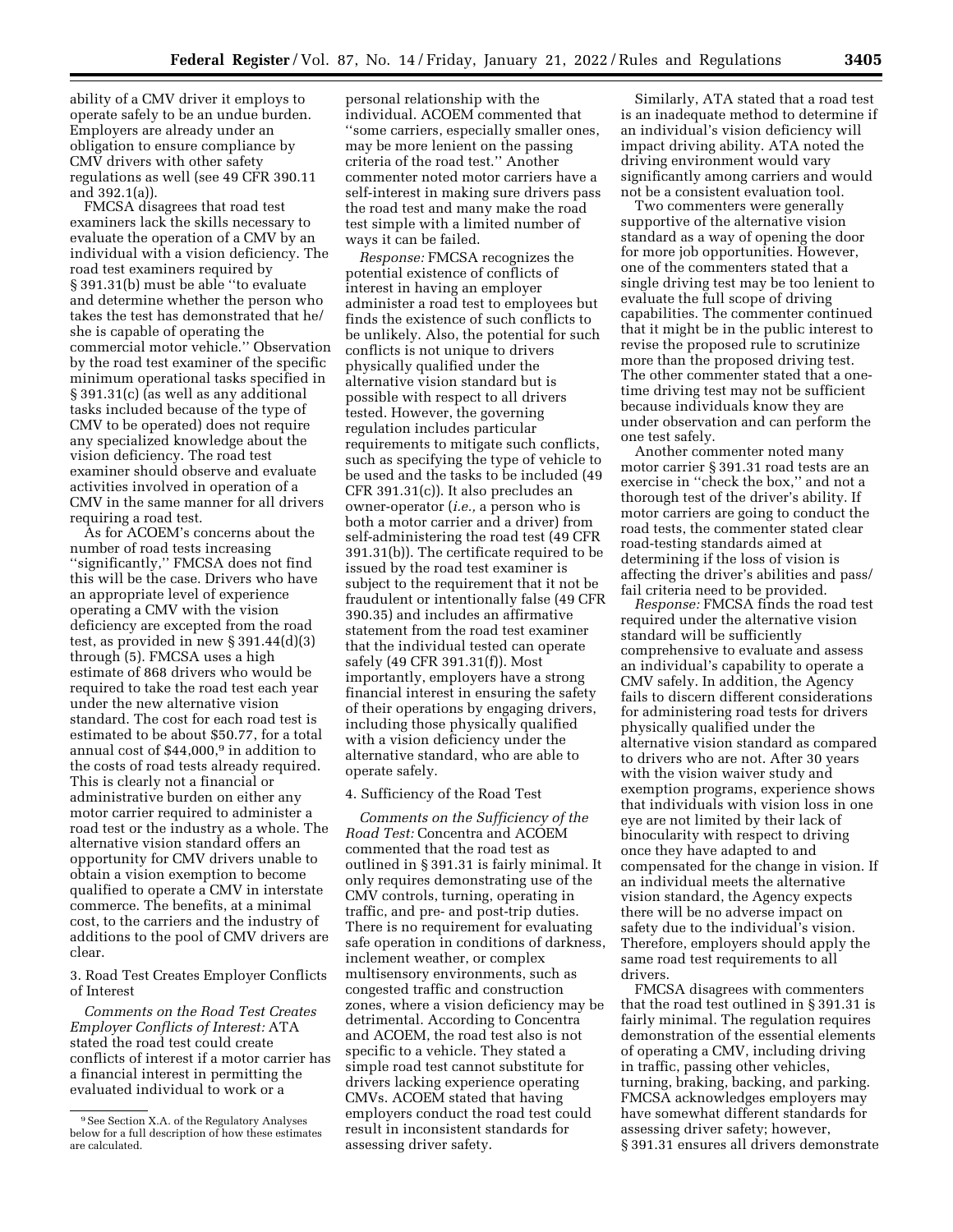ability of a CMV driver it employs to operate safely to be an undue burden. Employers are already under an obligation to ensure compliance by CMV drivers with other safety regulations as well (see 49 CFR 390.11 and 392.1(a)).

FMCSA disagrees that road test examiners lack the skills necessary to evaluate the operation of a CMV by an individual with a vision deficiency. The road test examiners required by § 391.31(b) must be able ''to evaluate and determine whether the person who takes the test has demonstrated that he/she is capable of operating the commercial motor vehicle.'' Observation by the road test examiner of the specific minimum operational tasks specified in § 391.31(c) (as well as any additional tasks included because of the type of CMV to be operated) does not require any specialized knowledge about the vision deficiency. The road test examiner should observe and evaluate activities involved in operation of a CMV in the same manner for all drivers requiring a road test.

As for ACOEM's concerns about the number of road tests increasing ''significantly,'' FMCSA does not find this will be the case. Drivers who have an appropriate level of experience operating a CMV with the vision deficiency are excepted from the road test, as provided in new § 391.44(d)(3) through (5). FMCSA uses a high estimate of 868 drivers who would be required to take the road test each year under the new alternative vision standard. The cost for each road test is estimated to be about $50.77, for a total annual cost of $44,000,[9] in addition to the costs of road tests already required. This is clearly not a financial or administrative burden on either any motor carrier required to administer a road test or the industry as a whole. The alternative vision standard offers an opportunity for CMV drivers unable to obtain a vision exemption to become qualified to operate a CMV in interstate commerce. The benefits, at a minimal cost, to the carriers and the industry of additions to the pool of CMV drivers are clear.

3. Road Test Creates Employer Conflicts of Interest

*Comments on the Road Test Creates Employer Conflicts of Interest:* ATA stated the road test could create conflicts of interest if a motor carrier has a financial interest in permitting the evaluated individual to work or a personal relationship with the individual. ACOEM commented that ''some carriers, especially smaller ones, may be more lenient on the passing criteria of the road test.'' Another commenter noted motor carriers have a self-interest in making sure drivers pass the road test and many make the road test simple with a limited number of ways it can be failed.

*Response:* FMCSA recognizes the potential existence of conflicts of interest in having an employer administer a road test to employees but finds the existence of such conflicts to be unlikely. Also, the potential for such conflicts is not unique to drivers physically qualified under the alternative vision standard but is possible with respect to all drivers tested. However, the governing regulation includes particular requirements to mitigate such conflicts, such as specifying the type of vehicle to be used and the tasks to be included (49 CFR 391.31(c)). It also precludes an owner-operator (*i.e.,* a person who is both a motor carrier and a driver) from self-administering the road test (49 CFR 391.31(b)). The certificate required to be issued by the road test examiner is subject to the requirement that it not be fraudulent or intentionally false (49 CFR 390.35) and includes an affirmative statement from the road test examiner that the individual tested can operate safely (49 CFR 391.31(f)). Most importantly, employers have a strong financial interest in ensuring the safety of their operations by engaging drivers, including those physically qualified with a vision deficiency under the alternative standard, who are able to operate safely.

4. Sufficiency of the Road Test

*Comments on the Sufficiency of the Road Test:* Concentra and ACOEM commented that the road test as outlined in § 391.31 is fairly minimal. It only requires demonstrating use of the CMV controls, turning, operating in traffic, and pre- and post-trip duties. There is no requirement for evaluating safe operation in conditions of darkness, inclement weather, or complex multisensory environments, such as congested traffic and construction zones, where a vision deficiency may be detrimental. According to Concentra and ACOEM, the road test also is not specific to a vehicle. They stated a simple road test cannot substitute for drivers lacking experience operating CMVs. ACOEM stated that having employers conduct the road test could result in inconsistent standards for assessing driver safety.

Similarly, ATA stated that a road test is an inadequate method to determine if an individual's vision deficiency will impact driving ability. ATA noted the driving environment would vary significantly among carriers and would not be a consistent evaluation tool.

Two commenters were generally supportive of the alternative vision standard as a way of opening the door for more job opportunities. However, one of the commenters stated that a single driving test may be too lenient to evaluate the full scope of driving capabilities. The commenter continued that it might be in the public interest to revise the proposed rule to scrutinize more than the proposed driving test. The other commenter stated that a one-time driving test may not be sufficient because individuals know they are under observation and can perform the one test safely.

Another commenter noted many motor carrier § 391.31 road tests are an exercise in ''check the box,'' and not a thorough test of the driver's ability. If motor carriers are going to conduct the road tests, the commenter stated clear road-testing standards aimed at determining if the loss of vision is affecting the driver's abilities and pass/fail criteria need to be provided.

*Response:* FMCSA finds the road test required under the alternative vision standard will be sufficiently comprehensive to evaluate and assess an individual's capability to operate a CMV safely. In addition, the Agency fails to discern different considerations for administering road tests for drivers physically qualified under the alternative vision standard as compared to drivers who are not. After 30 years with the vision waiver study and exemption programs, experience shows that individuals with vision loss in one eye are not limited by their lack of binocularity with respect to driving once they have adapted to and compensated for the change in vision. If an individual meets the alternative vision standard, the Agency expects there will be no adverse impact on safety due to the individual's vision. Therefore, employers should apply the same road test requirements to all drivers.

FMCSA disagrees with commenters that the road test outlined in § 391.31 is fairly minimal. The regulation requires demonstration of the essential elements of operating a CMV, including driving in traffic, passing other vehicles, turning, braking, backing, and parking. FMCSA acknowledges employers may have somewhat different standards for assessing driver safety; however, § 391.31 ensures all drivers demonstrate

[9] See Section X.A. of the Regulatory Analyses below for a full description of how these estimates are calculated.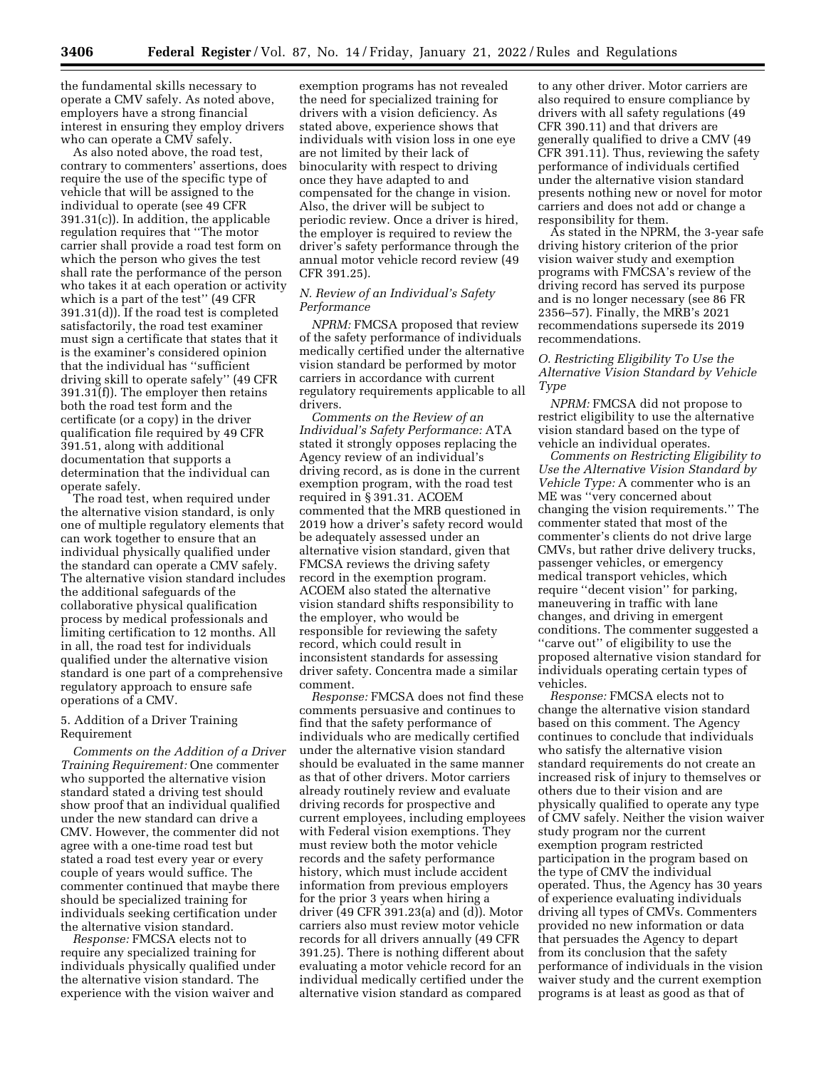the fundamental skills necessary to operate a CMV safely. As noted above, employers have a strong financial interest in ensuring they employ drivers who can operate a CMV safely.

As also noted above, the road test, contrary to commenters' assertions, does require the use of the specific type of vehicle that will be assigned to the individual to operate (see 49 CFR 391.31(c)). In addition, the applicable regulation requires that ''The motor carrier shall provide a road test form on which the person who gives the test shall rate the performance of the person who takes it at each operation or activity which is a part of the test'' (49 CFR 391.31(d)). If the road test is completed satisfactorily, the road test examiner must sign a certificate that states that it is the examiner's considered opinion that the individual has ''sufficient driving skill to operate safely'' (49 CFR 391.31(f)). The employer then retains both the road test form and the certificate (or a copy) in the driver qualification file required by 49 CFR 391.51, along with additional documentation that supports a determination that the individual can operate safely.

The road test, when required under the alternative vision standard, is only one of multiple regulatory elements that can work together to ensure that an individual physically qualified under the standard can operate a CMV safely. The alternative vision standard includes the additional safeguards of the collaborative physical qualification process by medical professionals and limiting certification to 12 months. All in all, the road test for individuals qualified under the alternative vision standard is one part of a comprehensive regulatory approach to ensure safe operations of a CMV.

5. Addition of a Driver Training Requirement

*Comments on the Addition of a Driver Training Requirement:* One commenter who supported the alternative vision standard stated a driving test should show proof that an individual qualified under the new standard can drive a CMV. However, the commenter did not agree with a one-time road test but stated a road test every year or every couple of years would suffice. The commenter continued that maybe there should be specialized training for individuals seeking certification under the alternative vision standard.

*Response:* FMCSA elects not to require any specialized training for individuals physically qualified under the alternative vision standard. The experience with the vision waiver and exemption programs has not revealed the need for specialized training for drivers with a vision deficiency. As stated above, experience shows that individuals with vision loss in one eye are not limited by their lack of binocularity with respect to driving once they have adapted to and compensated for the change in vision. Also, the driver will be subject to periodic review. Once a driver is hired, the employer is required to review the driver's safety performance through the annual motor vehicle record review (49 CFR 391.25).

### N. Review of an Individual's Safety Performance

*NPRM:* FMCSA proposed that review of the safety performance of individuals medically certified under the alternative vision standard be performed by motor carriers in accordance with current regulatory requirements applicable to all drivers.

*Comments on the Review of an Individual's Safety Performance:* ATA stated it strongly opposes replacing the Agency review of an individual's driving record, as is done in the current exemption program, with the road test required in § 391.31. ACOEM commented that the MRB questioned in 2019 how a driver's safety record would be adequately assessed under an alternative vision standard, given that FMCSA reviews the driving safety record in the exemption program. ACOEM also stated the alternative vision standard shifts responsibility to the employer, who would be responsible for reviewing the safety record, which could result in inconsistent standards for assessing driver safety. Concentra made a similar comment.

*Response:* FMCSA does not find these comments persuasive and continues to find that the safety performance of individuals who are medically certified under the alternative vision standard should be evaluated in the same manner as that of other drivers. Motor carriers already routinely review and evaluate driving records for prospective and current employees, including employees with Federal vision exemptions. They must review both the motor vehicle records and the safety performance history, which must include accident information from previous employers for the prior 3 years when hiring a driver (49 CFR 391.23(a) and (d)). Motor carriers also must review motor vehicle records for all drivers annually (49 CFR 391.25). There is nothing different about evaluating a motor vehicle record for an individual medically certified under the alternative vision standard as compared to any other driver. Motor carriers are also required to ensure compliance by drivers with all safety regulations (49 CFR 390.11) and that drivers are generally qualified to drive a CMV (49 CFR 391.11). Thus, reviewing the safety performance of individuals certified under the alternative vision standard presents nothing new or novel for motor carriers and does not add or change a responsibility for them.

As stated in the NPRM, the 3-year safe driving history criterion of the prior vision waiver study and exemption programs with FMCSA's review of the driving record has served its purpose and is no longer necessary (see 86 FR 2356–57). Finally, the MRB's 2021 recommendations supersede its 2019 recommendations.

### O. Restricting Eligibility To Use the Alternative Vision Standard by Vehicle Type

*NPRM:* FMCSA did not propose to restrict eligibility to use the alternative vision standard based on the type of vehicle an individual operates.

*Comments on Restricting Eligibility to Use the Alternative Vision Standard by Vehicle Type:* A commenter who is an ME was ''very concerned about changing the vision requirements.'' The commenter stated that most of the commenter's clients do not drive large CMVs, but rather drive delivery trucks, passenger vehicles, or emergency medical transport vehicles, which require ''decent vision'' for parking, maneuvering in traffic with lane changes, and driving in emergent conditions. The commenter suggested a ''carve out'' of eligibility to use the proposed alternative vision standard for individuals operating certain types of vehicles.

*Response:* FMCSA elects not to change the alternative vision standard based on this comment. The Agency continues to conclude that individuals who satisfy the alternative vision standard requirements do not create an increased risk of injury to themselves or others due to their vision and are physically qualified to operate any type of CMV safely. Neither the vision waiver study program nor the current exemption program restricted participation in the program based on the type of CMV the individual operated. Thus, the Agency has 30 years of experience evaluating individuals driving all types of CMVs. Commenters provided no new information or data that persuades the Agency to depart from its conclusion that the safety performance of individuals in the vision waiver study and the current exemption programs is at least as good as that of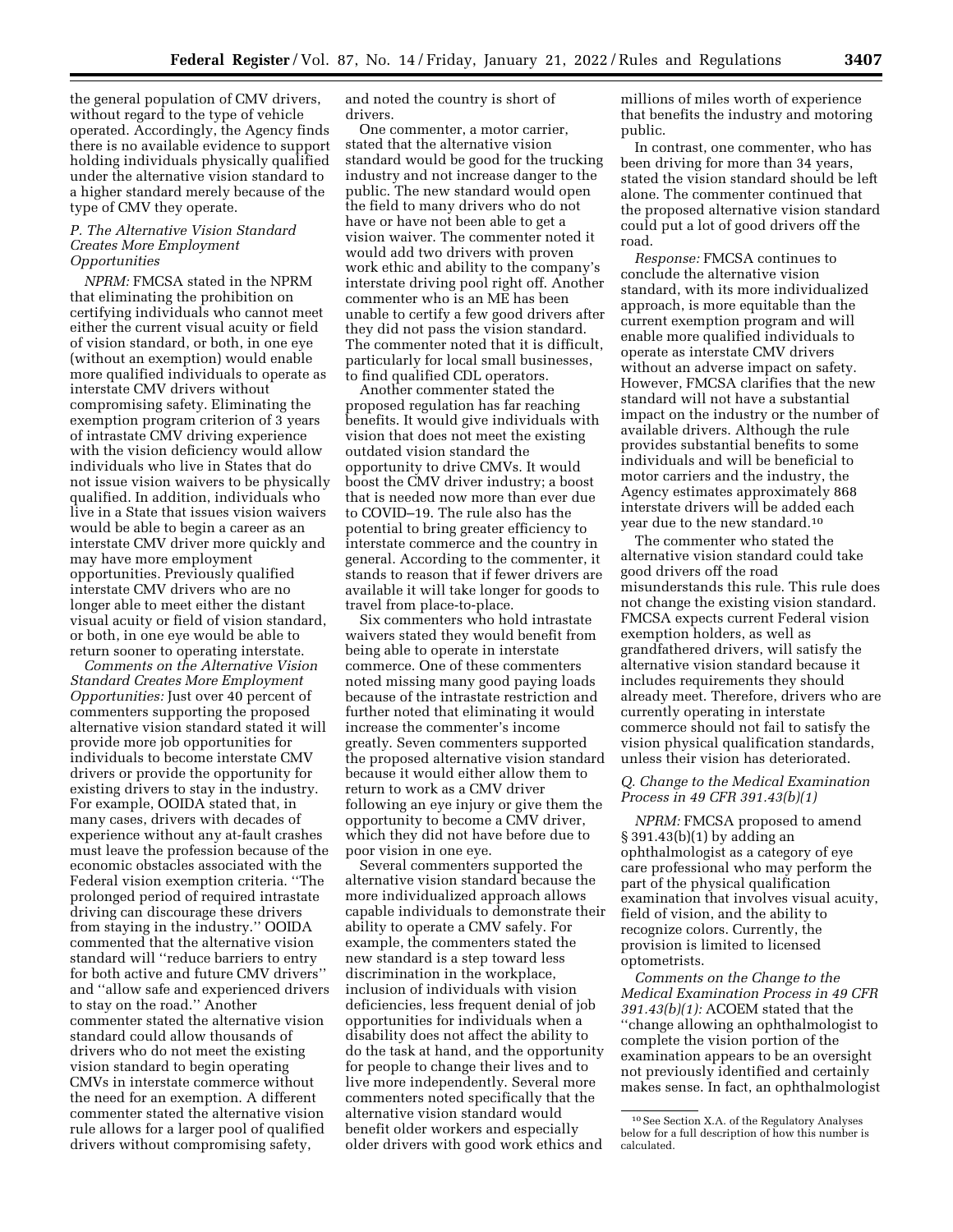the general population of CMV drivers, without regard to the type of vehicle operated. Accordingly, the Agency finds there is no available evidence to support holding individuals physically qualified under the alternative vision standard to a higher standard merely because of the type of CMV they operate.

### P. The Alternative Vision Standard Creates More Employment Opportunities

*NPRM:* FMCSA stated in the NPRM that eliminating the prohibition on certifying individuals who cannot meet either the current visual acuity or field of vision standard, or both, in one eye (without an exemption) would enable more qualified individuals to operate as interstate CMV drivers without compromising safety. Eliminating the exemption program criterion of 3 years of intrastate CMV driving experience with the vision deficiency would allow individuals who live in States that do not issue vision waivers to be physically qualified. In addition, individuals who live in a State that issues vision waivers would be able to begin a career as an interstate CMV driver more quickly and may have more employment opportunities. Previously qualified interstate CMV drivers who are no longer able to meet either the distant visual acuity or field of vision standard, or both, in one eye would be able to return sooner to operating interstate.

*Comments on the Alternative Vision Standard Creates More Employment Opportunities:* Just over 40 percent of commenters supporting the proposed alternative vision standard stated it will provide more job opportunities for individuals to become interstate CMV drivers or provide the opportunity for existing drivers to stay in the industry. For example, OOIDA stated that, in many cases, drivers with decades of experience without any at-fault crashes must leave the profession because of the economic obstacles associated with the Federal vision exemption criteria. ''The prolonged period of required intrastate driving can discourage these drivers from staying in the industry.'' OOIDA commented that the alternative vision standard will ''reduce barriers to entry for both active and future CMV drivers'' and ''allow safe and experienced drivers to stay on the road.'' Another commenter stated the alternative vision standard could allow thousands of drivers who do not meet the existing vision standard to begin operating CMVs in interstate commerce without the need for an exemption. A different commenter stated the alternative vision rule allows for a larger pool of qualified drivers without compromising safety, and noted the country is short of drivers.

One commenter, a motor carrier, stated that the alternative vision standard would be good for the trucking industry and not increase danger to the public. The new standard would open the field to many drivers who do not have or have not been able to get a vision waiver. The commenter noted it would add two drivers with proven work ethic and ability to the company's interstate driving pool right off. Another commenter who is an ME has been unable to certify a few good drivers after they did not pass the vision standard. The commenter noted that it is difficult, particularly for local small businesses, to find qualified CDL operators.

Another commenter stated the proposed regulation has far reaching benefits. It would give individuals with vision that does not meet the existing outdated vision standard the opportunity to drive CMVs. It would boost the CMV driver industry; a boost that is needed now more than ever due to COVID–19. The rule also has the potential to bring greater efficiency to interstate commerce and the country in general. According to the commenter, it stands to reason that if fewer drivers are available it will take longer for goods to travel from place-to-place.

Six commenters who hold intrastate waivers stated they would benefit from being able to operate in interstate commerce. One of these commenters noted missing many good paying loads because of the intrastate restriction and further noted that eliminating it would increase the commenter's income greatly. Seven commenters supported the proposed alternative vision standard because it would either allow them to return to work as a CMV driver following an eye injury or give them the opportunity to become a CMV driver, which they did not have before due to poor vision in one eye.

Several commenters supported the alternative vision standard because the more individualized approach allows capable individuals to demonstrate their ability to operate a CMV safely. For example, the commenters stated the new standard is a step toward less discrimination in the workplace, inclusion of individuals with vision deficiencies, less frequent denial of job opportunities for individuals when a disability does not affect the ability to do the task at hand, and the opportunity for people to change their lives and to live more independently. Several more commenters noted specifically that the alternative vision standard would benefit older workers and especially older drivers with good work ethics and millions of miles worth of experience that benefits the industry and motoring public.

In contrast, one commenter, who has been driving for more than 34 years, stated the vision standard should be left alone. The commenter continued that the proposed alternative vision standard could put a lot of good drivers off the road.

*Response:* FMCSA continues to conclude the alternative vision standard, with its more individualized approach, is more equitable than the current exemption program and will enable more qualified individuals to operate as interstate CMV drivers without an adverse impact on safety. However, FMCSA clarifies that the new standard will not have a substantial impact on the industry or the number of available drivers. Although the rule provides substantial benefits to some individuals and will be beneficial to motor carriers and the industry, the Agency estimates approximately 868 interstate drivers will be added each year due to the new standard.[10]

The commenter who stated the alternative vision standard could take good drivers off the road misunderstands this rule. This rule does not change the existing vision standard. FMCSA expects current Federal vision exemption holders, as well as grandfathered drivers, will satisfy the alternative vision standard because it includes requirements they should already meet. Therefore, drivers who are currently operating in interstate commerce should not fail to satisfy the vision physical qualification standards, unless their vision has deteriorated.

### Q. Change to the Medical Examination Process in 49 CFR 391.43(b)(1)

*NPRM:* FMCSA proposed to amend § 391.43(b)(1) by adding an ophthalmologist as a category of eye care professional who may perform the part of the physical qualification examination that involves visual acuity, field of vision, and the ability to recognize colors. Currently, the provision is limited to licensed optometrists.

*Comments on the Change to the Medical Examination Process in 49 CFR 391.43(b)(1):* ACOEM stated that the ''change allowing an ophthalmologist to complete the vision portion of the examination appears to be an oversight not previously identified and certainly makes sense. In fact, an ophthalmologist

[10] See Section X.A. of the Regulatory Analyses below for a full description of how this number is calculated.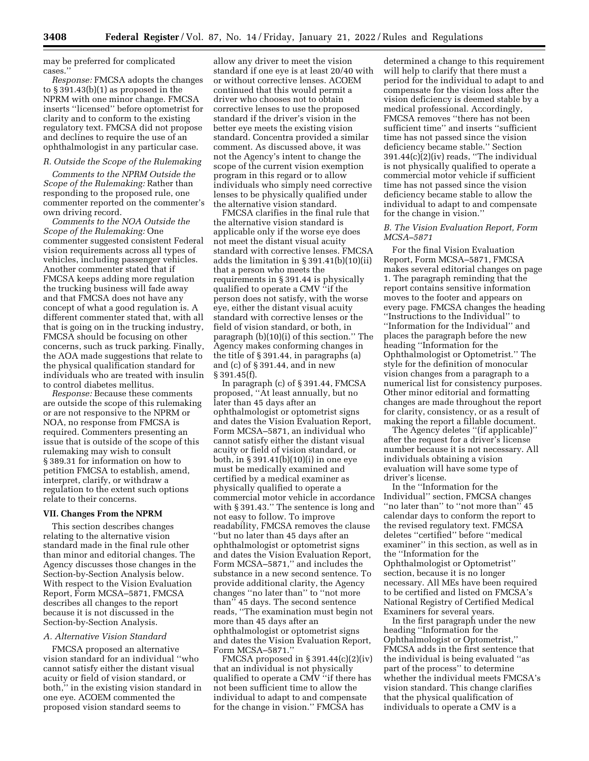may be preferred for complicated cases.''

*Response:* FMCSA adopts the changes to § 391.43(b)(1) as proposed in the NPRM with one minor change. FMCSA inserts ''licensed'' before optometrist for clarity and to conform to the existing regulatory text. FMCSA did not propose and declines to require the use of an ophthalmologist in any particular case.

### *R. Outside the Scope of the Rulemaking*

*Comments to the NPRM Outside the Scope of the Rulemaking:* Rather than responding to the proposed rule, one commenter reported on the commenter's own driving record.

*Comments to the NOA Outside the Scope of the Rulemaking:* One commenter suggested consistent Federal vision requirements across all types of vehicles, including passenger vehicles. Another commenter stated that if FMCSA keeps adding more regulation the trucking business will fade away and that FMCSA does not have any concept of what a good regulation is. A different commenter stated that, with all that is going on in the trucking industry, FMCSA should be focusing on other concerns, such as truck parking. Finally, the AOA made suggestions that relate to the physical qualification standard for individuals who are treated with insulin to control diabetes mellitus.

*Response:* Because these comments are outside the scope of this rulemaking or are not responsive to the NPRM or NOA, no response from FMCSA is required. Commenters presenting an issue that is outside of the scope of this rulemaking may wish to consult § 389.31 for information on how to petition FMCSA to establish, amend, interpret, clarify, or withdraw a regulation to the extent such options relate to their concerns.

## VII. Changes From the NPRM

This section describes changes relating to the alternative vision standard made in the final rule other than minor and editorial changes. The Agency discusses those changes in the Section-by-Section Analysis below. With respect to the Vision Evaluation Report, Form MCSA–5871, FMCSA describes all changes to the report because it is not discussed in the Section-by-Section Analysis.

### *A. Alternative Vision Standard*

FMCSA proposed an alternative vision standard for an individual ''who cannot satisfy either the distant visual acuity or field of vision standard, or both,'' in the existing vision standard in one eye. ACOEM commented the proposed vision standard seems to allow any driver to meet the vision standard if one eye is at least 20/40 with or without corrective lenses. ACOEM continued that this would permit a driver who chooses not to obtain corrective lenses to use the proposed standard if the driver's vision in the better eye meets the existing vision standard. Concentra provided a similar comment. As discussed above, it was not the Agency's intent to change the scope of the current vision exemption program in this regard or to allow individuals who simply need corrective lenses to be physically qualified under the alternative vision standard.

FMCSA clarifies in the final rule that the alternative vision standard is applicable only if the worse eye does not meet the distant visual acuity standard with corrective lenses. FMCSA adds the limitation in § 391.41(b)(10)(ii) that a person who meets the requirements in § 391.44 is physically qualified to operate a CMV ''if the person does not satisfy, with the worse eye, either the distant visual acuity standard with corrective lenses or the field of vision standard, or both, in paragraph (b)(10)(i) of this section.'' The Agency makes conforming changes in the title of § 391.44, in paragraphs (a) and (c) of § 391.44, and in new § 391.45(f).

In paragraph (c) of § 391.44, FMCSA proposed, ''At least annually, but no later than 45 days after an ophthalmologist or optometrist signs and dates the Vision Evaluation Report, Form MCSA–5871, an individual who cannot satisfy either the distant visual acuity or field of vision standard, or both, in § 391.41(b)(10)(i) in one eye must be medically examined and certified by a medical examiner as physically qualified to operate a commercial motor vehicle in accordance with § 391.43.'' The sentence is long and not easy to follow. To improve readability, FMCSA removes the clause ''but no later than 45 days after an ophthalmologist or optometrist signs and dates the Vision Evaluation Report, Form MCSA–5871,'' and includes the substance in a new second sentence. To provide additional clarity, the Agency changes ''no later than'' to ''not more than'' 45 days. The second sentence reads, ''The examination must begin not more than 45 days after an ophthalmologist or optometrist signs and dates the Vision Evaluation Report, Form MCSA–5871.''

FMCSA proposed in § 391.44(c)(2)(iv) that an individual is not physically qualified to operate a CMV ''if there has not been sufficient time to allow the individual to adapt to and compensate for the change in vision.'' FMCSA has determined a change to this requirement will help to clarify that there must a period for the individual to adapt to and compensate for the vision loss after the vision deficiency is deemed stable by a medical professional. Accordingly, FMCSA removes ''there has not been sufficient time'' and inserts ''sufficient time has not passed since the vision deficiency became stable.'' Section 391.44(c)(2)(iv) reads, ''The individual is not physically qualified to operate a commercial motor vehicle if sufficient time has not passed since the vision deficiency became stable to allow the individual to adapt to and compensate for the change in vision.''

### *B. The Vision Evaluation Report, Form MCSA–5871*

For the final Vision Evaluation Report, Form MCSA–5871, FMCSA makes several editorial changes on page 1. The paragraph reminding that the report contains sensitive information moves to the footer and appears on every page. FMCSA changes the heading ''Instructions to the Individual'' to ''Information for the Individual'' and places the paragraph before the new heading ''Information for the Ophthalmologist or Optometrist.'' The style for the definition of monocular vision changes from a paragraph to a numerical list for consistency purposes. Other minor editorial and formatting changes are made throughout the report for clarity, consistency, or as a result of making the report a fillable document.

The Agency deletes ''(if applicable)'' after the request for a driver's license number because it is not necessary. All individuals obtaining a vision evaluation will have some type of driver's license.

In the ''Information for the Individual'' section, FMCSA changes ''no later than'' to ''not more than'' 45 calendar days to conform the report to the revised regulatory text. FMCSA deletes ''certified'' before ''medical examiner'' in this section, as well as in the ''Information for the Ophthalmologist or Optometrist'' section, because it is no longer necessary. All MEs have been required to be certified and listed on FMCSA's National Registry of Certified Medical Examiners for several years.

In the first paragraph under the new heading ''Information for the Ophthalmologist or Optometrist,'' FMCSA adds in the first sentence that the individual is being evaluated ''as part of the process'' to determine whether the individual meets FMCSA's vision standard. This change clarifies that the physical qualification of individuals to operate a CMV is a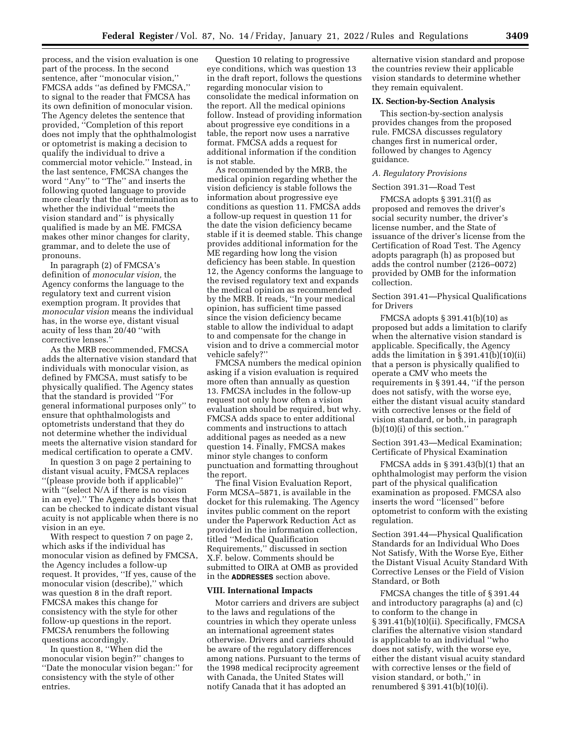process, and the vision evaluation is one part of the process. In the second sentence, after ''monocular vision,'' FMCSA adds ''as defined by FMCSA,'' to signal to the reader that FMCSA has its own definition of monocular vision. The Agency deletes the sentence that provided, ''Completion of this report does not imply that the ophthalmologist or optometrist is making a decision to qualify the individual to drive a commercial motor vehicle.'' Instead, in the last sentence, FMCSA changes the word ''Any'' to ''The'' and inserts the following quoted language to provide more clearly that the determination as to whether the individual ''meets the vision standard and'' is physically qualified is made by an ME. FMCSA makes other minor changes for clarity, grammar, and to delete the use of pronouns.

In paragraph (2) of FMCSA's definition of *monocular vision,* the Agency conforms the language to the regulatory text and current vision exemption program. It provides that *monocular vision* means the individual has, in the worse eye, distant visual acuity of less than 20/40 ''with corrective lenses.''

As the MRB recommended, FMCSA adds the alternative vision standard that individuals with monocular vision, as defined by FMCSA, must satisfy to be physically qualified. The Agency states that the standard is provided ''For general informational purposes only'' to ensure that ophthalmologists and optometrists understand that they do not determine whether the individual meets the alternative vision standard for medical certification to operate a CMV.

In question 3 on page 2 pertaining to distant visual acuity, FMCSA replaces ''(please provide both if applicable)'' with ''(select N/A if there is no vision in an eye).'' The Agency adds boxes that can be checked to indicate distant visual acuity is not applicable when there is no vision in an eye.

With respect to question 7 on page 2, which asks if the individual has monocular vision as defined by FMCSA, the Agency includes a follow-up request. It provides, ''If yes, cause of the monocular vision (describe),'' which was question 8 in the draft report. FMCSA makes this change for consistency with the style for other follow-up questions in the report. FMCSA renumbers the following questions accordingly.

In question 8, ''When did the monocular vision begin?'' changes to ''Date the monocular vision began:'' for consistency with the style of other entries.

Question 10 relating to progressive eye conditions, which was question 13 in the draft report, follows the questions regarding monocular vision to consolidate the medical information on the report. All the medical opinions follow. Instead of providing information about progressive eye conditions in a table, the report now uses a narrative format. FMCSA adds a request for additional information if the condition is not stable.

As recommended by the MRB, the medical opinion regarding whether the vision deficiency is stable follows the information about progressive eye conditions as question 11. FMCSA adds a follow-up request in question 11 for the date the vision deficiency became stable if it is deemed stable. This change provides additional information for the ME regarding how long the vision deficiency has been stable. In question 12, the Agency conforms the language to the revised regulatory text and expands the medical opinion as recommended by the MRB. It reads, ''In your medical opinion, has sufficient time passed since the vision deficiency became stable to allow the individual to adapt to and compensate for the change in vision and to drive a commercial motor vehicle safely?''

FMCSA numbers the medical opinion asking if a vision evaluation is required more often than annually as question 13. FMCSA includes in the follow-up request not only how often a vision evaluation should be required, but why. FMCSA adds space to enter additional comments and instructions to attach additional pages as needed as a new question 14. Finally, FMCSA makes minor style changes to conform punctuation and formatting throughout the report.

The final Vision Evaluation Report, Form MCSA–5871, is available in the docket for this rulemaking. The Agency invites public comment on the report under the Paperwork Reduction Act as provided in the information collection, titled ''Medical Qualification Requirements,'' discussed in section X.F. below. Comments should be submitted to OIRA at OMB as provided in the **ADDRESSES** section above.

## VIII. International Impacts

Motor carriers and drivers are subject to the laws and regulations of the countries in which they operate unless an international agreement states otherwise. Drivers and carriers should be aware of the regulatory differences among nations. Pursuant to the terms of the 1998 medical reciprocity agreement with Canada, the United States will notify Canada that it has adopted an alternative vision standard and propose the countries review their applicable vision standards to determine whether they remain equivalent.

## IX. Section-by-Section Analysis

This section-by-section analysis provides changes from the proposed rule. FMCSA discusses regulatory changes first in numerical order, followed by changes to Agency guidance.

### *A. Regulatory Provisions*

Section 391.31—Road Test

FMCSA adopts § 391.31(f) as proposed and removes the driver's social security number, the driver's license number, and the State of issuance of the driver's license from the Certification of Road Test. The Agency adopts paragraph (h) as proposed but adds the control number (2126–0072) provided by OMB for the information collection.

Section 391.41—Physical Qualifications for Drivers

FMCSA adopts § 391.41(b)(10) as proposed but adds a limitation to clarify when the alternative vision standard is applicable. Specifically, the Agency adds the limitation in § 391.41(b)(10)(ii) that a person is physically qualified to operate a CMV who meets the requirements in § 391.44, ''if the person does not satisfy, with the worse eye, either the distant visual acuity standard with corrective lenses or the field of vision standard, or both, in paragraph (b)(10)(i) of this section.''

Section 391.43—Medical Examination; Certificate of Physical Examination

FMCSA adds in § 391.43(b)(1) that an ophthalmologist may perform the vision part of the physical qualification examination as proposed. FMCSA also inserts the word ''licensed'' before optometrist to conform with the existing regulation.

Section 391.44—Physical Qualification Standards for an Individual Who Does Not Satisfy, With the Worse Eye, Either the Distant Visual Acuity Standard With Corrective Lenses or the Field of Vision Standard, or Both

FMCSA changes the title of § 391.44 and introductory paragraphs (a) and (c) to conform to the change in § 391.41(b)(10)(ii). Specifically, FMCSA clarifies the alternative vision standard is applicable to an individual ''who does not satisfy, with the worse eye, either the distant visual acuity standard with corrective lenses or the field of vision standard, or both,'' in renumbered § 391.41(b)(10)(i).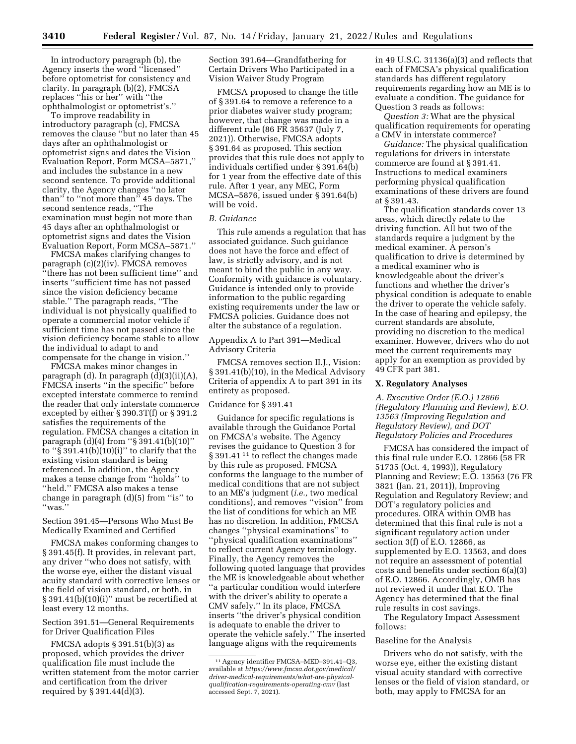In introductory paragraph (b), the Agency inserts the word ''licensed'' before optometrist for consistency and clarity. In paragraph (b)(2), FMCSA replaces ''his or her'' with ''the ophthalmologist or optometrist's.''

To improve readability in introductory paragraph (c), FMCSA removes the clause ''but no later than 45 days after an ophthalmologist or optometrist signs and dates the Vision Evaluation Report, Form MCSA–5871,'' and includes the substance in a new second sentence. To provide additional clarity, the Agency changes ''no later than'' to ''not more than'' 45 days. The second sentence reads, ''The examination must begin not more than 45 days after an ophthalmologist or optometrist signs and dates the Vision Evaluation Report, Form MCSA–5871.''

FMCSA makes clarifying changes to paragraph (c)(2)(iv). FMCSA removes ''there has not been sufficient time'' and inserts ''sufficient time has not passed since the vision deficiency became stable.'' The paragraph reads, ''The individual is not physically qualified to operate a commercial motor vehicle if sufficient time has not passed since the vision deficiency became stable to allow the individual to adapt to and compensate for the change in vision.''

FMCSA makes minor changes in paragraph (d). In paragraph (d)(3)(ii)(A), FMCSA inserts ''in the specific'' before excepted interstate commerce to remind the reader that only interstate commerce excepted by either § 390.3T(f) or § 391.2 satisfies the requirements of the regulation. FMCSA changes a citation in paragraph (d)(4) from ''§ 391.41(b)(10)'' to ''§ 391.41(b)(10)(i)'' to clarify that the existing vision standard is being referenced. In addition, the Agency makes a tense change from ''holds'' to ''held.'' FMCSA also makes a tense change in paragraph (d)(5) from ''is'' to ''was.''

Section 391.45—Persons Who Must Be Medically Examined and Certified

FMCSA makes conforming changes to § 391.45(f). It provides, in relevant part, any driver ''who does not satisfy, with the worse eye, either the distant visual acuity standard with corrective lenses or the field of vision standard, or both, in § 391.41(b)(10)(i)'' must be recertified at least every 12 months.

Section 391.51—General Requirements for Driver Qualification Files

FMCSA adopts § 391.51(b)(3) as proposed, which provides the driver qualification file must include the written statement from the motor carrier and certification from the driver required by § 391.44(d)(3).

Section 391.64—Grandfathering for Certain Drivers Who Participated in a Vision Waiver Study Program

FMCSA proposed to change the title of § 391.64 to remove a reference to a prior diabetes waiver study program; however, that change was made in a different rule (86 FR 35637 (July 7, 2021)). Otherwise, FMCSA adopts § 391.64 as proposed. This section provides that this rule does not apply to individuals certified under § 391.64(b) for 1 year from the effective date of this rule. After 1 year, any MEC, Form MCSA–5876, issued under § 391.64(b) will be void.

### *B. Guidance*

This rule amends a regulation that has associated guidance. Such guidance does not have the force and effect of law, is strictly advisory, and is not meant to bind the public in any way. Conformity with guidance is voluntary. Guidance is intended only to provide information to the public regarding existing requirements under the law or FMCSA policies. Guidance does not alter the substance of a regulation.

Appendix A to Part 391—Medical Advisory Criteria

FMCSA removes section II.J., Vision: § 391.41(b)(10), in the Medical Advisory Criteria of appendix A to part 391 in its entirety as proposed.

Guidance for § 391.41

Guidance for specific regulations is available through the Guidance Portal on FMCSA's website. The Agency revises the guidance to Question 3 for § 391.41 [11] to reflect the changes made by this rule as proposed. FMCSA conforms the language to the number of medical conditions that are not subject to an ME's judgment (*i.e.,* two medical conditions), and removes ''vision'' from the list of conditions for which an ME has no discretion. In addition, FMCSA changes ''physical examinations'' to ''physical qualification examinations'' to reflect current Agency terminology. Finally, the Agency removes the following quoted language that provides the ME is knowledgeable about whether ''a particular condition would interfere with the driver's ability to operate a CMV safely.'' In its place, FMCSA inserts ''the driver's physical condition is adequate to enable the driver to operate the vehicle safely.'' The inserted language aligns with the requirements in 49 U.S.C. 31136(a)(3) and reflects that each of FMCSA's physical qualification standards has different regulatory requirements regarding how an ME is to evaluate a condition. The guidance for Question 3 reads as follows:

*Question 3:* What are the physical qualification requirements for operating a CMV in interstate commerce?

*Guidance:* The physical qualification regulations for drivers in interstate commerce are found at § 391.41. Instructions to medical examiners performing physical qualification examinations of these drivers are found at § 391.43.

The qualification standards cover 13 areas, which directly relate to the driving function. All but two of the standards require a judgment by the medical examiner. A person's qualification to drive is determined by a medical examiner who is knowledgeable about the driver's functions and whether the driver's physical condition is adequate to enable the driver to operate the vehicle safely. In the case of hearing and epilepsy, the current standards are absolute, providing no discretion to the medical examiner. However, drivers who do not meet the current requirements may apply for an exemption as provided by 49 CFR part 381.

## X. Regulatory Analyses

### *A. Executive Order (E.O.) 12866 (Regulatory Planning and Review), E.O. 13563 (Improving Regulation and Regulatory Review), and DOT Regulatory Policies and Procedures*

FMCSA has considered the impact of this final rule under E.O. 12866 (58 FR 51735 (Oct. 4, 1993)), Regulatory Planning and Review; E.O. 13563 (76 FR 3821 (Jan. 21, 2011)), Improving Regulation and Regulatory Review; and DOT's regulatory policies and procedures. OIRA within OMB has determined that this final rule is not a significant regulatory action under section 3(f) of E.O. 12866, as supplemented by E.O. 13563, and does not require an assessment of potential costs and benefits under section 6(a)(3) of E.O. 12866. Accordingly, OMB has not reviewed it under that E.O. The Agency has determined that the final rule results in cost savings.

The Regulatory Impact Assessment follows:

Baseline for the Analysis

Drivers who do not satisfy, with the worse eye, either the existing distant visual acuity standard with corrective lenses or the field of vision standard, or both, may apply to FMCSA for an

[11] Agency identifier FMCSA–MED–391.41–Q3, available at *https://www.fmcsa.dot.gov/medical/driver-medical-requirements/what-are-physical-qualification-requirements-operating-cmv* (last accessed Sept. 7, 2021).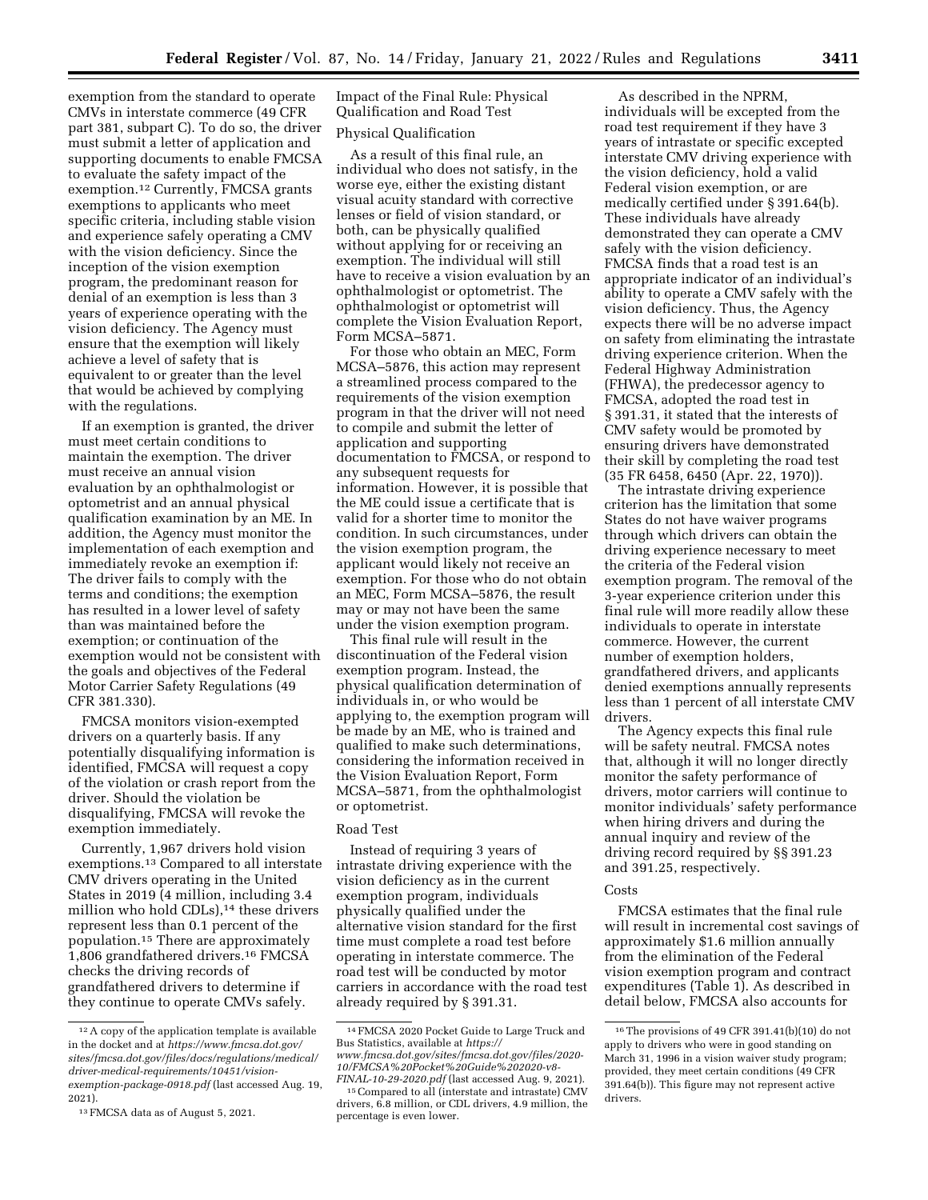exemption from the standard to operate CMVs in interstate commerce (49 CFR part 381, subpart C). To do so, the driver must submit a letter of application and supporting documents to enable FMCSA to evaluate the safety impact of the exemption.[12] Currently, FMCSA grants exemptions to applicants who meet specific criteria, including stable vision and experience safely operating a CMV with the vision deficiency. Since the inception of the vision exemption program, the predominant reason for denial of an exemption is less than 3 years of experience operating with the vision deficiency. The Agency must ensure that the exemption will likely achieve a level of safety that is equivalent to or greater than the level that would be achieved by complying with the regulations.

If an exemption is granted, the driver must meet certain conditions to maintain the exemption. The driver must receive an annual vision evaluation by an ophthalmologist or optometrist and an annual physical qualification examination by an ME. In addition, the Agency must monitor the implementation of each exemption and immediately revoke an exemption if: The driver fails to comply with the terms and conditions; the exemption has resulted in a lower level of safety than was maintained before the exemption; or continuation of the exemption would not be consistent with the goals and objectives of the Federal Motor Carrier Safety Regulations (49 CFR 381.330).

FMCSA monitors vision-exempted drivers on a quarterly basis. If any potentially disqualifying information is identified, FMCSA will request a copy of the violation or crash report from the driver. Should the violation be disqualifying, FMCSA will revoke the exemption immediately.

Currently, 1,967 drivers hold vision exemptions.[13] Compared to all interstate CMV drivers operating in the United States in 2019 (4 million, including 3.4 million who hold CDLs),[14] these drivers represent less than 0.1 percent of the population.[15] There are approximately 1,806 grandfathered drivers.[16] FMCSA checks the driving records of grandfathered drivers to determine if they continue to operate CMVs safely.

Impact of the Final Rule: Physical Qualification and Road Test

Physical Qualification

As a result of this final rule, an individual who does not satisfy, in the worse eye, either the existing distant visual acuity standard with corrective lenses or field of vision standard, or both, can be physically qualified without applying for or receiving an exemption. The individual will still have to receive a vision evaluation by an ophthalmologist or optometrist. The ophthalmologist or optometrist will complete the Vision Evaluation Report, Form MCSA–5871.

For those who obtain an MEC, Form MCSA–5876, this action may represent a streamlined process compared to the requirements of the vision exemption program in that the driver will not need to compile and submit the letter of application and supporting documentation to FMCSA, or respond to any subsequent requests for information. However, it is possible that the ME could issue a certificate that is valid for a shorter time to monitor the condition. In such circumstances, under the vision exemption program, the applicant would likely not receive an exemption. For those who do not obtain an MEC, Form MCSA–5876, the result may or may not have been the same under the vision exemption program.

This final rule will result in the discontinuation of the Federal vision exemption program. Instead, the physical qualification determination of individuals in, or who would be applying to, the exemption program will be made by an ME, who is trained and qualified to make such determinations, considering the information received in the Vision Evaluation Report, Form MCSA–5871, from the ophthalmologist or optometrist.

Road Test

Instead of requiring 3 years of intrastate driving experience with the vision deficiency as in the current exemption program, individuals physically qualified under the alternative vision standard for the first time must complete a road test before operating in interstate commerce. The road test will be conducted by motor carriers in accordance with the road test already required by § 391.31.

As described in the NPRM, individuals will be excepted from the road test requirement if they have 3 years of intrastate or specific excepted interstate CMV driving experience with the vision deficiency, hold a valid Federal vision exemption, or are medically certified under § 391.64(b). These individuals have already demonstrated they can operate a CMV safely with the vision deficiency. FMCSA finds that a road test is an appropriate indicator of an individual's ability to operate a CMV safely with the vision deficiency. Thus, the Agency expects there will be no adverse impact on safety from eliminating the intrastate driving experience criterion. When the Federal Highway Administration (FHWA), the predecessor agency to FMCSA, adopted the road test in § 391.31, it stated that the interests of CMV safety would be promoted by ensuring drivers have demonstrated their skill by completing the road test (35 FR 6458, 6450 (Apr. 22, 1970)).

The intrastate driving experience criterion has the limitation that some States do not have waiver programs through which drivers can obtain the driving experience necessary to meet the criteria of the Federal vision exemption program. The removal of the 3-year experience criterion under this final rule will more readily allow these individuals to operate in interstate commerce. However, the current number of exemption holders, grandfathered drivers, and applicants denied exemptions annually represents less than 1 percent of all interstate CMV drivers.

The Agency expects this final rule will be safety neutral. FMCSA notes that, although it will no longer directly monitor the safety performance of drivers, motor carriers will continue to monitor individuals' safety performance when hiring drivers and during the annual inquiry and review of the driving record required by §§ 391.23 and 391.25, respectively.

Costs

FMCSA estimates that the final rule will result in incremental cost savings of approximately $1.6 million annually from the elimination of the Federal vision exemption program and contract expenditures (Table 1). As described in detail below, FMCSA also accounts for

---

[12] A copy of the application template is available in the docket and at *https://www.fmcsa.dot.gov/sites/fmcsa.dot.gov/files/docs/regulations/medical/driver-medical-requirements/10451/vision-exemption-package-0918.pdf* (last accessed Aug. 19, 2021).

[13] FMCSA data as of August 5, 2021.

[14] FMCSA 2020 Pocket Guide to Large Truck and Bus Statistics, available at *https://www.fmcsa.dot.gov/sites/fmcsa.dot.gov/files/2020-10/FMCSA%20Pocket%20Guide%202020-v8-FINAL-10-29-2020.pdf* (last accessed Aug. 9, 2021).

[15] Compared to all (interstate and intrastate) CMV drivers, 6.8 million, or CDL drivers, 4.9 million, the percentage is even lower.

[16] The provisions of 49 CFR 391.41(b)(10) do not apply to drivers who were in good standing on March 31, 1996 in a vision waiver study program; provided, they meet certain conditions (49 CFR 391.64(b)). This figure may not represent active drivers.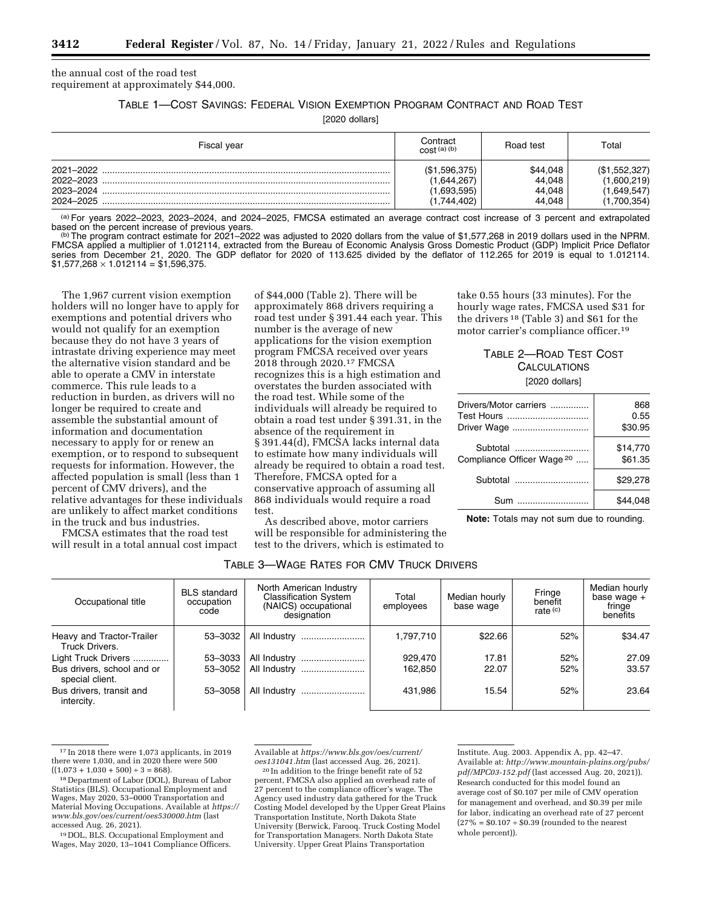the annual cost of the road test requirement at approximately $44,000.

TABLE 1—COST SAVINGS: FEDERAL VISION EXEMPTION PROGRAM CONTRACT AND ROAD TEST

[2020 dollars]

| Fiscal year | Contract cost [(a)] [(b)] | Road test | Total |
|---|---|---|---|
| 2021–2022 | ($1,596,375) | $44,048 | ($1,552,327) |
| 2022–2023 | (1,644,267) | 44,048 | (1,600,219) |
| 2023–2024 | (1,693,595) | 44,048 | (1,649,547) |
| 2024–2025 | (1,744,402) | 44,048 | (1,700,354) |

[(a)] For years 2022–2023, 2023–2024, and 2024–2025, FMCSA estimated an average contract cost increase of 3 percent and extrapolated based on the percent increase of previous years.

[(b)] The program contract estimate for 2021–2022 was adjusted to 2020 dollars from the value of $1,577,268 in 2019 dollars used in the NPRM. FMCSA applied a multiplier of 1.012114, extracted from the Bureau of Economic Analysis Gross Domestic Product (GDP) Implicit Price Deflator series from December 21, 2020. The GDP deflator for 2020 of 113.625 divided by the deflator of 112.265 for 2019 is equal to 1.012114. $1,577,268 × 1.012114 = $1,596,375.

The 1,967 current vision exemption holders will no longer have to apply for exemptions and potential drivers who would not qualify for an exemption because they do not have 3 years of intrastate driving experience may meet the alternative vision standard and be able to operate a CMV in interstate commerce. This rule leads to a reduction in burden, as drivers will no longer be required to create and assemble the substantial amount of information and documentation necessary to apply for or renew an exemption, or to respond to subsequent requests for information. However, the affected population is small (less than 1 percent of CMV drivers), and the relative advantages for these individuals are unlikely to affect market conditions in the truck and bus industries.

FMCSA estimates that the road test will result in a total annual cost impact of $44,000 (Table 2). There will be approximately 868 drivers requiring a road test under § 391.44 each year. This number is the average of new applications for the vision exemption program FMCSA received over years 2018 through 2020.[17] FMCSA recognizes this is a high estimation and overstates the burden associated with the road test. While some of the individuals will already be required to obtain a road test under § 391.31, in the absence of the requirement in § 391.44(d), FMCSA lacks internal data to estimate how many individuals will already be required to obtain a road test. Therefore, FMCSA opted for a conservative approach of assuming all 868 individuals would require a road test.

As described above, motor carriers will be responsible for administering the test to the drivers, which is estimated to take 0.55 hours (33 minutes). For the hourly wage rates, FMCSA used $31 for the drivers[18] (Table 3) and $61 for the motor carrier's compliance officer.[19]

TABLE 2—ROAD TEST COST CALCULATIONS

[2020 dollars]

| | |
|---|---|
| Drivers/Motor carriers | 868 |
| Test Hours | 0.55 |
| Driver Wage | $30.95 |
| Subtotal | $14,770 |
| Compliance Officer Wage [20] | $61.35 |
| Subtotal | $29,278 |
| Sum | $44,048 |

**Note:** Totals may not sum due to rounding.

TABLE 3—WAGE RATES FOR CMV TRUCK DRIVERS

| Occupational title | BLS standard occupation code | North American Industry Classification System (NAICS) occupational designation | Total employees | Median hourly base wage | Fringe benefit rate [(c)] | Median hourly base wage + fringe benefits |
|---|---|---|---|---|---|---|
| Heavy and Tractor-Trailer Truck Drivers. | 53–3032 | All Industry | 1,797,710 | $22.66 | 52% | $34.47 |
| Light Truck Drivers | 53–3033 | All Industry | 929,470 | 17.81 | 52% | 27.09 |
| Bus drivers, school and or special client. | 53–3052 | All Industry | 162,850 | 22.07 | 52% | 33.57 |
| Bus drivers, transit and intercity. | 53–3058 | All Industry | 431,986 | 15.54 | 52% | 23.64 |

[17] In 2018 there were 1,073 applicants, in 2019 there were 1,030, and in 2020 there were 500 ((1,073 + 1,030 + 500) ÷ 3 = 868).

[18] Department of Labor (DOL), Bureau of Labor Statistics (BLS). Occupational Employment and Wages, May 2020, 53–0000 Transportation and Material Moving Occupations. Available at *https://www.bls.gov/oes/current/oes530000.htm* (last accessed Aug. 26, 2021).

[19] DOL, BLS. Occupational Employment and Wages, May 2020, 13–1041 Compliance Officers. Available at *https://www.bls.gov/oes/current/oes131041.htm* (last accessed Aug. 26, 2021).

[20] In addition to the fringe benefit rate of 52 percent, FMCSA also applied an overhead rate of 27 percent to the compliance officer's wage. The Agency used industry data gathered for the Truck Costing Model developed by the Upper Great Plains Transportation Institute, North Dakota State University (Berwick, Farooq. Truck Costing Model for Transportation Managers. North Dakota State University. Upper Great Plains Transportation Institute. Aug. 2003. Appendix A, pp. 42–47. Available at: *http://www.mountain-plains.org/pubs/pdf/MPC03-152.pdf* (last accessed Aug. 20, 2021)). Research conducted for this model found an average cost of $0.107 per mile of CMV operation for management and overhead, and $0.39 per mile for labor, indicating an overhead rate of 27 percent (27% = $0.107 ÷ $0.39 (rounded to the nearest whole percent)).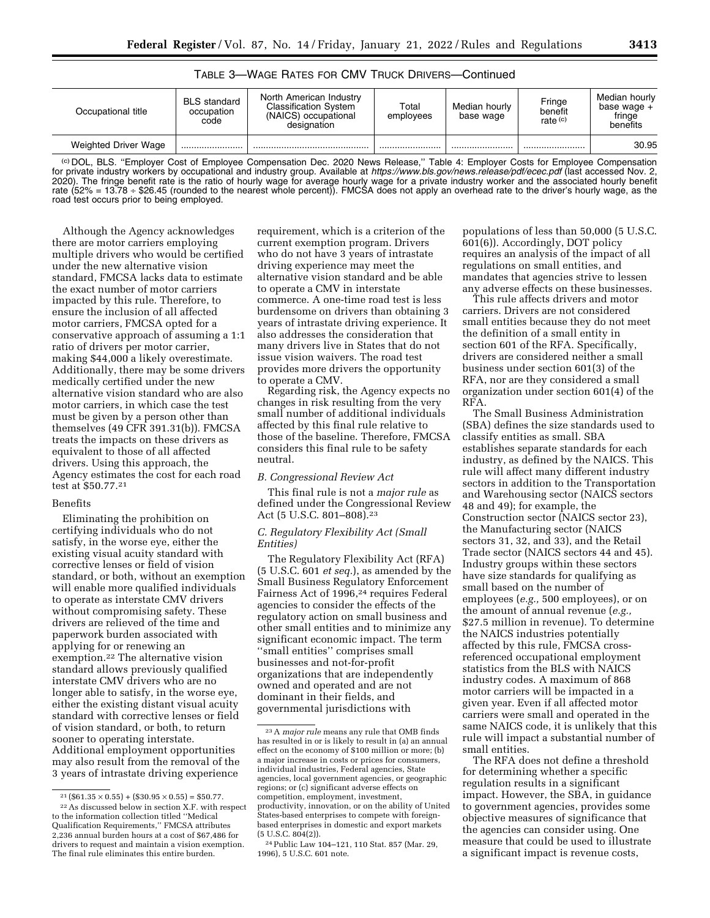TABLE 3—WAGE RATES FOR CMV TRUCK DRIVERS—Continued

| Occupational title | BLS standard occupation code | North American Industry Classification System (NAICS) occupational designation | Total employees | Median hourly base wage | Fringe benefit rate (c) | Median hourly base wage + fringe benefits |
|---|---|---|---|---|---|---|
| Weighted Driver Wage | ........................ | ............................................ | ........................ | ........................ | ........................ | 30.95 |

(c) DOL, BLS. "Employer Cost of Employee Compensation Dec. 2020 News Release," Table 4: Employer Costs for Employee Compensation for private industry workers by occupational and industry group. Available at *https://www.bls.gov/news.release/pdf/ecec.pdf* (last accessed Nov. 2, 2020). The fringe benefit rate is the ratio of hourly wage for average hourly wage for a private industry worker and the associated hourly benefit rate (52% = 13.78 ÷ $26.45 (rounded to the nearest whole percent)). FMCSA does not apply an overhead rate to the driver's hourly wage, as the road test occurs prior to being employed.

Although the Agency acknowledges there are motor carriers employing multiple drivers who would be certified under the new alternative vision standard, FMCSA lacks data to estimate the exact number of motor carriers impacted by this rule. Therefore, to ensure the inclusion of all affected motor carriers, FMCSA opted for a conservative approach of assuming a 1:1 ratio of drivers per motor carrier, making $44,000 a likely overestimate. Additionally, there may be some drivers medically certified under the new alternative vision standard who are also motor carriers, in which case the test must be given by a person other than themselves (49 CFR 391.31(b)). FMCSA treats the impacts on these drivers as equivalent to those of all affected drivers. Using this approach, the Agency estimates the cost for each road test at $50.77.[21]

Benefits

Eliminating the prohibition on certifying individuals who do not satisfy, in the worse eye, either the existing visual acuity standard with corrective lenses or field of vision standard, or both, without an exemption will enable more qualified individuals to operate as interstate CMV drivers without compromising safety. These drivers are relieved of the time and paperwork burden associated with applying for or renewing an exemption.[22] The alternative vision standard allows previously qualified interstate CMV drivers who are no longer able to satisfy, in the worse eye, either the existing distant visual acuity standard with corrective lenses or field of vision standard, or both, to return sooner to operating interstate. Additional employment opportunities may also result from the removal of the 3 years of intrastate driving experience requirement, which is a criterion of the current exemption program. Drivers who do not have 3 years of intrastate driving experience may meet the alternative vision standard and be able to operate a CMV in interstate commerce. A one-time road test is less burdensome on drivers than obtaining 3 years of intrastate driving experience. It also addresses the consideration that many drivers live in States that do not issue vision waivers. The road test provides more drivers the opportunity to operate a CMV.

Regarding risk, the Agency expects no changes in risk resulting from the very small number of additional individuals affected by this final rule relative to those of the baseline. Therefore, FMCSA considers this final rule to be safety neutral.

### B. Congressional Review Act

This final rule is not a *major rule* as defined under the Congressional Review Act (5 U.S.C. 801–808).[23]

### C. Regulatory Flexibility Act (Small Entities)

The Regulatory Flexibility Act (RFA) (5 U.S.C. 601 *et seq.*), as amended by the Small Business Regulatory Enforcement Fairness Act of 1996,[24] requires Federal agencies to consider the effects of the regulatory action on small business and other small entities and to minimize any significant economic impact. The term "small entities" comprises small businesses and not-for-profit organizations that are independently owned and operated and are not dominant in their fields, and governmental jurisdictions with populations of less than 50,000 (5 U.S.C. 601(6)). Accordingly, DOT policy requires an analysis of the impact of all regulations on small entities, and mandates that agencies strive to lessen any adverse effects on these businesses.

This rule affects drivers and motor carriers. Drivers are not considered small entities because they do not meet the definition of a small entity in section 601 of the RFA. Specifically, drivers are considered neither a small business under section 601(3) of the RFA, nor are they considered a small organization under section 601(4) of the RFA.

The Small Business Administration (SBA) defines the size standards used to classify entities as small. SBA establishes separate standards for each industry, as defined by the NAICS. This rule will affect many different industry sectors in addition to the Transportation and Warehousing sector (NAICS sectors 48 and 49); for example, the Construction sector (NAICS sector 23), the Manufacturing sector (NAICS sectors 31, 32, and 33), and the Retail Trade sector (NAICS sectors 44 and 45). Industry groups within these sectors have size standards for qualifying as small based on the number of employees (*e.g.,* 500 employees), or on the amount of annual revenue (*e.g.,* $27.5 million in revenue). To determine the NAICS industries potentially affected by this rule, FMCSA cross-referenced occupational employment statistics from the BLS with NAICS industry codes. A maximum of 868 motor carriers will be impacted in a given year. Even if all affected motor carriers were small and operated in the same NAICS code, it is unlikely that this rule will impact a substantial number of small entities.

The RFA does not define a threshold for determining whether a specific regulation results in a significant impact. However, the SBA, in guidance to government agencies, provides some objective measures of significance that the agencies can consider using. One measure that could be used to illustrate a significant impact is revenue costs,

---

[21] ($61.35 × 0.55) + ($30.95 × 0.55) = $50.77.

[22] As discussed below in section X.F. with respect to the information collection titled "Medical Qualification Requirements," FMCSA attributes 2,236 annual burden hours at a cost of $67,486 for drivers to request and maintain a vision exemption. The final rule eliminates this entire burden.

[23] A *major rule* means any rule that OMB finds has resulted in or is likely to result in (a) an annual effect on the economy of $100 million or more; (b) a major increase in costs or prices for consumers, individual industries, Federal agencies, State agencies, local government agencies, or geographic regions; or (c) significant adverse effects on competition, employment, investment, productivity, innovation, or on the ability of United States-based enterprises to compete with foreign-based enterprises in domestic and export markets (5 U.S.C. 804(2)).

[24] Public Law 104–121, 110 Stat. 857 (Mar. 29, 1996), 5 U.S.C. 601 note.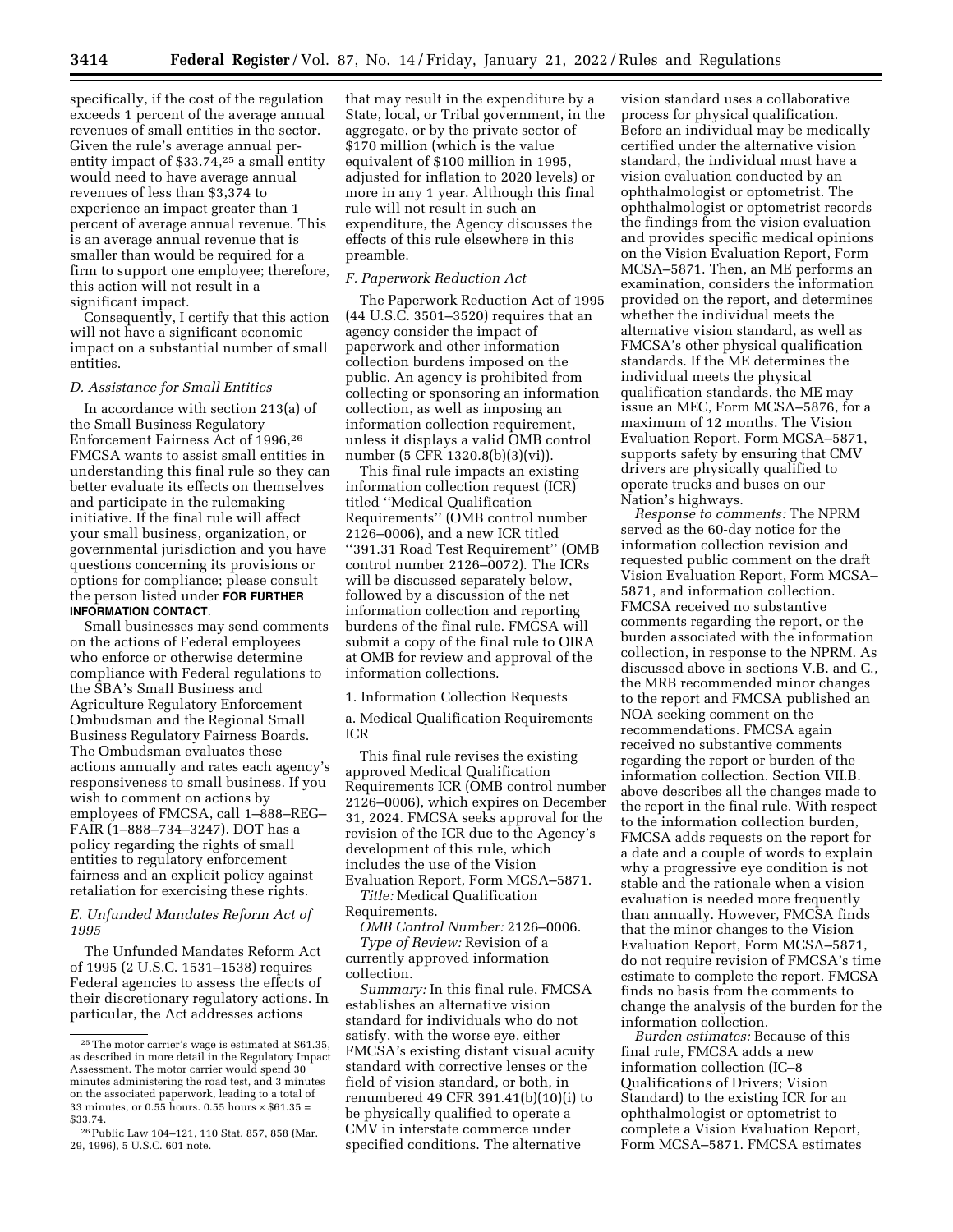specifically, if the cost of the regulation exceeds 1 percent of the average annual revenues of small entities in the sector. Given the rule's average annual per-entity impact of $33.74,[25] a small entity would need to have average annual revenues of less than $3,374 to experience an impact greater than 1 percent of average annual revenue. This is an average annual revenue that is smaller than would be required for a firm to support one employee; therefore, this action will not result in a significant impact.

Consequently, I certify that this action will not have a significant economic impact on a substantial number of small entities.

### *D. Assistance for Small Entities*

In accordance with section 213(a) of the Small Business Regulatory Enforcement Fairness Act of 1996,[26] FMCSA wants to assist small entities in understanding this final rule so they can better evaluate its effects on themselves and participate in the rulemaking initiative. If the final rule will affect your small business, organization, or governmental jurisdiction and you have questions concerning its provisions or options for compliance; please consult the person listed under **FOR FURTHER INFORMATION CONTACT**.

Small businesses may send comments on the actions of Federal employees who enforce or otherwise determine compliance with Federal regulations to the SBA's Small Business and Agriculture Regulatory Enforcement Ombudsman and the Regional Small Business Regulatory Fairness Boards. The Ombudsman evaluates these actions annually and rates each agency's responsiveness to small business. If you wish to comment on actions by employees of FMCSA, call 1–888–REG–FAIR (1–888–734–3247). DOT has a policy regarding the rights of small entities to regulatory enforcement fairness and an explicit policy against retaliation for exercising these rights.

### *E. Unfunded Mandates Reform Act of 1995*

The Unfunded Mandates Reform Act of 1995 (2 U.S.C. 1531–1538) requires Federal agencies to assess the effects of their discretionary regulatory actions. In particular, the Act addresses actions that may result in the expenditure by a State, local, or Tribal government, in the aggregate, or by the private sector of $170 million (which is the value equivalent of $100 million in 1995, adjusted for inflation to 2020 levels) or more in any 1 year. Although this final rule will not result in such an expenditure, the Agency discusses the effects of this rule elsewhere in this preamble.

### *F. Paperwork Reduction Act*

The Paperwork Reduction Act of 1995 (44 U.S.C. 3501–3520) requires that an agency consider the impact of paperwork and other information collection burdens imposed on the public. An agency is prohibited from collecting or sponsoring an information collection, as well as imposing an information collection requirement, unless it displays a valid OMB control number (5 CFR 1320.8(b)(3)(vi)).

This final rule impacts an existing information collection request (ICR) titled ''Medical Qualification Requirements'' (OMB control number 2126–0006), and a new ICR titled ''391.31 Road Test Requirement'' (OMB control number 2126–0072). The ICRs will be discussed separately below, followed by a discussion of the net information collection and reporting burdens of the final rule. FMCSA will submit a copy of the final rule to OIRA at OMB for review and approval of the information collections.

1. Information Collection Requests

a. Medical Qualification Requirements ICR

This final rule revises the existing approved Medical Qualification Requirements ICR (OMB control number 2126–0006), which expires on December 31, 2024. FMCSA seeks approval for the revision of the ICR due to the Agency's development of this rule, which includes the use of the Vision Evaluation Report, Form MCSA–5871.

*Title:* Medical Qualification Requirements.

*OMB Control Number:* 2126–0006.

*Type of Review:* Revision of a currently approved information collection.

*Summary:* In this final rule, FMCSA establishes an alternative vision standard for individuals who do not satisfy, with the worse eye, either FMCSA's existing distant visual acuity standard with corrective lenses or the field of vision standard, or both, in renumbered 49 CFR 391.41(b)(10)(i) to be physically qualified to operate a CMV in interstate commerce under specified conditions. The alternative vision standard uses a collaborative process for physical qualification. Before an individual may be medically certified under the alternative vision standard, the individual must have a vision evaluation conducted by an ophthalmologist or optometrist. The ophthalmologist or optometrist records the findings from the vision evaluation and provides specific medical opinions on the Vision Evaluation Report, Form MCSA–5871. Then, an ME performs an examination, considers the information provided on the report, and determines whether the individual meets the alternative vision standard, as well as FMCSA's other physical qualification standards. If the ME determines the individual meets the physical qualification standards, the ME may issue an MEC, Form MCSA–5876, for a maximum of 12 months. The Vision Evaluation Report, Form MCSA–5871, supports safety by ensuring that CMV drivers are physically qualified to operate trucks and buses on our Nation's highways.

*Response to comments:* The NPRM served as the 60-day notice for the information collection revision and requested public comment on the draft Vision Evaluation Report, Form MCSA–5871, and information collection. FMCSA received no substantive comments regarding the report, or the burden associated with the information collection, in response to the NPRM. As discussed above in sections V.B. and C., the MRB recommended minor changes to the report and FMCSA published an NOA seeking comment on the recommendations. FMCSA again received no substantive comments regarding the report or burden of the information collection. Section VII.B. above describes all the changes made to the report in the final rule. With respect to the information collection burden, FMCSA adds requests on the report for a date and a couple of words to explain why a progressive eye condition is not stable and the rationale when a vision evaluation is needed more frequently than annually. However, FMCSA finds that the minor changes to the Vision Evaluation Report, Form MCSA–5871, do not require revision of FMCSA's time estimate to complete the report. FMCSA finds no basis from the comments to change the analysis of the burden for the information collection.

*Burden estimates:* Because of this final rule, FMCSA adds a new information collection (IC–8 Qualifications of Drivers; Vision Standard) to the existing ICR for an ophthalmologist or optometrist to complete a Vision Evaluation Report, Form MCSA–5871. FMCSA estimates

---

[25] The motor carrier's wage is estimated at $61.35, as described in more detail in the Regulatory Impact Assessment. The motor carrier would spend 30 minutes administering the road test, and 3 minutes on the associated paperwork, leading to a total of 33 minutes, or 0.55 hours. 0.55 hours × $61.35 = $33.74.

[26] Public Law 104–121, 110 Stat. 857, 858 (Mar. 29, 1996), 5 U.S.C. 601 note.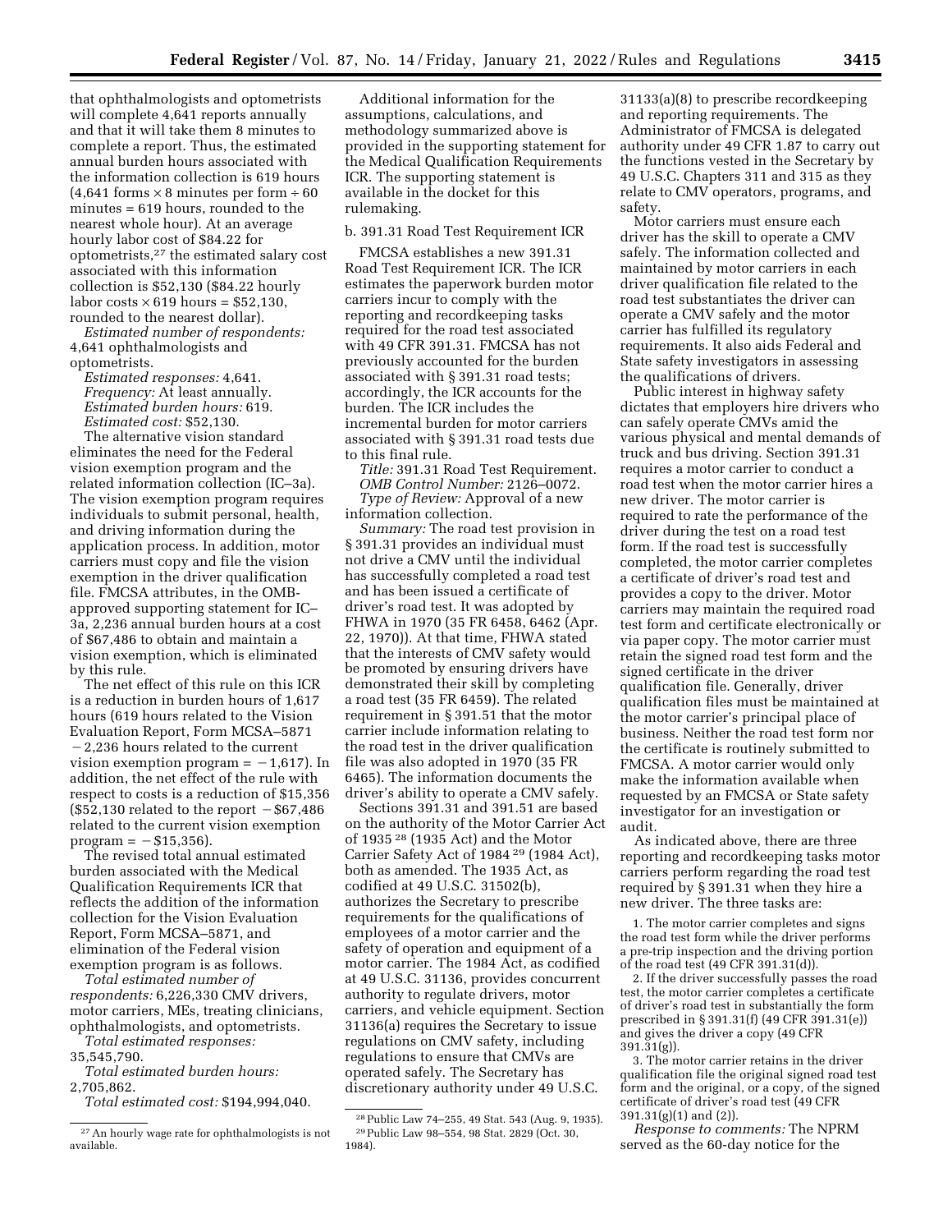that ophthalmologists and optometrists will complete 4,641 reports annually and that it will take them 8 minutes to complete a report. Thus, the estimated annual burden hours associated with the information collection is 619 hours (4,641 forms × 8 minutes per form ÷ 60 minutes = 619 hours, rounded to the nearest whole hour). At an average hourly labor cost of $84.22 for optometrists,[27] the estimated salary cost associated with this information collection is $52,130 ($84.22 hourly labor costs × 619 hours = $52,130, rounded to the nearest dollar).

*Estimated number of respondents:* 4,641 ophthalmologists and optometrists.

*Estimated responses:* 4,641.

*Frequency:* At least annually.

*Estimated burden hours:* 619.

*Estimated cost:* $52,130.

The alternative vision standard eliminates the need for the Federal vision exemption program and the related information collection (IC–3a). The vision exemption program requires individuals to submit personal, health, and driving information during the application process. In addition, motor carriers must copy and file the vision exemption in the driver qualification file. FMCSA attributes, in the OMB-approved supporting statement for IC–3a, 2,236 annual burden hours at a cost of $67,486 to obtain and maintain a vision exemption, which is eliminated by this rule.

The net effect of this rule on this ICR is a reduction in burden hours of 1,617 hours (619 hours related to the Vision Evaluation Report, Form MCSA–5871 −2,236 hours related to the current vision exemption program = −1,617). In addition, the net effect of the rule with respect to costs is a reduction of $15,356 ($52,130 related to the report −$67,486 related to the current vision exemption program = −$15,356).

The revised total annual estimated burden associated with the Medical Qualification Requirements ICR that reflects the addition of the information collection for the Vision Evaluation Report, Form MCSA–5871, and elimination of the Federal vision exemption program is as follows.

*Total estimated number of respondents:* 6,226,330 CMV drivers, motor carriers, MEs, treating clinicians, ophthalmologists, and optometrists.

*Total estimated responses:* 35,545,790.

*Total estimated burden hours:* 2,705,862.

*Total estimated cost:* $194,994,040.

Additional information for the assumptions, calculations, and methodology summarized above is provided in the supporting statement for the Medical Qualification Requirements ICR. The supporting statement is available in the docket for this rulemaking.

b. 391.31 Road Test Requirement ICR

FMCSA establishes a new 391.31 Road Test Requirement ICR. The ICR estimates the paperwork burden motor carriers incur to comply with the reporting and recordkeeping tasks required for the road test associated with 49 CFR 391.31. FMCSA has not previously accounted for the burden associated with § 391.31 road tests; accordingly, the ICR accounts for the burden. The ICR includes the incremental burden for motor carriers associated with § 391.31 road tests due to this final rule.

*Title:* 391.31 Road Test Requirement.

*OMB Control Number:* 2126–0072.

*Type of Review:* Approval of a new information collection.

*Summary:* The road test provision in § 391.31 provides an individual must not drive a CMV until the individual has successfully completed a road test and has been issued a certificate of driver's road test. It was adopted by FHWA in 1970 (35 FR 6458, 6462 (Apr. 22, 1970)). At that time, FHWA stated that the interests of CMV safety would be promoted by ensuring drivers have demonstrated their skill by completing a road test (35 FR 6459). The related requirement in § 391.51 that the motor carrier include information relating to the road test in the driver qualification file was also adopted in 1970 (35 FR 6465). The information documents the driver's ability to operate a CMV safely.

Sections 391.31 and 391.51 are based on the authority of the Motor Carrier Act of 1935[28] (1935 Act) and the Motor Carrier Safety Act of 1984[29] (1984 Act), both as amended. The 1935 Act, as codified at 49 U.S.C. 31502(b), authorizes the Secretary to prescribe requirements for the qualifications of employees of a motor carrier and the safety of operation and equipment of a motor carrier. The 1984 Act, as codified at 49 U.S.C. 31136, provides concurrent authority to regulate drivers, motor carriers, and vehicle equipment. Section 31136(a) requires the Secretary to issue regulations on CMV safety, including regulations to ensure that CMVs are operated safely. The Secretary has discretionary authority under 49 U.S.C. 31133(a)(8) to prescribe recordkeeping and reporting requirements. The Administrator of FMCSA is delegated authority under 49 CFR 1.87 to carry out the functions vested in the Secretary by 49 U.S.C. Chapters 311 and 315 as they relate to CMV operators, programs, and safety.

Motor carriers must ensure each driver has the skill to operate a CMV safely. The information collected and maintained by motor carriers in each driver qualification file related to the road test substantiates the driver can operate a CMV safely and the motor carrier has fulfilled its regulatory requirements. It also aids Federal and State safety investigators in assessing the qualifications of drivers.

Public interest in highway safety dictates that employers hire drivers who can safely operate CMVs amid the various physical and mental demands of truck and bus driving. Section 391.31 requires a motor carrier to conduct a road test when the motor carrier hires a new driver. The motor carrier is required to rate the performance of the driver during the test on a road test form. If the road test is successfully completed, the motor carrier completes a certificate of driver's road test and provides a copy to the driver. Motor carriers may maintain the required road test form and certificate electronically or via paper copy. The motor carrier must retain the signed road test form and the signed certificate in the driver qualification file. Generally, driver qualification files must be maintained at the motor carrier's principal place of business. Neither the road test form nor the certificate is routinely submitted to FMCSA. A motor carrier would only make the information available when requested by an FMCSA or State safety investigator for an investigation or audit.

As indicated above, there are three reporting and recordkeeping tasks motor carriers perform regarding the road test required by § 391.31 when they hire a new driver. The three tasks are:

1. The motor carrier completes and signs the road test form while the driver performs a pre-trip inspection and the driving portion of the road test (49 CFR 391.31(d)).

2. If the driver successfully passes the road test, the motor carrier completes a certificate of driver's road test in substantially the form prescribed in § 391.31(f) (49 CFR 391.31(e)) and gives the driver a copy (49 CFR 391.31(g)).

3. The motor carrier retains in the driver qualification file the original signed road test form and the original, or a copy, of the signed certificate of driver's road test (49 CFR 391.31(g)(1) and (2)).

*Response to comments:* The NPRM served as the 60-day notice for the

---

[27] An hourly wage rate for ophthalmologists is not available.

[28] Public Law 74–255, 49 Stat. 543 (Aug. 9, 1935).

[29] Public Law 98–554, 98 Stat. 2829 (Oct. 30, 1984).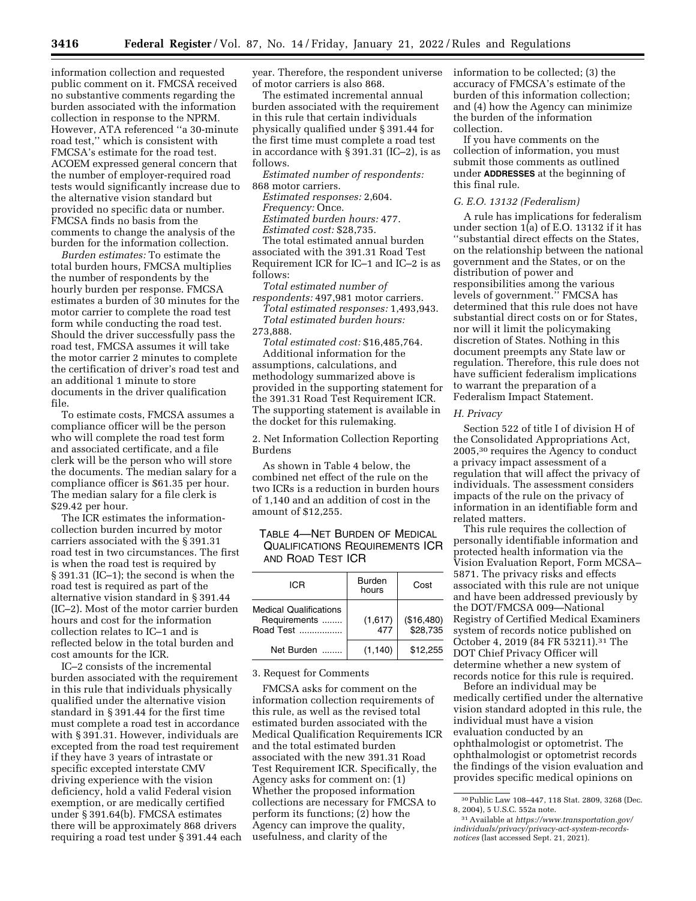information collection and requested public comment on it. FMCSA received no substantive comments regarding the burden associated with the information collection in response to the NPRM. However, ATA referenced ''a 30-minute road test,'' which is consistent with FMCSA's estimate for the road test. ACOEM expressed general concern that the number of employer-required road tests would significantly increase due to the alternative vision standard but provided no specific data or number. FMCSA finds no basis from the comments to change the analysis of the burden for the information collection.

*Burden estimates:* To estimate the total burden hours, FMCSA multiplies the number of respondents by the hourly burden per response. FMCSA estimates a burden of 30 minutes for the motor carrier to complete the road test form while conducting the road test. Should the driver successfully pass the road test, FMCSA assumes it will take the motor carrier 2 minutes to complete the certification of driver's road test and an additional 1 minute to store documents in the driver qualification file.

To estimate costs, FMCSA assumes a compliance officer will be the person who will complete the road test form and associated certificate, and a file clerk will be the person who will store the documents. The median salary for a compliance officer is $61.35 per hour. The median salary for a file clerk is $29.42 per hour.

The ICR estimates the information-collection burden incurred by motor carriers associated with the § 391.31 road test in two circumstances. The first is when the road test is required by § 391.31 (IC–1); the second is when the road test is required as part of the alternative vision standard in § 391.44 (IC–2). Most of the motor carrier burden hours and cost for the information collection relates to IC–1 and is reflected below in the total burden and cost amounts for the ICR.

IC–2 consists of the incremental burden associated with the requirement in this rule that individuals physically qualified under the alternative vision standard in § 391.44 for the first time must complete a road test in accordance with § 391.31. However, individuals are excepted from the road test requirement if they have 3 years of intrastate or specific excepted interstate CMV driving experience with the vision deficiency, hold a valid Federal vision exemption, or are medically certified under § 391.64(b). FMCSA estimates there will be approximately 868 drivers requiring a road test under § 391.44 each year. Therefore, the respondent universe of motor carriers is also 868.

The estimated incremental annual burden associated with the requirement in this rule that certain individuals physically qualified under § 391.44 for the first time must complete a road test in accordance with § 391.31 (IC–2), is as follows.

*Estimated number of respondents:* 868 motor carriers.

*Estimated responses:* 2,604.

*Frequency:* Once.

*Estimated burden hours:* 477.

*Estimated cost:* $28,735.

The total estimated annual burden associated with the 391.31 Road Test Requirement ICR for IC–1 and IC–2 is as follows:

*Total estimated number of respondents:* 497,981 motor carriers.

*Total estimated responses:* 1,493,943.

*Total estimated burden hours:* 273,888.

*Total estimated cost:* $16,485,764.

Additional information for the assumptions, calculations, and methodology summarized above is provided in the supporting statement for the 391.31 Road Test Requirement ICR. The supporting statement is available in the docket for this rulemaking.

2. Net Information Collection Reporting Burdens

As shown in Table 4 below, the combined net effect of the rule on the two ICRs is a reduction in burden hours of 1,140 and an addition of cost in the amount of $12,255.

TABLE 4—NET BURDEN OF MEDICAL QUALIFICATIONS REQUIREMENTS ICR AND ROAD TEST ICR

| ICR | Burden hours | Cost |
|---|---|---|
| Medical Qualifications Requirements | (1,617) | ($16,480) |
| Road Test | 477 | $28,735 |
| Net Burden | (1,140) | $12,255 |

3. Request for Comments

FMCSA asks for comment on the information collection requirements of this rule, as well as the revised total estimated burden associated with the Medical Qualification Requirements ICR and the total estimated burden associated with the new 391.31 Road Test Requirement ICR. Specifically, the Agency asks for comment on: (1) Whether the proposed information collections are necessary for FMCSA to perform its functions; (2) how the Agency can improve the quality, usefulness, and clarity of the information to be collected; (3) the accuracy of FMCSA's estimate of the burden of this information collection; and (4) how the Agency can minimize the burden of the information collection.

If you have comments on the collection of information, you must submit those comments as outlined under **ADDRESSES** at the beginning of this final rule.

### *G. E.O. 13132 (Federalism)*

A rule has implications for federalism under section 1(a) of E.O. 13132 if it has ''substantial direct effects on the States, on the relationship between the national government and the States, or on the distribution of power and responsibilities among the various levels of government.'' FMCSA has determined that this rule does not have substantial direct costs on or for States, nor will it limit the policymaking discretion of States. Nothing in this document preempts any State law or regulation. Therefore, this rule does not have sufficient federalism implications to warrant the preparation of a Federalism Impact Statement.

### *H. Privacy*

Section 522 of title I of division H of the Consolidated Appropriations Act, 2005,[30] requires the Agency to conduct a privacy impact assessment of a regulation that will affect the privacy of individuals. The assessment considers impacts of the rule on the privacy of information in an identifiable form and related matters.

This rule requires the collection of personally identifiable information and protected health information via the Vision Evaluation Report, Form MCSA–5871. The privacy risks and effects associated with this rule are not unique and have been addressed previously by the DOT/FMCSA 009—National Registry of Certified Medical Examiners system of records notice published on October 4, 2019 (84 FR 53211).[31] The DOT Chief Privacy Officer will determine whether a new system of records notice for this rule is required.

Before an individual may be medically certified under the alternative vision standard adopted in this rule, the individual must have a vision evaluation conducted by an ophthalmologist or optometrist. The ophthalmologist or optometrist records the findings of the vision evaluation and provides specific medical opinions on

[30] Public Law 108–447, 118 Stat. 2809, 3268 (Dec. 8, 2004), 5 U.S.C. 552a note.

[31] Available at *https://www.transportation.gov/individuals/privacy/privacy-act-system-records-notices* (last accessed Sept. 21, 2021).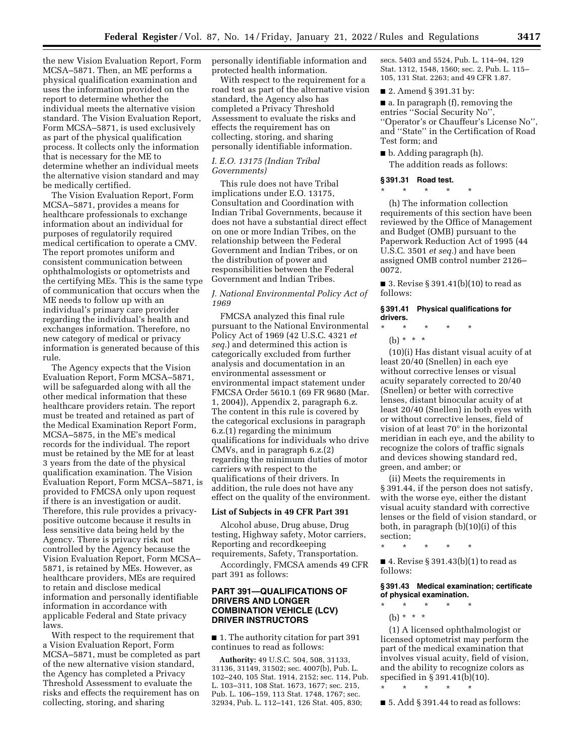the new Vision Evaluation Report, Form MCSA–5871. Then, an ME performs a physical qualification examination and uses the information provided on the report to determine whether the individual meets the alternative vision standard. The Vision Evaluation Report, Form MCSA–5871, is used exclusively as part of the physical qualification process. It collects only the information that is necessary for the ME to determine whether an individual meets the alternative vision standard and may be medically certified.

The Vision Evaluation Report, Form MCSA–5871, provides a means for healthcare professionals to exchange information about an individual for purposes of regulatorily required medical certification to operate a CMV. The report promotes uniform and consistent communication between ophthalmologists or optometrists and the certifying MEs. This is the same type of communication that occurs when the ME needs to follow up with an individual's primary care provider regarding the individual's health and exchanges information. Therefore, no new category of medical or privacy information is generated because of this rule.

The Agency expects that the Vision Evaluation Report, Form MCSA–5871, will be safeguarded along with all the other medical information that these healthcare providers retain. The report must be treated and retained as part of the Medical Examination Report Form, MCSA–5875, in the ME's medical records for the individual. The report must be retained by the ME for at least 3 years from the date of the physical qualification examination. The Vision Evaluation Report, Form MCSA–5871, is provided to FMCSA only upon request if there is an investigation or audit. Therefore, this rule provides a privacy-positive outcome because it results in less sensitive data being held by the Agency. There is privacy risk not controlled by the Agency because the Vision Evaluation Report, Form MCSA–5871, is retained by MEs. However, as healthcare providers, MEs are required to retain and disclose medical information and personally identifiable information in accordance with applicable Federal and State privacy laws.

With respect to the requirement that a Vision Evaluation Report, Form MCSA–5871, must be completed as part of the new alternative vision standard, the Agency has completed a Privacy Threshold Assessment to evaluate the risks and effects the requirement has on collecting, storing, and sharing personally identifiable information and protected health information.

With respect to the requirement for a road test as part of the alternative vision standard, the Agency also has completed a Privacy Threshold Assessment to evaluate the risks and effects the requirement has on collecting, storing, and sharing personally identifiable information.

### *I. E.O. 13175 (Indian Tribal Governments)*

This rule does not have Tribal implications under E.O. 13175, Consultation and Coordination with Indian Tribal Governments, because it does not have a substantial direct effect on one or more Indian Tribes, on the relationship between the Federal Government and Indian Tribes, or on the distribution of power and responsibilities between the Federal Government and Indian Tribes.

### *J. National Environmental Policy Act of 1969*

FMCSA analyzed this final rule pursuant to the National Environmental Policy Act of 1969 (42 U.S.C. 4321 *et seq.*) and determined this action is categorically excluded from further analysis and documentation in an environmental assessment or environmental impact statement under FMCSA Order 5610.1 (69 FR 9680 (Mar. 1, 2004)), Appendix 2, paragraph 6.z. The content in this rule is covered by the categorical exclusions in paragraph 6.z.(1) regarding the minimum qualifications for individuals who drive CMVs, and in paragraph 6.z.(2) regarding the minimum duties of motor carriers with respect to the qualifications of their drivers. In addition, the rule does not have any effect on the quality of the environment.

## List of Subjects in 49 CFR Part 391

Alcohol abuse, Drug abuse, Drug testing, Highway safety, Motor carriers, Reporting and recordkeeping requirements, Safety, Transportation.

Accordingly, FMCSA amends 49 CFR part 391 as follows:

## PART 391—QUALIFICATIONS OF DRIVERS AND LONGER COMBINATION VEHICLE (LCV) DRIVER INSTRUCTORS

■ 1. The authority citation for part 391 continues to read as follows:

**Authority:** 49 U.S.C. 504, 508, 31133, 31136, 31149, 31502; sec. 4007(b), Pub. L. 102–240, 105 Stat. 1914, 2152; sec. 114, Pub. L. 103–311, 108 Stat. 1673, 1677; sec. 215, Pub. L. 106–159, 113 Stat. 1748, 1767; sec. 32934, Pub. L. 112–141, 126 Stat. 405, 830; secs. 5403 and 5524, Pub. L. 114–94, 129 Stat. 1312, 1548, 1560; sec. 2, Pub. L. 115–105, 131 Stat. 2263; and 49 CFR 1.87.

■ 2. Amend § 391.31 by:

■ a. In paragraph (f), removing the entries "Social Security No", "Operator's or Chauffeur's License No", and "State" in the Certification of Road Test form; and

■ b. Adding paragraph (h).

The addition reads as follows:

### § 391.31 Road test.

\* \* \* \* \*

(h) The information collection requirements of this section have been reviewed by the Office of Management and Budget (OMB) pursuant to the Paperwork Reduction Act of 1995 (44 U.S.C. 3501 *et seq.*) and have been assigned OMB control number 2126–0072.

■ 3. Revise § 391.41(b)(10) to read as follows:

### § 391.41 Physical qualifications for drivers.

\* \* \* \* \*

(b) \* \* \*

(10)(i) Has distant visual acuity of at least 20/40 (Snellen) in each eye without corrective lenses or visual acuity separately corrected to 20/40 (Snellen) or better with corrective lenses, distant binocular acuity of at least 20/40 (Snellen) in both eyes with or without corrective lenses, field of vision of at least 70° in the horizontal meridian in each eye, and the ability to recognize the colors of traffic signals and devices showing standard red, green, and amber; or

(ii) Meets the requirements in § 391.44, if the person does not satisfy, with the worse eye, either the distant visual acuity standard with corrective lenses or the field of vision standard, or both, in paragraph (b)(10)(i) of this section;

\* \* \* \* \*

■ 4. Revise § 391.43(b)(1) to read as follows:

### § 391.43 Medical examination; certificate of physical examination.

\* \* \* \* \*

(b) \* \* \*

(1) A licensed ophthalmologist or licensed optometrist may perform the part of the medical examination that involves visual acuity, field of vision, and the ability to recognize colors as specified in § 391.41(b)(10).

\* \* \* \* \*

■ 5. Add § 391.44 to read as follows: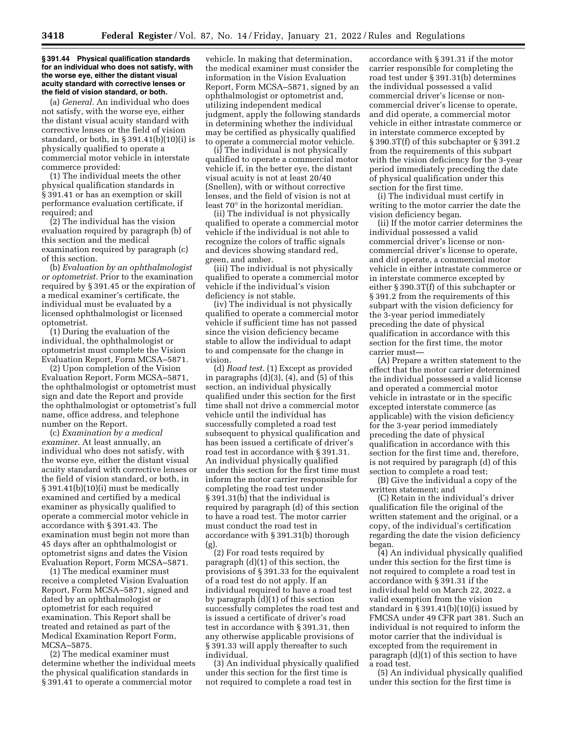**§ 391.44 Physical qualification standards for an individual who does not satisfy, with the worse eye, either the distant visual acuity standard with corrective lenses or the field of vision standard, or both.**

(a) *General.* An individual who does not satisfy, with the worse eye, either the distant visual acuity standard with corrective lenses or the field of vision standard, or both, in § 391.41(b)(10)(i) is physically qualified to operate a commercial motor vehicle in interstate commerce provided:

(1) The individual meets the other physical qualification standards in § 391.41 or has an exemption or skill performance evaluation certificate, if required; and

(2) The individual has the vision evaluation required by paragraph (b) of this section and the medical examination required by paragraph (c) of this section.

(b) *Evaluation by an ophthalmologist or optometrist.* Prior to the examination required by § 391.45 or the expiration of a medical examiner's certificate, the individual must be evaluated by a licensed ophthalmologist or licensed optometrist.

(1) During the evaluation of the individual, the ophthalmologist or optometrist must complete the Vision Evaluation Report, Form MCSA–5871.

(2) Upon completion of the Vision Evaluation Report, Form MCSA–5871, the ophthalmologist or optometrist must sign and date the Report and provide the ophthalmologist or optometrist's full name, office address, and telephone number on the Report.

(c) *Examination by a medical examiner.* At least annually, an individual who does not satisfy, with the worse eye, either the distant visual acuity standard with corrective lenses or the field of vision standard, or both, in § 391.41(b)(10)(i) must be medically examined and certified by a medical examiner as physically qualified to operate a commercial motor vehicle in accordance with § 391.43. The examination must begin not more than 45 days after an ophthalmologist or optometrist signs and dates the Vision Evaluation Report, Form MCSA–5871.

(1) The medical examiner must receive a completed Vision Evaluation Report, Form MCSA–5871, signed and dated by an ophthalmologist or optometrist for each required examination. This Report shall be treated and retained as part of the Medical Examination Report Form, MCSA–5875.

(2) The medical examiner must determine whether the individual meets the physical qualification standards in § 391.41 to operate a commercial motor vehicle. In making that determination, the medical examiner must consider the information in the Vision Evaluation Report, Form MCSA–5871, signed by an ophthalmologist or optometrist and, utilizing independent medical judgment, apply the following standards in determining whether the individual may be certified as physically qualified to operate a commercial motor vehicle.

(i) The individual is not physically qualified to operate a commercial motor vehicle if, in the better eye, the distant visual acuity is not at least 20/40 (Snellen), with or without corrective lenses, and the field of vision is not at least 70° in the horizontal meridian.

(ii) The individual is not physically qualified to operate a commercial motor vehicle if the individual is not able to recognize the colors of traffic signals and devices showing standard red, green, and amber.

(iii) The individual is not physically qualified to operate a commercial motor vehicle if the individual's vision deficiency is not stable.

(iv) The individual is not physically qualified to operate a commercial motor vehicle if sufficient time has not passed since the vision deficiency became stable to allow the individual to adapt to and compensate for the change in vision.

(d) *Road test.* (1) Except as provided in paragraphs (d)(3), (4), and (5) of this section, an individual physically qualified under this section for the first time shall not drive a commercial motor vehicle until the individual has successfully completed a road test subsequent to physical qualification and has been issued a certificate of driver's road test in accordance with § 391.31. An individual physically qualified under this section for the first time must inform the motor carrier responsible for completing the road test under § 391.31(b) that the individual is required by paragraph (d) of this section to have a road test. The motor carrier must conduct the road test in accordance with § 391.31(b) thorough (g).

(2) For road tests required by paragraph (d)(1) of this section, the provisions of § 391.33 for the equivalent of a road test do not apply. If an individual required to have a road test by paragraph (d)(1) of this section successfully completes the road test and is issued a certificate of driver's road test in accordance with § 391.31, then any otherwise applicable provisions of § 391.33 will apply thereafter to such individual.

(3) An individual physically qualified under this section for the first time is not required to complete a road test in accordance with § 391.31 if the motor carrier responsible for completing the road test under § 391.31(b) determines the individual possessed a valid commercial driver's license or non-commercial driver's license to operate, and did operate, a commercial motor vehicle in either intrastate commerce or in interstate commerce excepted by § 390.3T(f) of this subchapter or § 391.2 from the requirements of this subpart with the vision deficiency for the 3-year period immediately preceding the date of physical qualification under this section for the first time.

(i) The individual must certify in writing to the motor carrier the date the vision deficiency began.

(ii) If the motor carrier determines the individual possessed a valid commercial driver's license or non-commercial driver's license to operate, and did operate, a commercial motor vehicle in either intrastate commerce or in interstate commerce excepted by either § 390.3T(f) of this subchapter or § 391.2 from the requirements of this subpart with the vision deficiency for the 3-year period immediately preceding the date of physical qualification in accordance with this section for the first time, the motor carrier must—

(A) Prepare a written statement to the effect that the motor carrier determined the individual possessed a valid license and operated a commercial motor vehicle in intrastate or in the specific excepted interstate commerce (as applicable) with the vision deficiency for the 3-year period immediately preceding the date of physical qualification in accordance with this section for the first time and, therefore, is not required by paragraph (d) of this section to complete a road test;

(B) Give the individual a copy of the written statement; and

(C) Retain in the individual's driver qualification file the original of the written statement and the original, or a copy, of the individual's certification regarding the date the vision deficiency began.

(4) An individual physically qualified under this section for the first time is not required to complete a road test in accordance with § 391.31 if the individual held on March 22, 2022, a valid exemption from the vision standard in § 391.41(b)(10)(i) issued by FMCSA under 49 CFR part 381. Such an individual is not required to inform the motor carrier that the individual is excepted from the requirement in paragraph (d)(1) of this section to have a road test.

(5) An individual physically qualified under this section for the first time is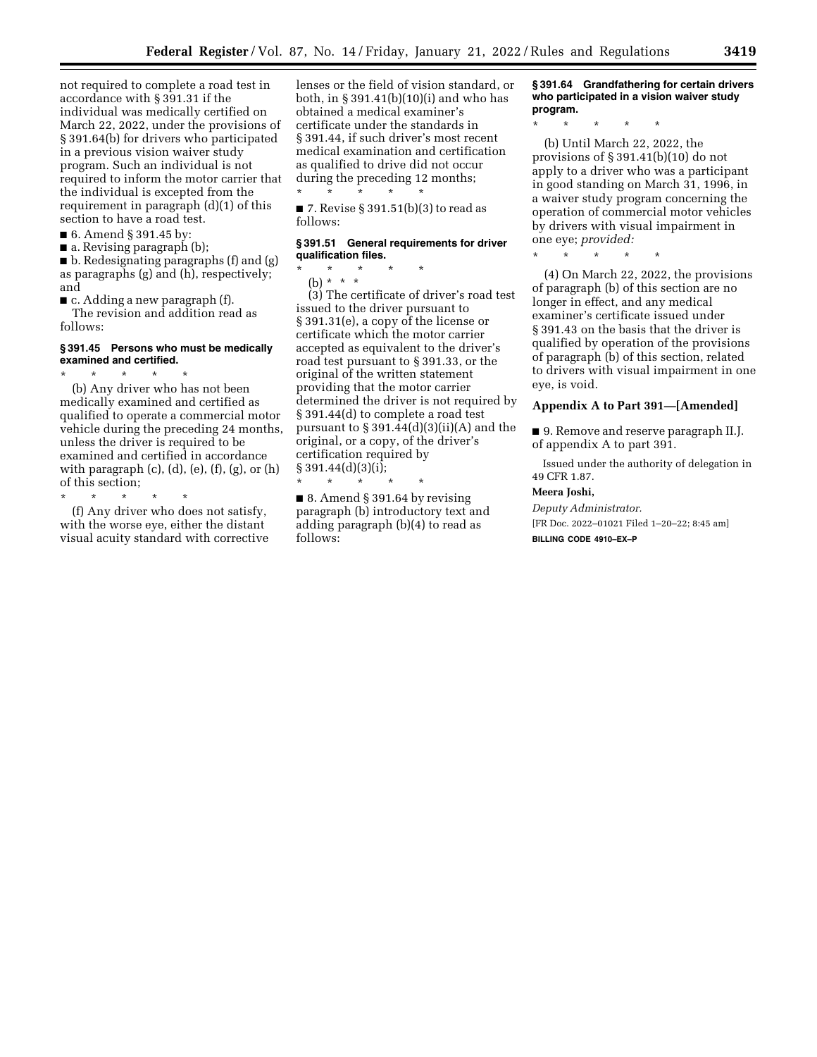not required to complete a road test in accordance with § 391.31 if the individual was medically certified on March 22, 2022, under the provisions of § 391.64(b) for drivers who participated in a previous vision waiver study program. Such an individual is not required to inform the motor carrier that the individual is excepted from the requirement in paragraph (d)(1) of this section to have a road test.

■ 6. Amend § 391.45 by:

■ a. Revising paragraph (b);

■ b. Redesignating paragraphs (f) and (g) as paragraphs (g) and (h), respectively; and

■ c. Adding a new paragraph (f).

The revision and addition read as follows:

**§ 391.45 Persons who must be medically examined and certified.**

\* \* \* \* \*

(b) Any driver who has not been medically examined and certified as qualified to operate a commercial motor vehicle during the preceding 24 months, unless the driver is required to be examined and certified in accordance with paragraph (c), (d), (e), (f), (g), or (h) of this section;

\* \* \* \* \*

(f) Any driver who does not satisfy, with the worse eye, either the distant visual acuity standard with corrective lenses or the field of vision standard, or both, in § 391.41(b)(10)(i) and who has obtained a medical examiner's certificate under the standards in § 391.44, if such driver's most recent medical examination and certification as qualified to drive did not occur during the preceding 12 months;

\* \* \* \* \*

■ 7. Revise § 391.51(b)(3) to read as follows:

**§ 391.51 General requirements for driver qualification files.**

\* \* \* \* \*

(b) \* \* \*

(3) The certificate of driver's road test issued to the driver pursuant to § 391.31(e), a copy of the license or certificate which the motor carrier accepted as equivalent to the driver's road test pursuant to § 391.33, or the original of the written statement providing that the motor carrier determined the driver is not required by § 391.44(d) to complete a road test pursuant to § 391.44(d)(3)(ii)(A) and the original, or a copy, of the driver's certification required by § 391.44(d)(3)(i);

\* \* \* \* \*

■ 8. Amend § 391.64 by revising paragraph (b) introductory text and adding paragraph (b)(4) to read as follows:

**§ 391.64 Grandfathering for certain drivers who participated in a vision waiver study program.**

\* \* \* \* \*

(b) Until March 22, 2022, the provisions of § 391.41(b)(10) do not apply to a driver who was a participant in good standing on March 31, 1996, in a waiver study program concerning the operation of commercial motor vehicles by drivers with visual impairment in one eye; *provided:*

\* \* \* \* \*

(4) On March 22, 2022, the provisions of paragraph (b) of this section are no longer in effect, and any medical examiner's certificate issued under § 391.43 on the basis that the driver is qualified by operation of the provisions of paragraph (b) of this section, related to drivers with visual impairment in one eye, is void.

## Appendix A to Part 391—[Amended]

■ 9. Remove and reserve paragraph II.J. of appendix A to part 391.

Issued under the authority of delegation in 49 CFR 1.87.

**Meera Joshi,**

*Deputy Administrator.*

[FR Doc. 2022–01021 Filed 1–20–22; 8:45 am]

**BILLING CODE 4910–EX–P**